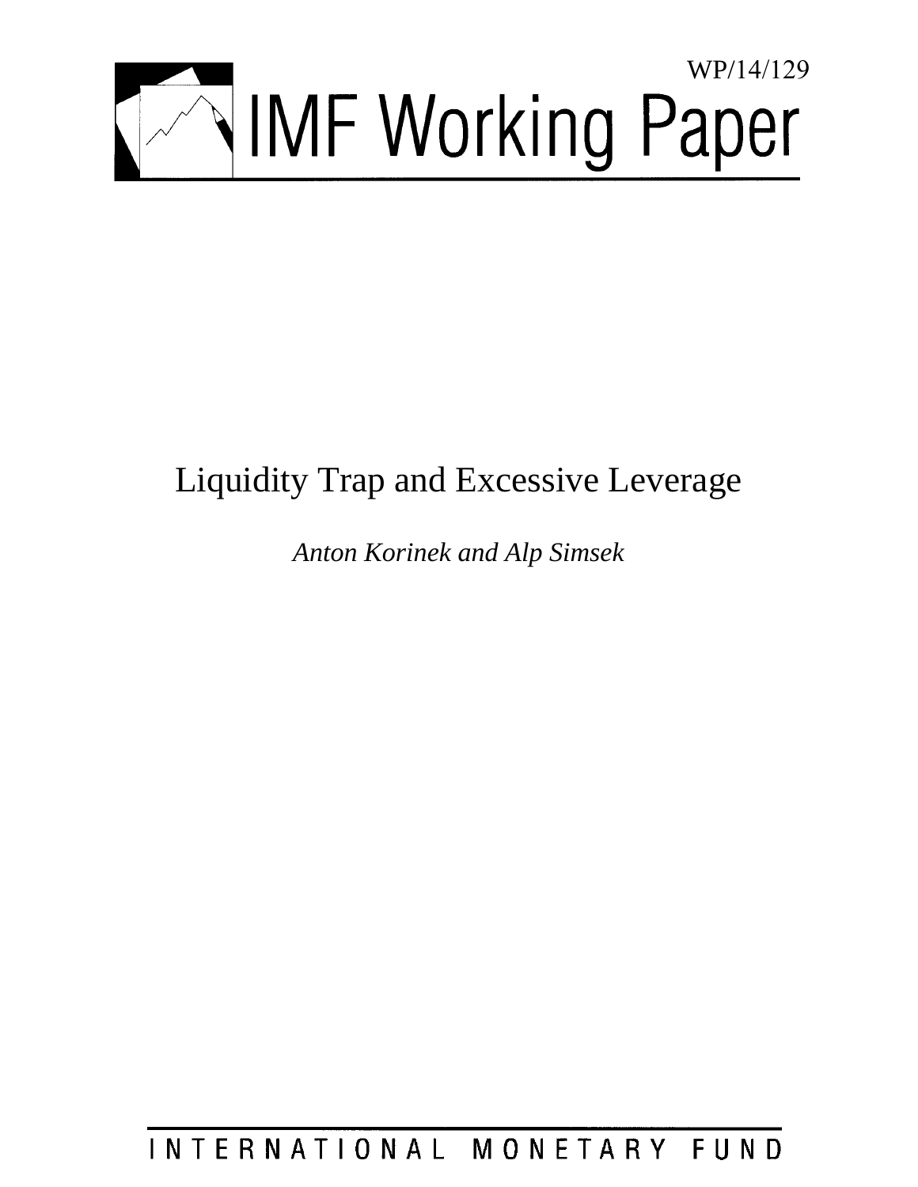WP/14/129

# IMF Working Paper

# Liquidity Trap and Excessive Leverage

*Anton Korinek and Alp Simsek*

INTERNATIONAL MONETARY FUND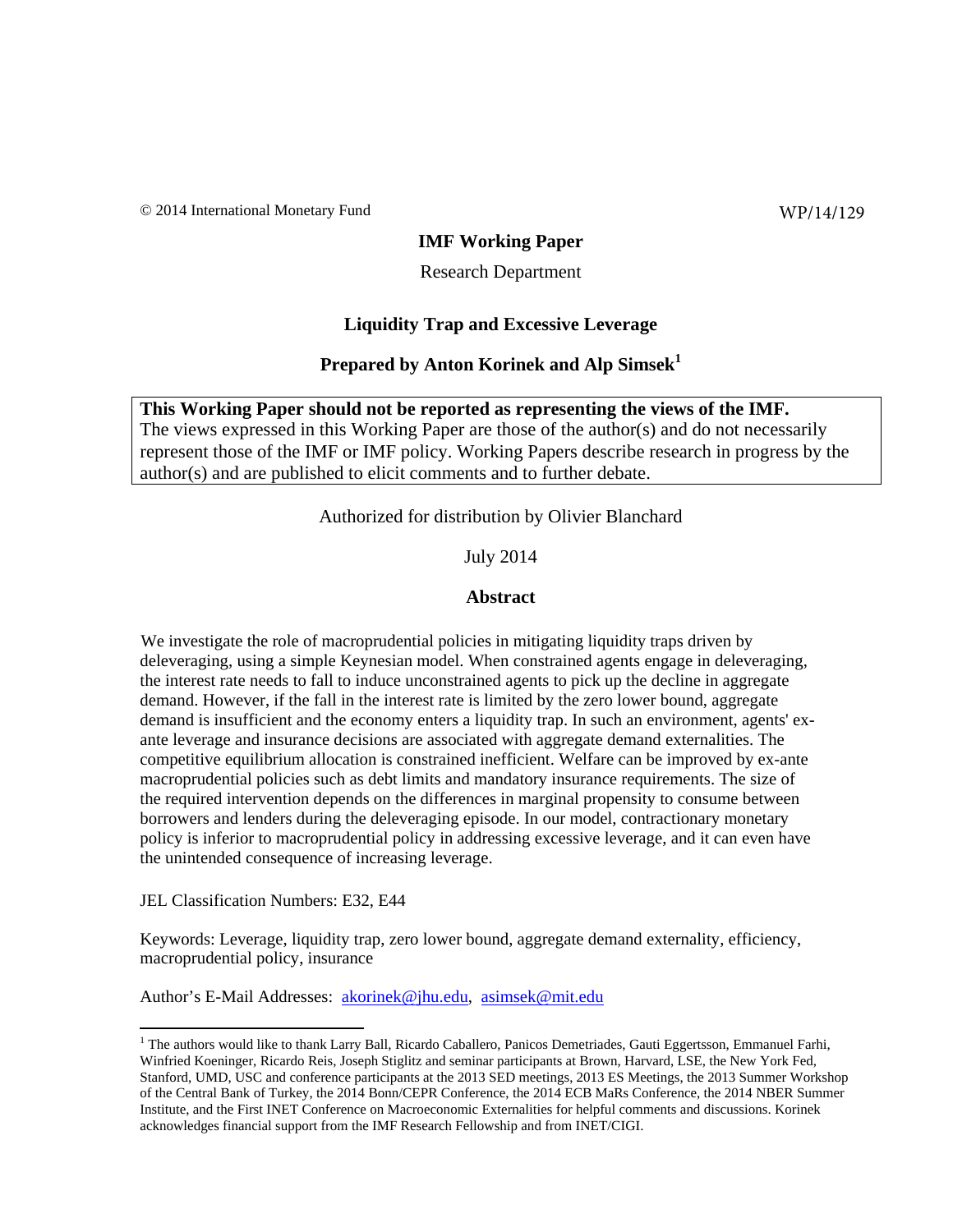© 2014 International Monetary Fund WP/14/129

**IMF Working Paper**

Research Department

**Liquidity Trap and Excessive Leverage**

**Prepared by Anton Korinek and Alp Simsek[1]**

**This Working Paper should not be reported as representing the views of the IMF.**
The views expressed in this Working Paper are those of the author(s) and do not necessarily represent those of the IMF or IMF policy. Working Papers describe research in progress by the author(s) and are published to elicit comments and to further debate.

Authorized for distribution by Olivier Blanchard

July 2014

**Abstract**

We investigate the role of macroprudential policies in mitigating liquidity traps driven by deleveraging, using a simple Keynesian model. When constrained agents engage in deleveraging, the interest rate needs to fall to induce unconstrained agents to pick up the decline in aggregate demand. However, if the fall in the interest rate is limited by the zero lower bound, aggregate demand is insufficient and the economy enters a liquidity trap. In such an environment, agents' ex-ante leverage and insurance decisions are associated with aggregate demand externalities. The competitive equilibrium allocation is constrained inefficient. Welfare can be improved by ex-ante macroprudential policies such as debt limits and mandatory insurance requirements. The size of the required intervention depends on the differences in marginal propensity to consume between borrowers and lenders during the deleveraging episode. In our model, contractionary monetary policy is inferior to macroprudential policy in addressing excessive leverage, and it can even have the unintended consequence of increasing leverage.

JEL Classification Numbers: E32, E44

Keywords: Leverage, liquidity trap, zero lower bound, aggregate demand externality, efficiency, macroprudential policy, insurance

Author's E-Mail Addresses: akorinek@jhu.edu, asimsek@mit.edu

[1] The authors would like to thank Larry Ball, Ricardo Caballero, Panicos Demetriades, Gauti Eggertsson, Emmanuel Farhi, Winfried Koeninger, Ricardo Reis, Joseph Stiglitz and seminar participants at Brown, Harvard, LSE, the New York Fed, Stanford, UMD, USC and conference participants at the 2013 SED meetings, 2013 ES Meetings, the 2013 Summer Workshop of the Central Bank of Turkey, the 2014 Bonn/CEPR Conference, the 2014 ECB MaRs Conference, the 2014 NBER Summer Institute, and the First INET Conference on Macroeconomic Externalities for helpful comments and discussions. Korinek acknowledges financial support from the IMF Research Fellowship and from INET/CIGI.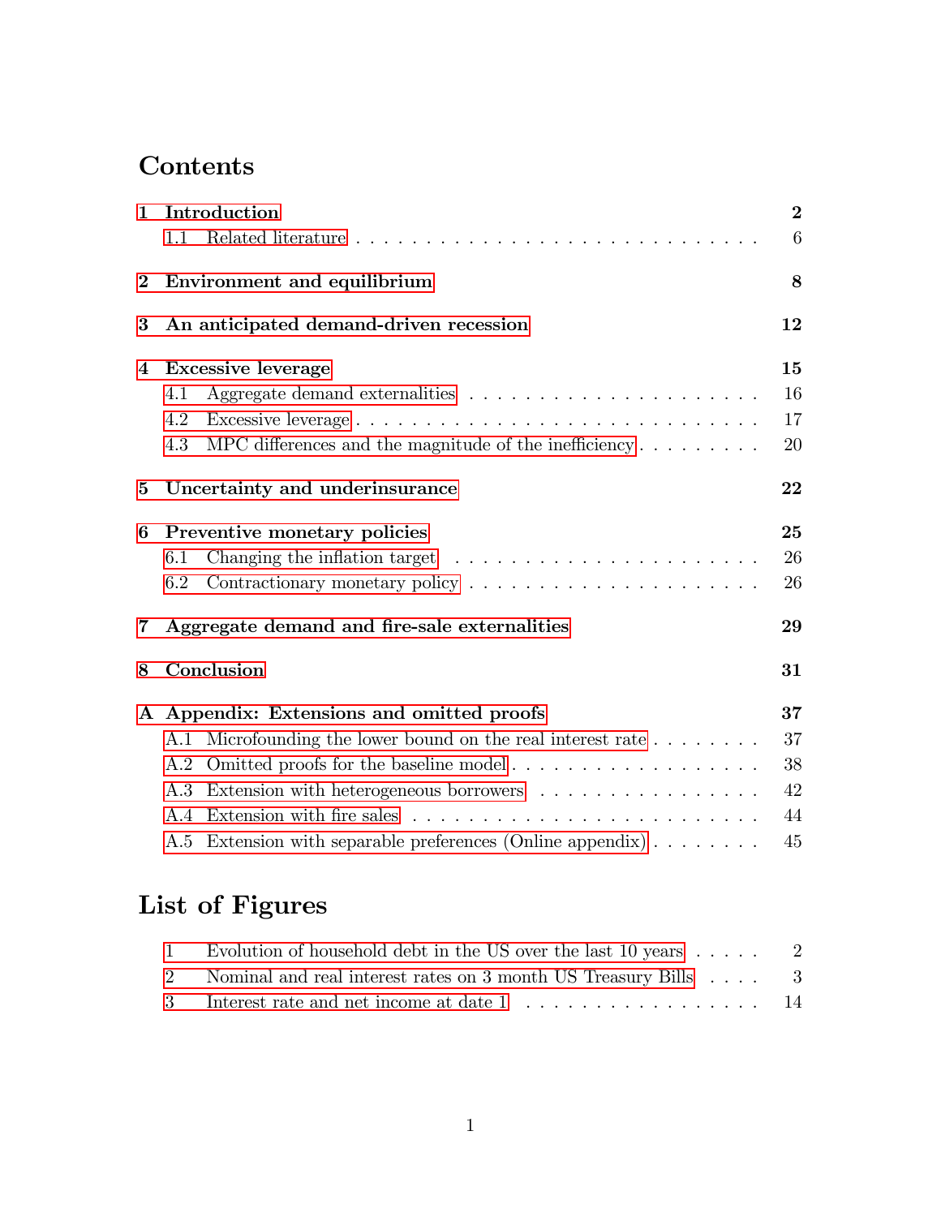# Contents

**1 Introduction** — **2**
- 1.1 Related literature — 6

**2 Environment and equilibrium** — **8**

**3 An anticipated demand-driven recession** — **12**

**4 Excessive leverage** — **15**
- 4.1 Aggregate demand externalities — 16
- 4.2 Excessive leverage — 17
- 4.3 MPC differences and the magnitude of the inefficiency — 20

**5 Uncertainty and underinsurance** — **22**

**6 Preventive monetary policies** — **25**
- 6.1 Changing the inflation target — 26
- 6.2 Contractionary monetary policy — 26

**7 Aggregate demand and fire-sale externalities** — **29**

**8 Conclusion** — **31**

**A Appendix: Extensions and omitted proofs** — **37**
- A.1 Microfounding the lower bound on the real interest rate — 37
- A.2 Omitted proofs for the baseline model — 38
- A.3 Extension with heterogeneous borrowers — 42
- A.4 Extension with fire sales — 44
- A.5 Extension with separable preferences (Online appendix) — 45

# List of Figures

1. Evolution of household debt in the US over the last 10 years — 2
2. Nominal and real interest rates on 3 month US Treasury Bills — 3
3. Interest rate and net income at date 1 — 14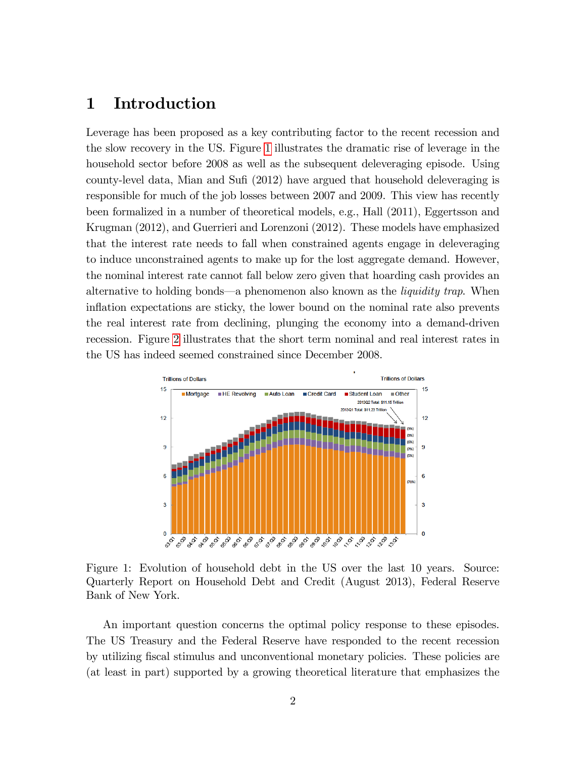# 1 Introduction

Leverage has been proposed as a key contributing factor to the recent recession and the slow recovery in the US. Figure 1 illustrates the dramatic rise of leverage in the household sector before 2008 as well as the subsequent deleveraging episode. Using county-level data, Mian and Sufi (2012) have argued that household deleveraging is responsible for much of the job losses between 2007 and 2009. This view has recently been formalized in a number of theoretical models, e.g., Hall (2011), Eggertsson and Krugman (2012), and Guerrieri and Lorenzoni (2012). These models have emphasized that the interest rate needs to fall when constrained agents engage in deleveraging to induce unconstrained agents to make up for the lost aggregate demand. However, the nominal interest rate cannot fall below zero given that hoarding cash provides an alternative to holding bonds—a phenomenon also known as the *liquidity trap*. When inflation expectations are sticky, the lower bound on the nominal rate also prevents the real interest rate from declining, plunging the economy into a demand-driven recession. Figure 2 illustrates that the short term nominal and real interest rates in the US has indeed seemed constrained since December 2008.

Figure 1: Evolution of household debt in the US over the last 10 years. Source: Quarterly Report on Household Debt and Credit (August 2013), Federal Reserve Bank of New York.

An important question concerns the optimal policy response to these episodes. The US Treasury and the Federal Reserve have responded to the recent recession by utilizing fiscal stimulus and unconventional monetary policies. These policies are (at least in part) supported by a growing theoretical literature that emphasizes the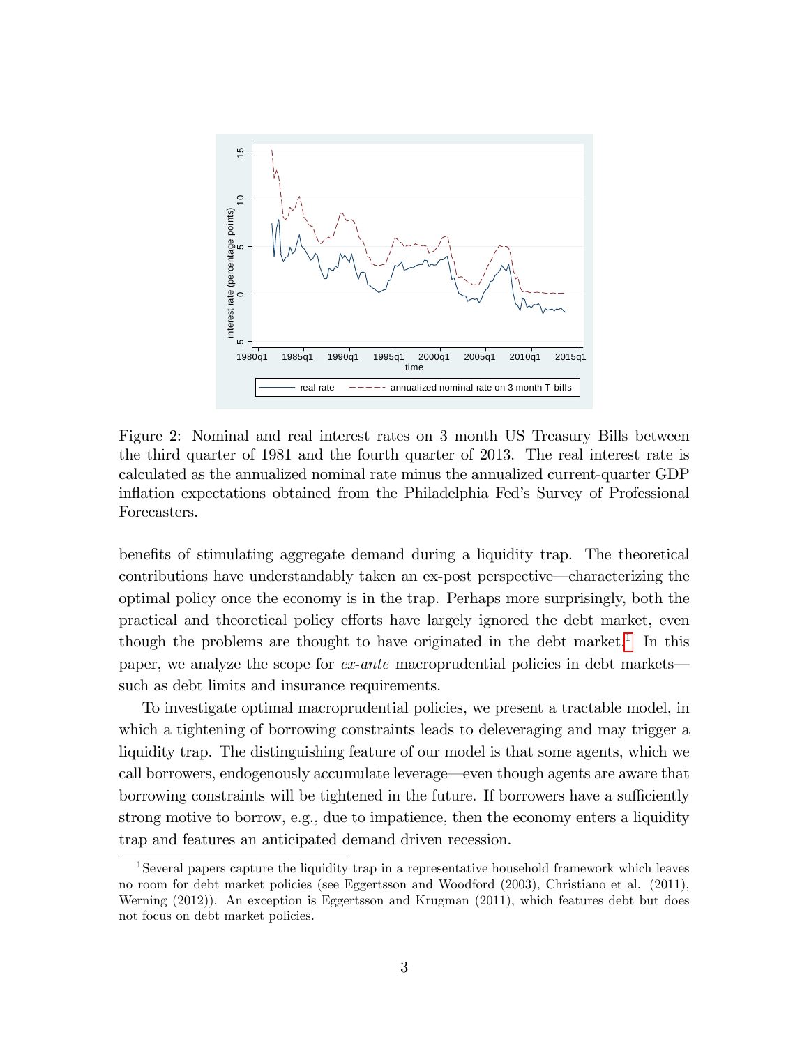Figure 2: Nominal and real interest rates on 3 month US Treasury Bills between the third quarter of 1981 and the fourth quarter of 2013. The real interest rate is calculated as the annualized nominal rate minus the annualized current-quarter GDP inflation expectations obtained from the Philadelphia Fed's Survey of Professional Forecasters.

benefits of stimulating aggregate demand during a liquidity trap. The theoretical contributions have understandably taken an ex-post perspective—characterizing the optimal policy once the economy is in the trap. Perhaps more surprisingly, both the practical and theoretical policy efforts have largely ignored the debt market, even though the problems are thought to have originated in the debt market.[1] In this paper, we analyze the scope for *ex-ante* macroprudential policies in debt markets—such as debt limits and insurance requirements.

To investigate optimal macroprudential policies, we present a tractable model, in which a tightening of borrowing constraints leads to deleveraging and may trigger a liquidity trap. The distinguishing feature of our model is that some agents, which we call borrowers, endogenously accumulate leverage—even though agents are aware that borrowing constraints will be tightened in the future. If borrowers have a sufficiently strong motive to borrow, e.g., due to impatience, then the economy enters a liquidity trap and features an anticipated demand driven recession.

[1] Several papers capture the liquidity trap in a representative household framework which leaves no room for debt market policies (see Eggertsson and Woodford (2003), Christiano et al. (2011), Werning (2012)). An exception is Eggertsson and Krugman (2011), which features debt but does not focus on debt market policies.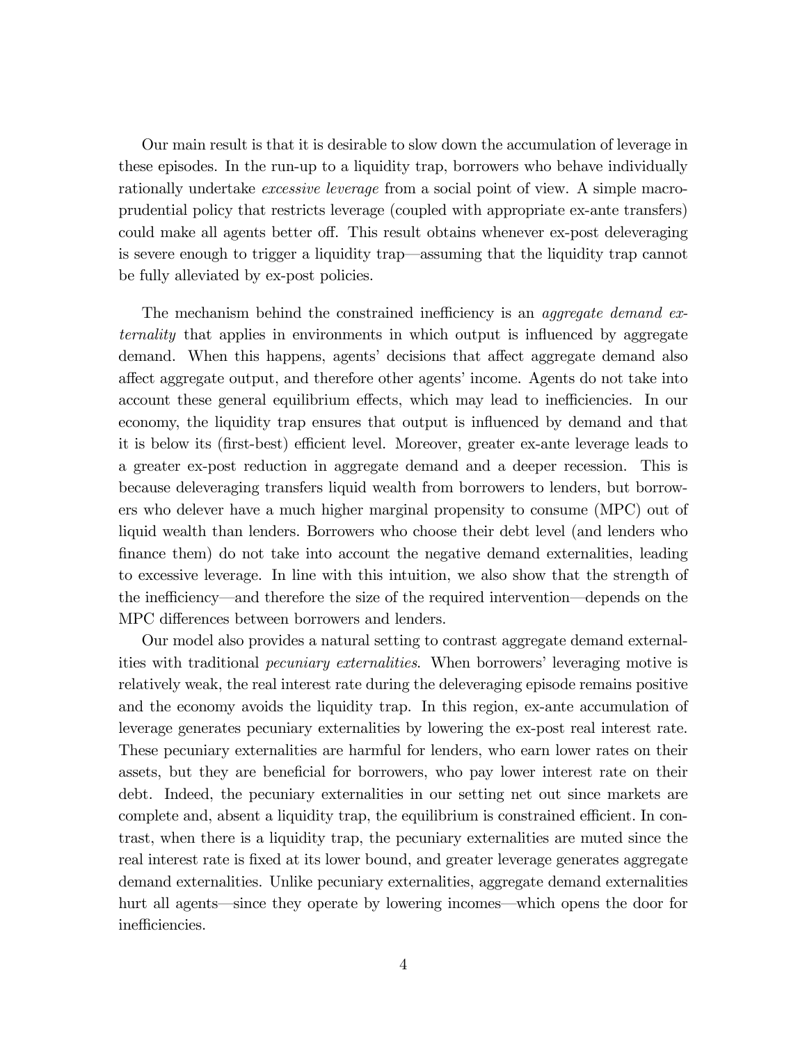Our main result is that it is desirable to slow down the accumulation of leverage in these episodes. In the run-up to a liquidity trap, borrowers who behave individually rationally undertake *excessive leverage* from a social point of view. A simple macroprudential policy that restricts leverage (coupled with appropriate ex-ante transfers) could make all agents better off. This result obtains whenever ex-post deleveraging is severe enough to trigger a liquidity trap—assuming that the liquidity trap cannot be fully alleviated by ex-post policies.

The mechanism behind the constrained inefficiency is an *aggregate demand externality* that applies in environments in which output is influenced by aggregate demand. When this happens, agents' decisions that affect aggregate demand also affect aggregate output, and therefore other agents' income. Agents do not take into account these general equilibrium effects, which may lead to inefficiencies. In our economy, the liquidity trap ensures that output is influenced by demand and that it is below its (first-best) efficient level. Moreover, greater ex-ante leverage leads to a greater ex-post reduction in aggregate demand and a deeper recession. This is because deleveraging transfers liquid wealth from borrowers to lenders, but borrowers who delever have a much higher marginal propensity to consume (MPC) out of liquid wealth than lenders. Borrowers who choose their debt level (and lenders who finance them) do not take into account the negative demand externalities, leading to excessive leverage. In line with this intuition, we also show that the strength of the inefficiency—and therefore the size of the required intervention—depends on the MPC differences between borrowers and lenders.

Our model also provides a natural setting to contrast aggregate demand externalities with traditional *pecuniary externalities*. When borrowers' leveraging motive is relatively weak, the real interest rate during the deleveraging episode remains positive and the economy avoids the liquidity trap. In this region, ex-ante accumulation of leverage generates pecuniary externalities by lowering the ex-post real interest rate. These pecuniary externalities are harmful for lenders, who earn lower rates on their assets, but they are beneficial for borrowers, who pay lower interest rate on their debt. Indeed, the pecuniary externalities in our setting net out since markets are complete and, absent a liquidity trap, the equilibrium is constrained efficient. In contrast, when there is a liquidity trap, the pecuniary externalities are muted since the real interest rate is fixed at its lower bound, and greater leverage generates aggregate demand externalities. Unlike pecuniary externalities, aggregate demand externalities hurt all agents—since they operate by lowering incomes—which opens the door for inefficiencies.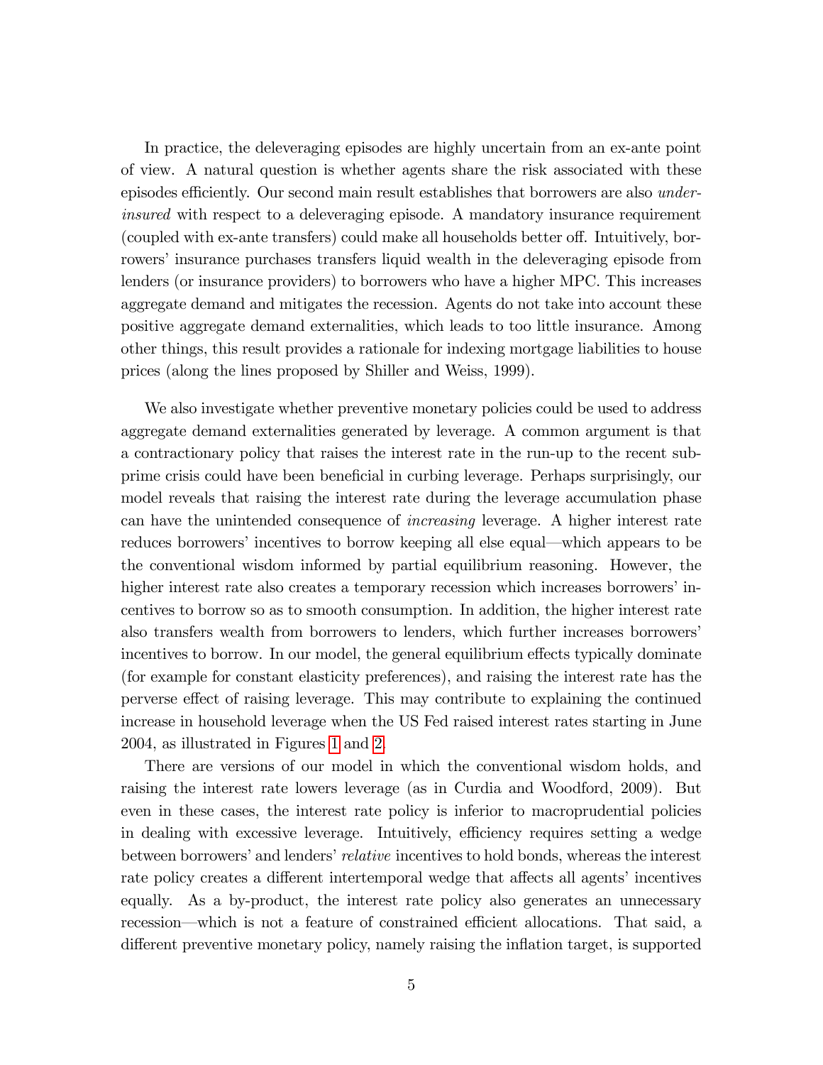In practice, the deleveraging episodes are highly uncertain from an ex-ante point of view. A natural question is whether agents share the risk associated with these episodes efficiently. Our second main result establishes that borrowers are also *under-insured* with respect to a deleveraging episode. A mandatory insurance requirement (coupled with ex-ante transfers) could make all households better off. Intuitively, borrowers' insurance purchases transfers liquid wealth in the deleveraging episode from lenders (or insurance providers) to borrowers who have a higher MPC. This increases aggregate demand and mitigates the recession. Agents do not take into account these positive aggregate demand externalities, which leads to too little insurance. Among other things, this result provides a rationale for indexing mortgage liabilities to house prices (along the lines proposed by Shiller and Weiss, 1999).

We also investigate whether preventive monetary policies could be used to address aggregate demand externalities generated by leverage. A common argument is that a contractionary policy that raises the interest rate in the run-up to the recent subprime crisis could have been beneficial in curbing leverage. Perhaps surprisingly, our model reveals that raising the interest rate during the leverage accumulation phase can have the unintended consequence of *increasing* leverage. A higher interest rate reduces borrowers' incentives to borrow keeping all else equal—which appears to be the conventional wisdom informed by partial equilibrium reasoning. However, the higher interest rate also creates a temporary recession which increases borrowers' incentives to borrow so as to smooth consumption. In addition, the higher interest rate also transfers wealth from borrowers to lenders, which further increases borrowers' incentives to borrow. In our model, the general equilibrium effects typically dominate (for example for constant elasticity preferences), and raising the interest rate has the perverse effect of raising leverage. This may contribute to explaining the continued increase in household leverage when the US Fed raised interest rates starting in June 2004, as illustrated in Figures 1 and 2.

There are versions of our model in which the conventional wisdom holds, and raising the interest rate lowers leverage (as in Curdia and Woodford, 2009). But even in these cases, the interest rate policy is inferior to macroprudential policies in dealing with excessive leverage. Intuitively, efficiency requires setting a wedge between borrowers' and lenders' *relative* incentives to hold bonds, whereas the interest rate policy creates a different intertemporal wedge that affects all agents' incentives equally. As a by-product, the interest rate policy also generates an unnecessary recession—which is not a feature of constrained efficient allocations. That said, a different preventive monetary policy, namely raising the inflation target, is supported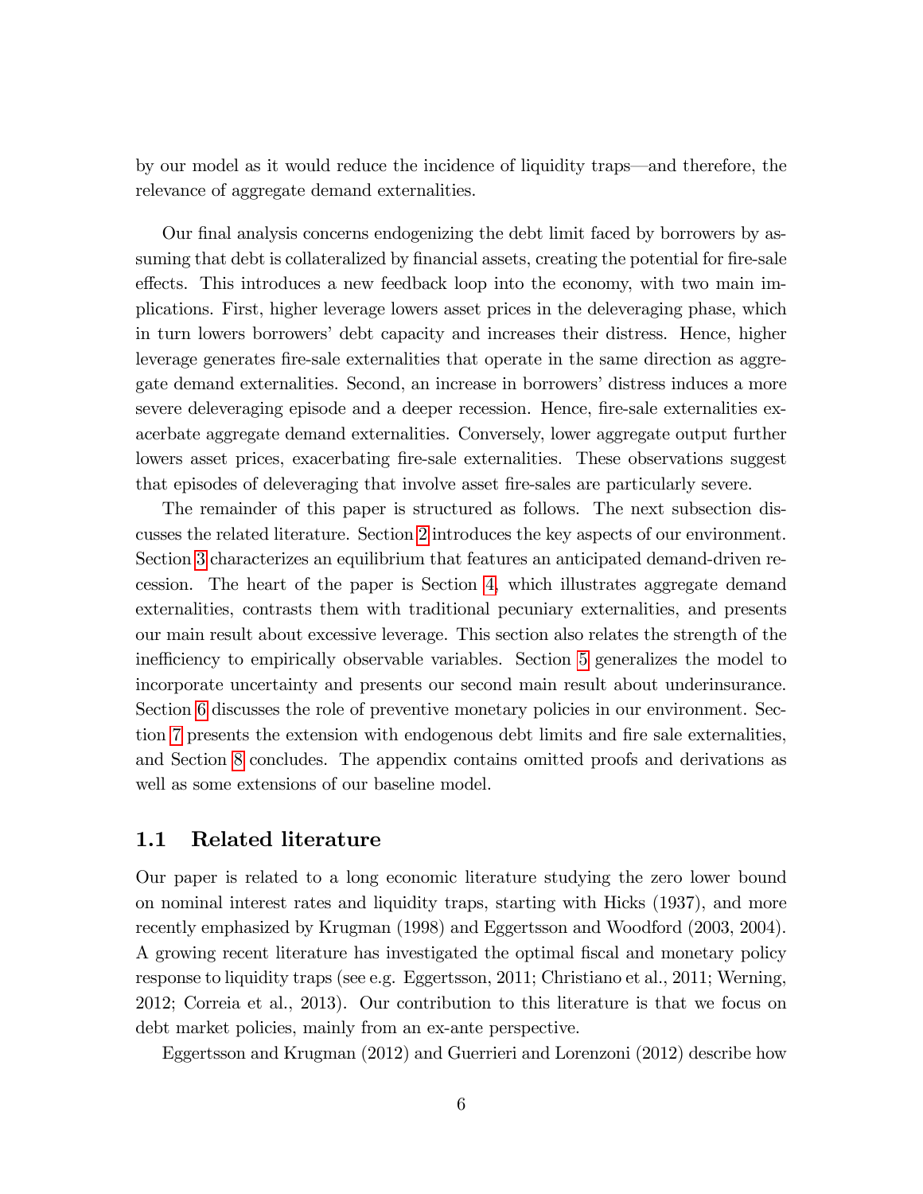by our model as it would reduce the incidence of liquidity traps—and therefore, the relevance of aggregate demand externalities.

Our final analysis concerns endogenizing the debt limit faced by borrowers by assuming that debt is collateralized by financial assets, creating the potential for fire-sale effects. This introduces a new feedback loop into the economy, with two main implications. First, higher leverage lowers asset prices in the deleveraging phase, which in turn lowers borrowers' debt capacity and increases their distress. Hence, higher leverage generates fire-sale externalities that operate in the same direction as aggregate demand externalities. Second, an increase in borrowers' distress induces a more severe deleveraging episode and a deeper recession. Hence, fire-sale externalities exacerbate aggregate demand externalities. Conversely, lower aggregate output further lowers asset prices, exacerbating fire-sale externalities. These observations suggest that episodes of deleveraging that involve asset fire-sales are particularly severe.

The remainder of this paper is structured as follows. The next subsection discusses the related literature. Section 2 introduces the key aspects of our environment. Section 3 characterizes an equilibrium that features an anticipated demand-driven recession. The heart of the paper is Section 4, which illustrates aggregate demand externalities, contrasts them with traditional pecuniary externalities, and presents our main result about excessive leverage. This section also relates the strength of the inefficiency to empirically observable variables. Section 5 generalizes the model to incorporate uncertainty and presents our second main result about underinsurance. Section 6 discusses the role of preventive monetary policies in our environment. Section 7 presents the extension with endogenous debt limits and fire sale externalities, and Section 8 concludes. The appendix contains omitted proofs and derivations as well as some extensions of our baseline model.

## 1.1 Related literature

Our paper is related to a long economic literature studying the zero lower bound on nominal interest rates and liquidity traps, starting with Hicks (1937), and more recently emphasized by Krugman (1998) and Eggertsson and Woodford (2003, 2004). A growing recent literature has investigated the optimal fiscal and monetary policy response to liquidity traps (see e.g. Eggertsson, 2011; Christiano et al., 2011; Werning, 2012; Correia et al., 2013). Our contribution to this literature is that we focus on debt market policies, mainly from an ex-ante perspective.

Eggertsson and Krugman (2012) and Guerrieri and Lorenzoni (2012) describe how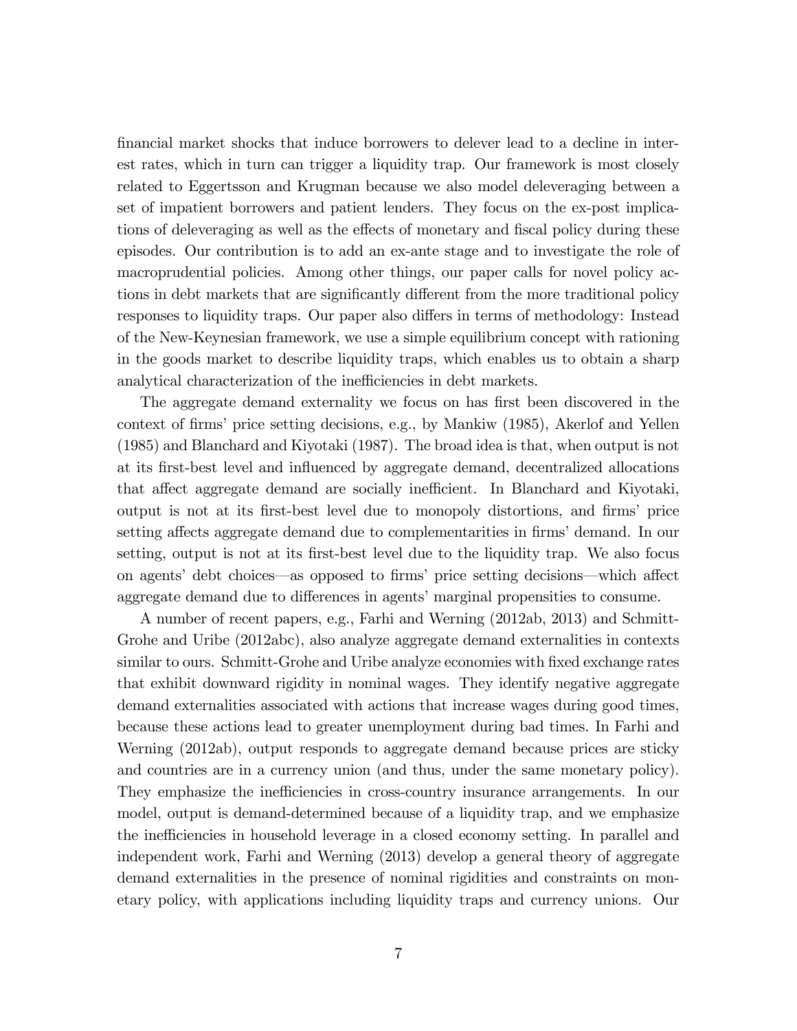financial market shocks that induce borrowers to delever lead to a decline in interest rates, which in turn can trigger a liquidity trap. Our framework is most closely related to Eggertsson and Krugman because we also model deleveraging between a set of impatient borrowers and patient lenders. They focus on the ex-post implications of deleveraging as well as the effects of monetary and fiscal policy during these episodes. Our contribution is to add an ex-ante stage and to investigate the role of macroprudential policies. Among other things, our paper calls for novel policy actions in debt markets that are significantly different from the more traditional policy responses to liquidity traps. Our paper also differs in terms of methodology: Instead of the New-Keynesian framework, we use a simple equilibrium concept with rationing in the goods market to describe liquidity traps, which enables us to obtain a sharp analytical characterization of the inefficiencies in debt markets.

The aggregate demand externality we focus on has first been discovered in the context of firms' price setting decisions, e.g., by Mankiw (1985), Akerlof and Yellen (1985) and Blanchard and Kiyotaki (1987). The broad idea is that, when output is not at its first-best level and influenced by aggregate demand, decentralized allocations that affect aggregate demand are socially inefficient. In Blanchard and Kiyotaki, output is not at its first-best level due to monopoly distortions, and firms' price setting affects aggregate demand due to complementarities in firms' demand. In our setting, output is not at its first-best level due to the liquidity trap. We also focus on agents' debt choices—as opposed to firms' price setting decisions—which affect aggregate demand due to differences in agents' marginal propensities to consume.

A number of recent papers, e.g., Farhi and Werning (2012ab, 2013) and Schmitt-Grohe and Uribe (2012abc), also analyze aggregate demand externalities in contexts similar to ours. Schmitt-Grohe and Uribe analyze economies with fixed exchange rates that exhibit downward rigidity in nominal wages. They identify negative aggregate demand externalities associated with actions that increase wages during good times, because these actions lead to greater unemployment during bad times. In Farhi and Werning (2012ab), output responds to aggregate demand because prices are sticky and countries are in a currency union (and thus, under the same monetary policy). They emphasize the inefficiencies in cross-country insurance arrangements. In our model, output is demand-determined because of a liquidity trap, and we emphasize the inefficiencies in household leverage in a closed economy setting. In parallel and independent work, Farhi and Werning (2013) develop a general theory of aggregate demand externalities in the presence of nominal rigidities and constraints on monetary policy, with applications including liquidity traps and currency unions. Our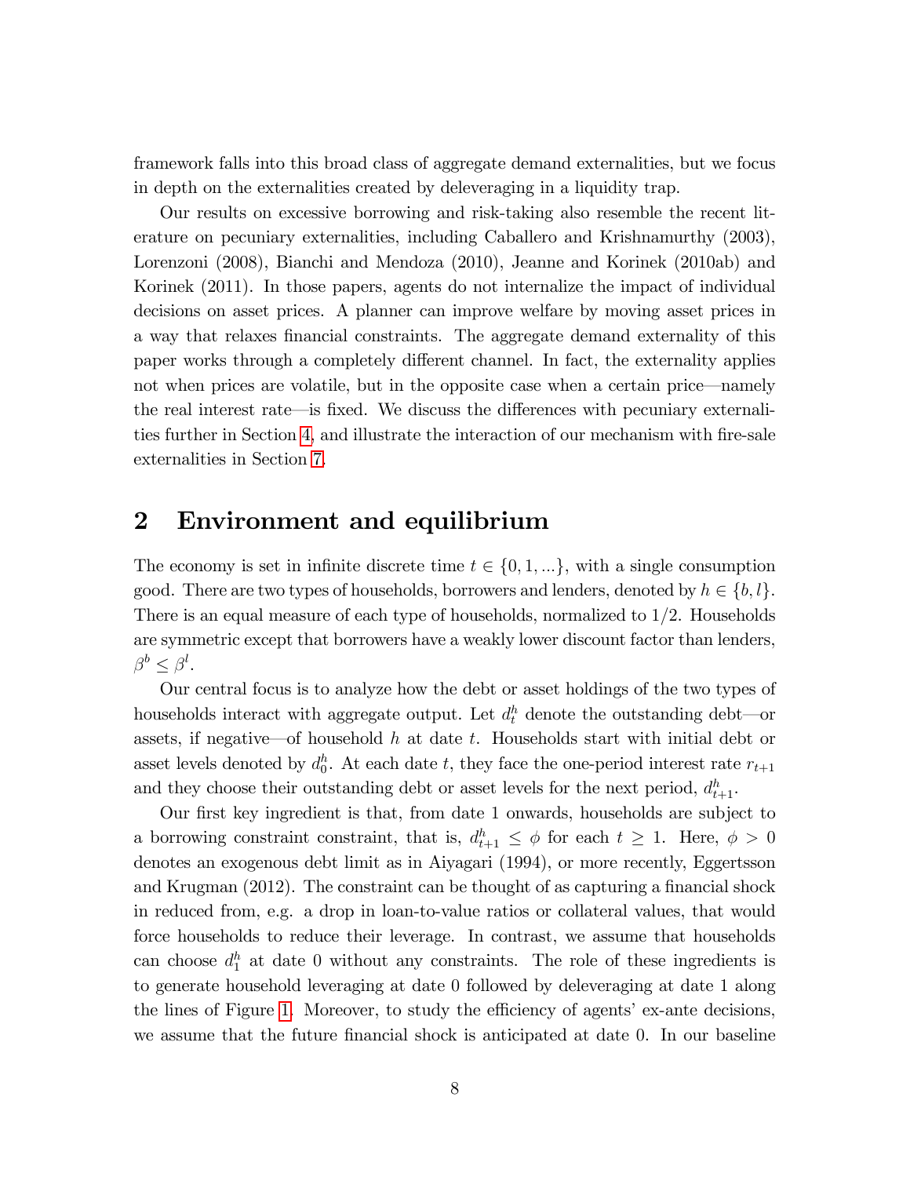framework falls into this broad class of aggregate demand externalities, but we focus in depth on the externalities created by deleveraging in a liquidity trap.

Our results on excessive borrowing and risk-taking also resemble the recent literature on pecuniary externalities, including Caballero and Krishnamurthy (2003), Lorenzoni (2008), Bianchi and Mendoza (2010), Jeanne and Korinek (2010ab) and Korinek (2011). In those papers, agents do not internalize the impact of individual decisions on asset prices. A planner can improve welfare by moving asset prices in a way that relaxes financial constraints. The aggregate demand externality of this paper works through a completely different channel. In fact, the externality applies not when prices are volatile, but in the opposite case when a certain price—namely the real interest rate—is fixed. We discuss the differences with pecuniary externalities further in Section 4, and illustrate the interaction of our mechanism with fire-sale externalities in Section 7.

## 2 Environment and equilibrium

The economy is set in infinite discrete time $t \in \{0, 1, ...\}$, with a single consumption good. There are two types of households, borrowers and lenders, denoted by $h \in \{b, l\}$. There is an equal measure of each type of households, normalized to 1/2. Households are symmetric except that borrowers have a weakly lower discount factor than lenders, $\beta^b \leq \beta^l$.

Our central focus is to analyze how the debt or asset holdings of the two types of households interact with aggregate output. Let $d_t^h$ denote the outstanding debt—or assets, if negative—of household $h$ at date $t$. Households start with initial debt or asset levels denoted by $d_0^h$. At each date $t$, they face the one-period interest rate $r_{t+1}$ and they choose their outstanding debt or asset levels for the next period, $d_{t+1}^h$.

Our first key ingredient is that, from date 1 onwards, households are subject to a borrowing constraint constraint, that is, $d_{t+1}^h \leq \phi$ for each $t \geq 1$. Here, $\phi > 0$ denotes an exogenous debt limit as in Aiyagari (1994), or more recently, Eggertsson and Krugman (2012). The constraint can be thought of as capturing a financial shock in reduced from, e.g. a drop in loan-to-value ratios or collateral values, that would force households to reduce their leverage. In contrast, we assume that households can choose $d_1^h$ at date 0 without any constraints. The role of these ingredients is to generate household leveraging at date 0 followed by deleveraging at date 1 along the lines of Figure 1. Moreover, to study the efficiency of agents' ex-ante decisions, we assume that the future financial shock is anticipated at date 0. In our baseline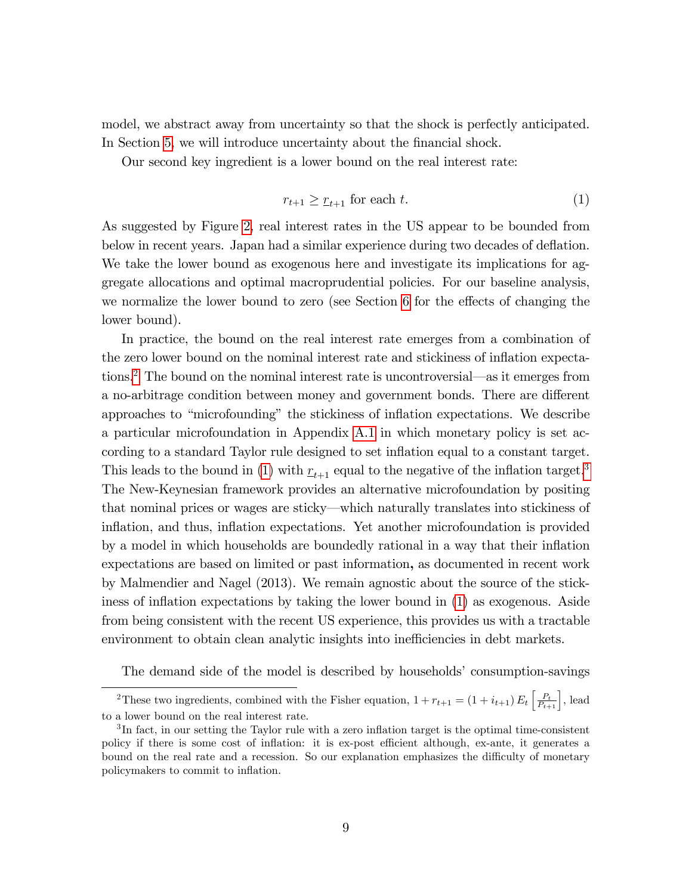model, we abstract away from uncertainty so that the shock is perfectly anticipated. In Section 5, we will introduce uncertainty about the financial shock.

Our second key ingredient is a lower bound on the real interest rate:

$$r_{t+1} \geq \underline{r}_{t+1} \text{ for each } t. \tag{1}$$

As suggested by Figure 2, real interest rates in the US appear to be bounded from below in recent years. Japan had a similar experience during two decades of deflation. We take the lower bound as exogenous here and investigate its implications for aggregate allocations and optimal macroprudential policies. For our baseline analysis, we normalize the lower bound to zero (see Section 6 for the effects of changing the lower bound).

In practice, the bound on the real interest rate emerges from a combination of the zero lower bound on the nominal interest rate and stickiness of inflation expectations.[2] The bound on the nominal interest rate is uncontroversial—as it emerges from a no-arbitrage condition between money and government bonds. There are different approaches to "microfounding" the stickiness of inflation expectations. We describe a particular microfoundation in Appendix A.1 in which monetary policy is set according to a standard Taylor rule designed to set inflation equal to a constant target. This leads to the bound in (1) with $\underline{r}_{t+1}$ equal to the negative of the inflation target.[3] The New-Keynesian framework provides an alternative microfoundation by positing that nominal prices or wages are sticky—which naturally translates into stickiness of inflation, and thus, inflation expectations. Yet another microfoundation is provided by a model in which households are boundedly rational in a way that their inflation expectations are based on limited or past information, as documented in recent work by Malmendier and Nagel (2013). We remain agnostic about the source of the stickiness of inflation expectations by taking the lower bound in (1) as exogenous. Aside from being consistent with the recent US experience, this provides us with a tractable environment to obtain clean analytic insights into inefficiencies in debt markets.

The demand side of the model is described by households' consumption-savings

[2] These two ingredients, combined with the Fisher equation, $1 + r_{t+1} = (1 + i_{t+1}) E_t \left[ \frac{P_t}{P_{t+1}} \right]$, lead to a lower bound on the real interest rate.

[3] In fact, in our setting the Taylor rule with a zero inflation target is the optimal time-consistent policy if there is some cost of inflation: it is ex-post efficient although, ex-ante, it generates a bound on the real rate and a recession. So our explanation emphasizes the difficulty of monetary policymakers to commit to inflation.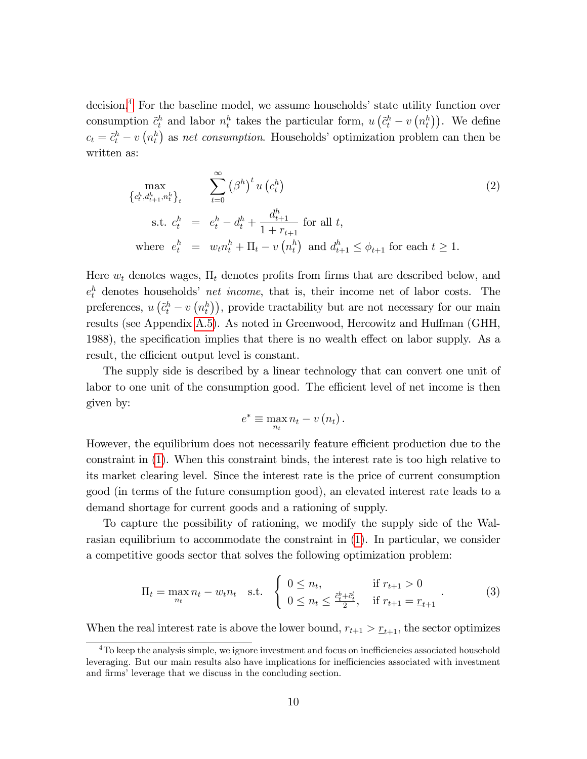decision.[4] For the baseline model, we assume households' state utility function over consumption $\tilde{c}_t^h$ and labor $n_t^h$ takes the particular form, $u\left(\tilde{c}_t^h - v\left(n_t^h\right)\right)$. We define $c_t = \tilde{c}_t^h - v\left(n_t^h\right)$ as *net consumption*. Households' optimization problem can then be written as:

$$
\begin{aligned}
\max_{\left\{c_t^h, d_{t+1}^h, n_t^h\right\}_t} \quad & \sum_{t=0}^{\infty} \left(\beta^h\right)^t u\left(c_t^h\right) \\
\text{s.t. } c_t^h &= e_t^h - d_t^h + \frac{d_{t+1}^h}{1 + r_{t+1}} \text{ for all } t, \\
\text{where } e_t^h &= w_t n_t^h + \Pi_t - v\left(n_t^h\right) \text{ and } d_{t+1}^h \leq \phi_{t+1} \text{ for each } t \geq 1.
\end{aligned}
\tag{2}
$$

Here $w_t$ denotes wages, $\Pi_t$ denotes profits from firms that are described below, and $e_t^h$ denotes households' *net income*, that is, their income net of labor costs. The preferences, $u\left(\tilde{c}_t^h - v\left(n_t^h\right)\right)$, provide tractability but are not necessary for our main results (see Appendix A.5). As noted in Greenwood, Hercowitz and Huffman (GHH, 1988), the specification implies that there is no wealth effect on labor supply. As a result, the efficient output level is constant.

The supply side is described by a linear technology that can convert one unit of labor to one unit of the consumption good. The efficient level of net income is then given by:

$$
e^* \equiv \max_{n_t} n_t - v\left(n_t\right).
$$

However, the equilibrium does not necessarily feature efficient production due to the constraint in (1). When this constraint binds, the interest rate is too high relative to its market clearing level. Since the interest rate is the price of current consumption good (in terms of the future consumption good), an elevated interest rate leads to a demand shortage for current goods and a rationing of supply.

To capture the possibility of rationing, we modify the supply side of the Walrasian equilibrium to accommodate the constraint in (1). In particular, we consider a competitive goods sector that solves the following optimization problem:

$$
\Pi_t = \max_{n_t} n_t - w_t n_t \quad \text{s.t.} \quad \begin{cases} 0 \leq n_t, & \text{if } r_{t+1} > 0 \\ 0 \leq n_t \leq \frac{\tilde{c}_t^b + \tilde{c}_t^l}{2}, & \text{if } r_{t+1} = \underline{r}_{t+1} \end{cases}.
\tag{3}
$$

When the real interest rate is above the lower bound, $r_{t+1} > \underline{r}_{t+1}$, the sector optimizes

[4] To keep the analysis simple, we ignore investment and focus on inefficiencies associated household leveraging. But our main results also have implications for inefficiencies associated with investment and firms' leverage that we discuss in the concluding section.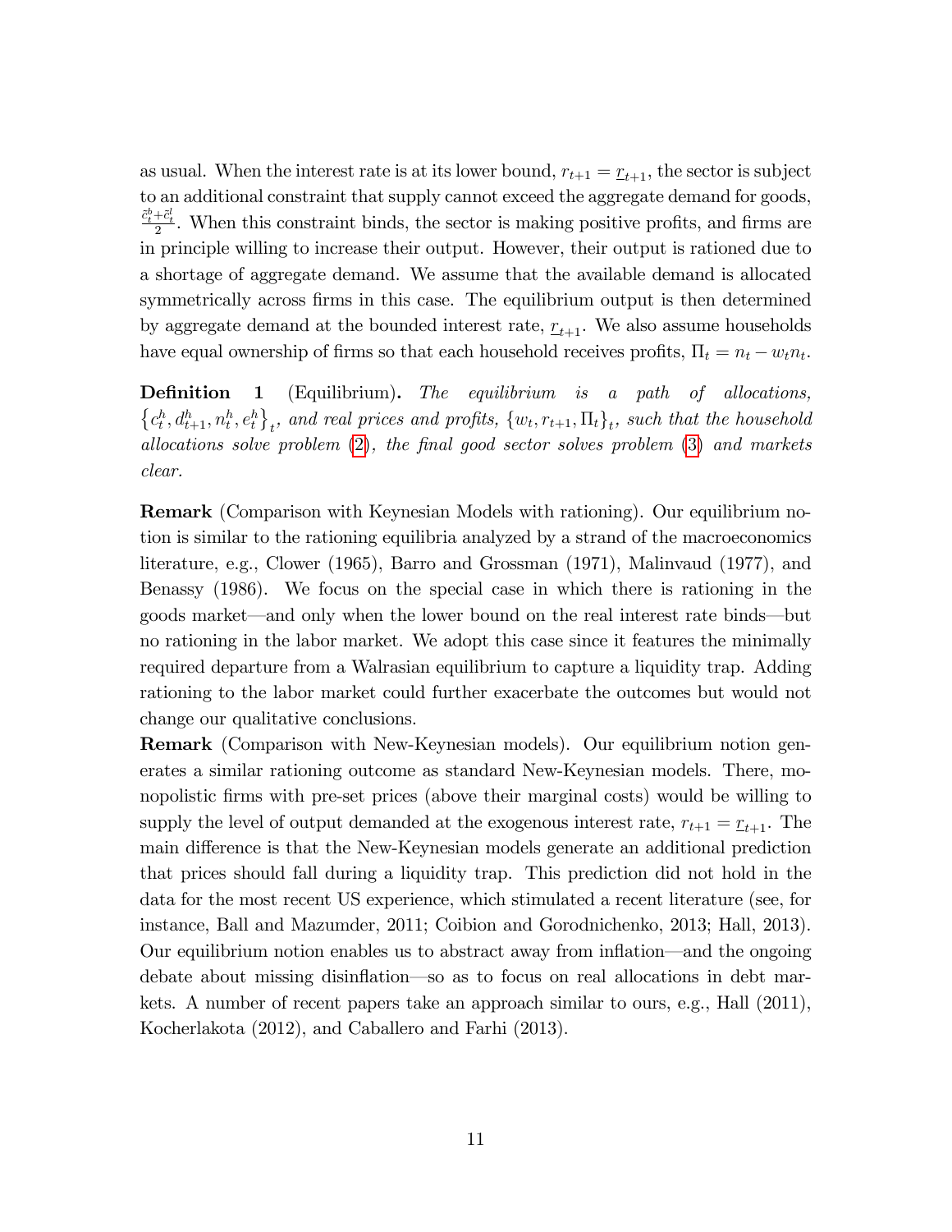as usual. When the interest rate is at its lower bound, $r_{t+1} = \underline{r}_{t+1}$, the sector is subject to an additional constraint that supply cannot exceed the aggregate demand for goods, $\frac{\tilde{c}_t^b + \tilde{c}_t^l}{2}$. When this constraint binds, the sector is making positive profits, and firms are in principle willing to increase their output. However, their output is rationed due to a shortage of aggregate demand. We assume that the available demand is allocated symmetrically across firms in this case. The equilibrium output is then determined by aggregate demand at the bounded interest rate, $\underline{r}_{t+1}$. We also assume households have equal ownership of firms so that each household receives profits, $\Pi_t = n_t - w_t n_t$.

**Definition 1** (Equilibrium)**.** *The equilibrium is a path of allocations, $\{c_t^h, d_{t+1}^h, n_t^h, e_t^h\}_t$, and real prices and profits, $\{w_t, r_{t+1}, \Pi_t\}_t$, such that the household allocations solve problem (2), the final good sector solves problem (3) and markets clear.*

**Remark** (Comparison with Keynesian Models with rationing). Our equilibrium notion is similar to the rationing equilibria analyzed by a strand of the macroeconomics literature, e.g., Clower (1965), Barro and Grossman (1971), Malinvaud (1977), and Benassy (1986). We focus on the special case in which there is rationing in the goods market—and only when the lower bound on the real interest rate binds—but no rationing in the labor market. We adopt this case since it features the minimally required departure from a Walrasian equilibrium to capture a liquidity trap. Adding rationing to the labor market could further exacerbate the outcomes but would not change our qualitative conclusions.

**Remark** (Comparison with New-Keynesian models). Our equilibrium notion generates a similar rationing outcome as standard New-Keynesian models. There, monopolistic firms with pre-set prices (above their marginal costs) would be willing to supply the level of output demanded at the exogenous interest rate, $r_{t+1} = \underline{r}_{t+1}$. The main difference is that the New-Keynesian models generate an additional prediction that prices should fall during a liquidity trap. This prediction did not hold in the data for the most recent US experience, which stimulated a recent literature (see, for instance, Ball and Mazumder, 2011; Coibion and Gorodnichenko, 2013; Hall, 2013). Our equilibrium notion enables us to abstract away from inflation—and the ongoing debate about missing disinflation—so as to focus on real allocations in debt markets. A number of recent papers take an approach similar to ours, e.g., Hall (2011), Kocherlakota (2012), and Caballero and Farhi (2013).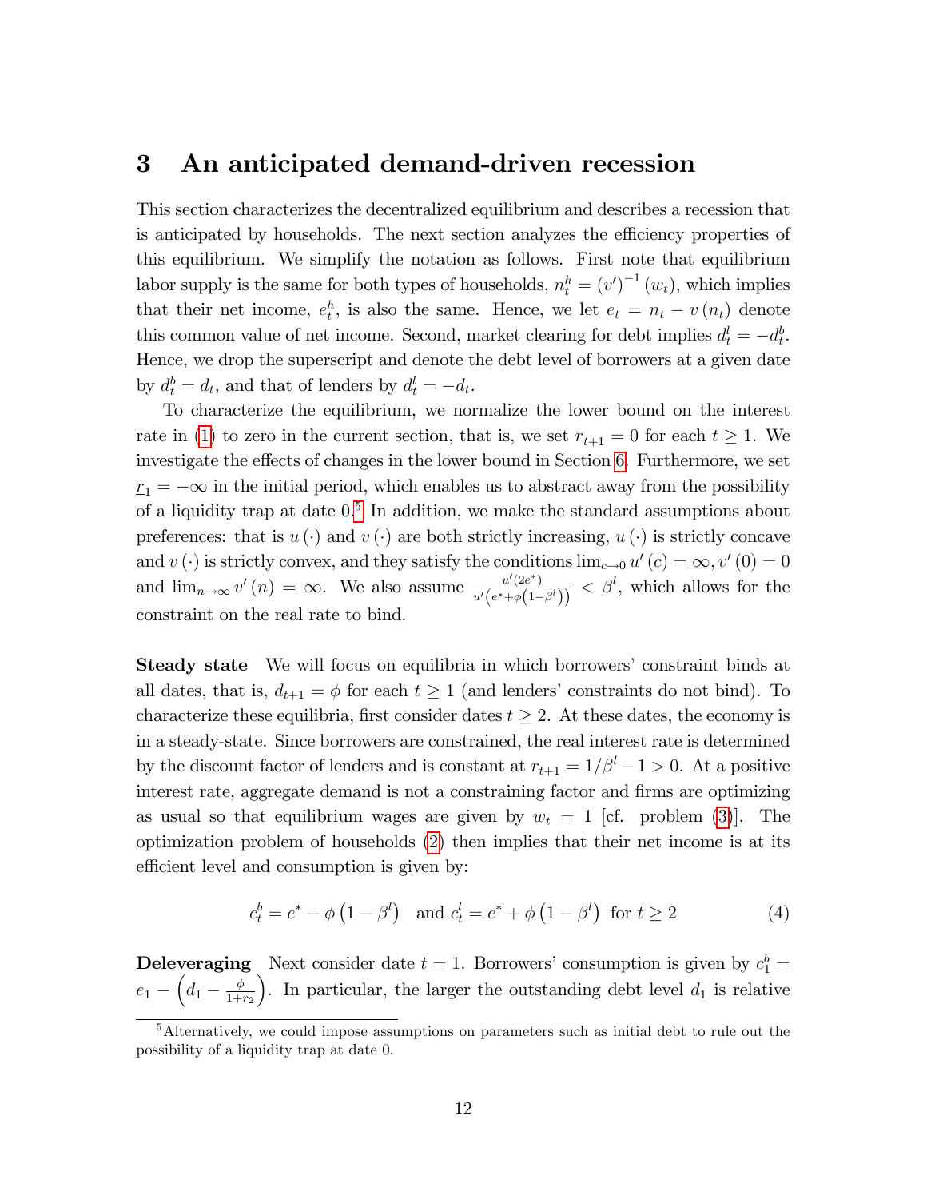## 3 An anticipated demand-driven recession

This section characterizes the decentralized equilibrium and describes a recession that is anticipated by households. The next section analyzes the efficiency properties of this equilibrium. We simplify the notation as follows. First note that equilibrium labor supply is the same for both types of households, $n_t^h = (v')^{-1}(w_t)$, which implies that their net income, $e_t^h$, is also the same. Hence, we let $e_t = n_t - v(n_t)$ denote this common value of net income. Second, market clearing for debt implies $d_t^l = -d_t^b$. Hence, we drop the superscript and denote the debt level of borrowers at a given date by $d_t^b = d_t$, and that of lenders by $d_t^l = -d_t$.

To characterize the equilibrium, we normalize the lower bound on the interest rate in (1) to zero in the current section, that is, we set $\underline{r}_{t+1} = 0$ for each $t \geq 1$. We investigate the effects of changes in the lower bound in Section 6. Furthermore, we set $\underline{r}_1 = -\infty$ in the initial period, which enables us to abstract away from the possibility of a liquidity trap at date 0.[5] In addition, we make the standard assumptions about preferences: that is $u(\cdot)$ and $v(\cdot)$ are both strictly increasing, $u(\cdot)$ is strictly concave and $v(\cdot)$ is strictly convex, and they satisfy the conditions $\lim_{c\to 0} u'(c) = \infty$, $v'(0) = 0$ and $\lim_{n\to\infty} v'(n) = \infty$. We also assume $\frac{u'(2e^*)}{u'\left(e^*+\phi\left(1-\beta^l\right)\right)} < \beta^l$, which allows for the constraint on the real rate to bind.

**Steady state** We will focus on equilibria in which borrowers' constraint binds at all dates, that is, $d_{t+1} = \phi$ for each $t \geq 1$ (and lenders' constraints do not bind). To characterize these equilibria, first consider dates $t \geq 2$. At these dates, the economy is in a steady-state. Since borrowers are constrained, the real interest rate is determined by the discount factor of lenders and is constant at $r_{t+1} = 1/\beta^l - 1 > 0$. At a positive interest rate, aggregate demand is not a constraining factor and firms are optimizing as usual so that equilibrium wages are given by $w_t = 1$ [cf. problem (3)]. The optimization problem of households (2) then implies that their net income is at its efficient level and consumption is given by:

$$c_t^b = e^* - \phi\left(1-\beta^l\right) \quad \text{and} \quad c_t^l = e^* + \phi\left(1-\beta^l\right) \quad \text{for } t \geq 2 \tag{4}$$

**Deleveraging** Next consider date $t = 1$. Borrowers' consumption is given by $c_1^b = e_1 - \left(d_1 - \frac{\phi}{1+r_2}\right)$. In particular, the larger the outstanding debt level $d_1$ is relative

[5] Alternatively, we could impose assumptions on parameters such as initial debt to rule out the possibility of a liquidity trap at date 0.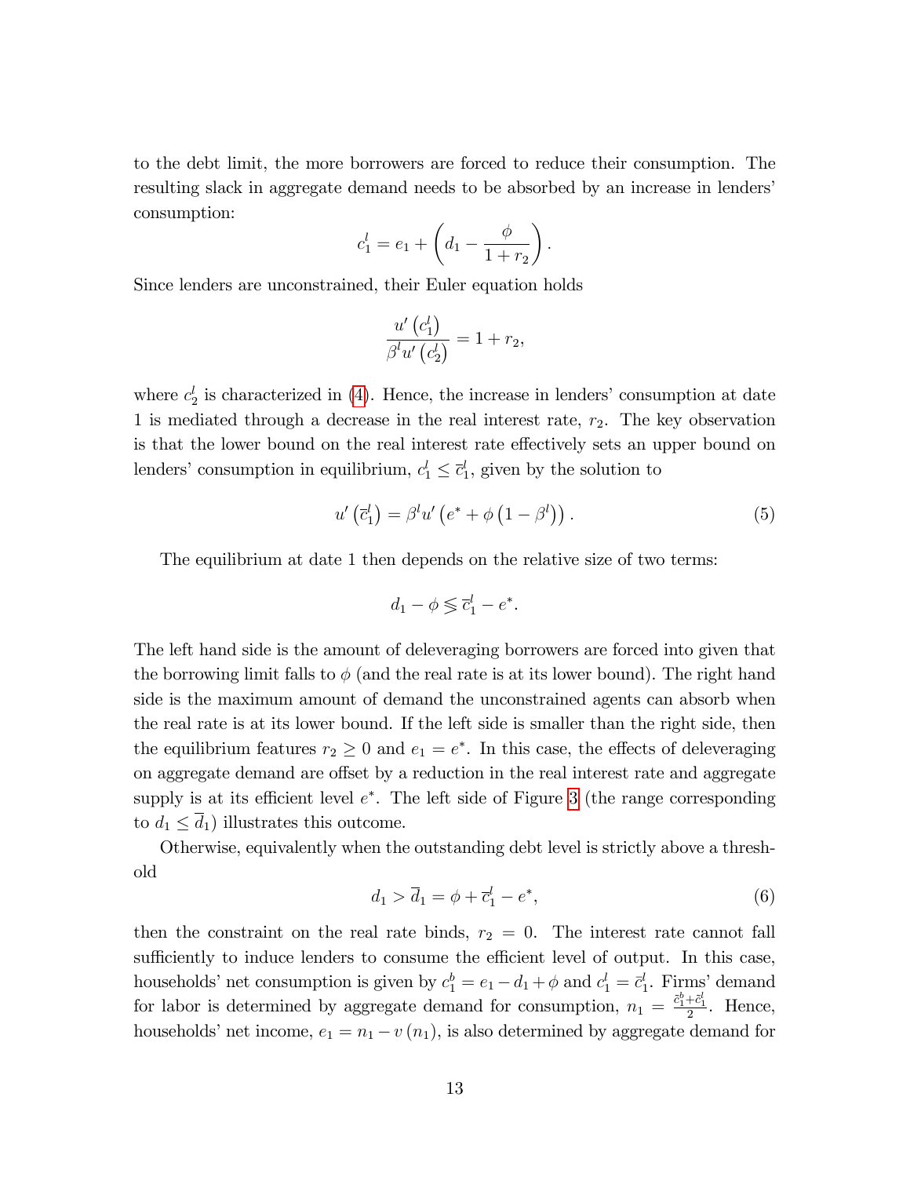to the debt limit, the more borrowers are forced to reduce their consumption. The resulting slack in aggregate demand needs to be absorbed by an increase in lenders' consumption:

$$c_1^l = e_1 + \left(d_1 - \frac{\phi}{1+r_2}\right).$$

Since lenders are unconstrained, their Euler equation holds

$$\frac{u'\left(c_1^l\right)}{\beta^l u'\left(c_2^l\right)} = 1 + r_2,$$

where $c_2^l$ is characterized in (4). Hence, the increase in lenders' consumption at date 1 is mediated through a decrease in the real interest rate, $r_2$. The key observation is that the lower bound on the real interest rate effectively sets an upper bound on lenders' consumption in equilibrium, $c_1^l \leq \overline{c}_1^l$, given by the solution to

$$u'\left(\overline{c}_1^l\right) = \beta^l u'\left(e^* + \phi\left(1 - \beta^l\right)\right). \tag{5}$$

The equilibrium at date 1 then depends on the relative size of two terms:

$$d_1 - \phi \lesseqgtr \overline{c}_1^l - e^*.$$

The left hand side is the amount of deleveraging borrowers are forced into given that the borrowing limit falls to $\phi$ (and the real rate is at its lower bound). The right hand side is the maximum amount of demand the unconstrained agents can absorb when the real rate is at its lower bound. If the left side is smaller than the right side, then the equilibrium features $r_2 \geq 0$ and $e_1 = e^*$. In this case, the effects of deleveraging on aggregate demand are offset by a reduction in the real interest rate and aggregate supply is at its efficient level $e^*$. The left side of Figure 3 (the range corresponding to $d_1 \leq \overline{d}_1$) illustrates this outcome.

Otherwise, equivalently when the outstanding debt level is strictly above a threshold

$$d_1 > \overline{d}_1 = \phi + \overline{c}_1^l - e^*, \tag{6}$$

then the constraint on the real rate binds, $r_2 = 0$. The interest rate cannot fall sufficiently to induce lenders to consume the efficient level of output. In this case, households' net consumption is given by $c_1^b = e_1 - d_1 + \phi$ and $c_1^l = \bar{c}_1^l$. Firms' demand for labor is determined by aggregate demand for consumption, $n_1 = \frac{\bar{c}_1^b + \bar{c}_1^l}{2}$. Hence, households' net income, $e_1 = n_1 - v\left(n_1\right)$, is also determined by aggregate demand for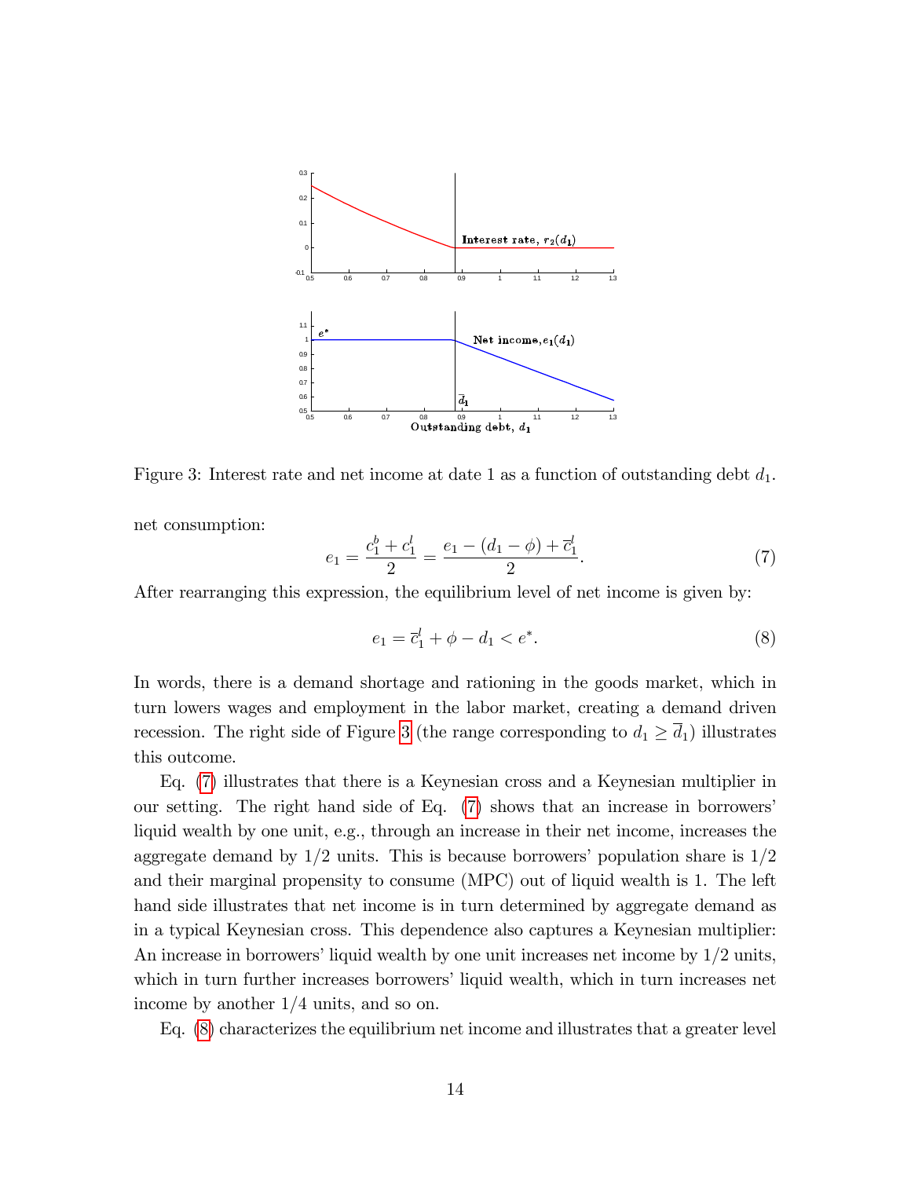Figure 3: Interest rate and net income at date 1 as a function of outstanding debt $d_1$.

net consumption:

$$e_1 = \frac{c_1^b + c_1^l}{2} = \frac{e_1 - (d_1 - \phi) + \overline{c}_1^l}{2}. \tag{7}$$

After rearranging this expression, the equilibrium level of net income is given by:

$$e_1 = \overline{c}_1^l + \phi - d_1 < e^*. \tag{8}$$

In words, there is a demand shortage and rationing in the goods market, which in turn lowers wages and employment in the labor market, creating a demand driven recession. The right side of Figure 3 (the range corresponding to $d_1 \geq \overline{d}_1$) illustrates this outcome.

Eq. (7) illustrates that there is a Keynesian cross and a Keynesian multiplier in our setting. The right hand side of Eq. (7) shows that an increase in borrowers' liquid wealth by one unit, e.g., through an increase in their net income, increases the aggregate demand by 1/2 units. This is because borrowers' population share is 1/2 and their marginal propensity to consume (MPC) out of liquid wealth is 1. The left hand side illustrates that net income is in turn determined by aggregate demand as in a typical Keynesian cross. This dependence also captures a Keynesian multiplier: An increase in borrowers' liquid wealth by one unit increases net income by 1/2 units, which in turn further increases borrowers' liquid wealth, which in turn increases net income by another 1/4 units, and so on.

Eq. (8) characterizes the equilibrium net income and illustrates that a greater level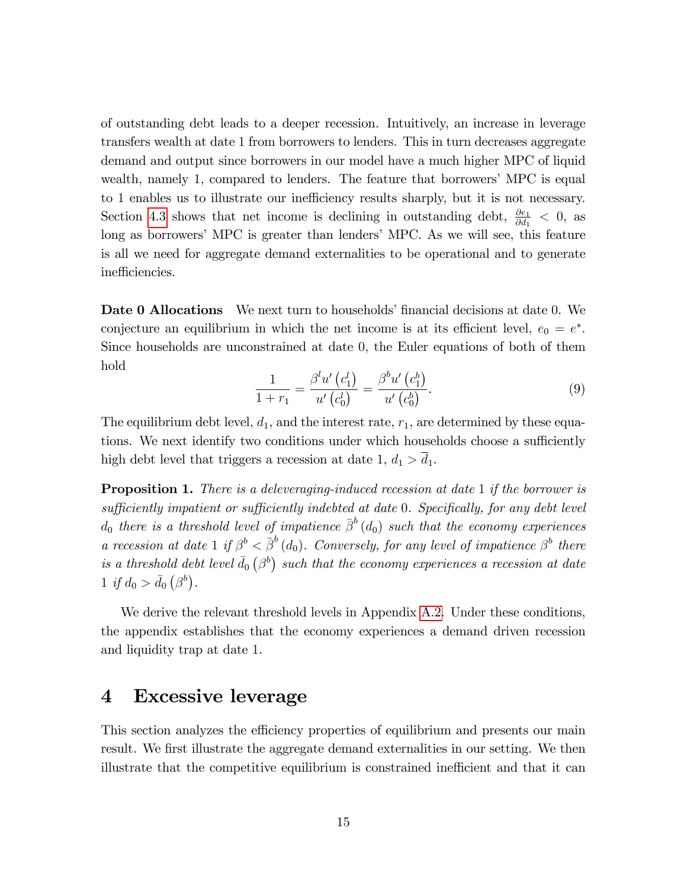of outstanding debt leads to a deeper recession. Intuitively, an increase in leverage transfers wealth at date 1 from borrowers to lenders. This in turn decreases aggregate demand and output since borrowers in our model have a much higher MPC of liquid wealth, namely 1, compared to lenders. The feature that borrowers' MPC is equal to 1 enables us to illustrate our inefficiency results sharply, but it is not necessary. Section 4.3 shows that net income is declining in outstanding debt, $\frac{\partial e_1}{\partial d_1} < 0$, as long as borrowers' MPC is greater than lenders' MPC. As we will see, this feature is all we need for aggregate demand externalities to be operational and to generate inefficiencies.

**Date 0 Allocations** We next turn to households' financial decisions at date 0. We conjecture an equilibrium in which the net income is at its efficient level, $e_0 = e^*$. Since households are unconstrained at date 0, the Euler equations of both of them hold

$$\frac{1}{1+r_1} = \frac{\beta^l u'\left(c_1^l\right)}{u'\left(c_0^l\right)} = \frac{\beta^b u'\left(c_1^b\right)}{u'\left(c_0^b\right)}. \tag{9}$$

The equilibrium debt level, $d_1$, and the interest rate, $r_1$, are determined by these equations. We next identify two conditions under which households choose a sufficiently high debt level that triggers a recession at date 1, $d_1 > \overline{d}_1$.

**Proposition 1.** *There is a deleveraging-induced recession at date* 1 *if the borrower is sufficiently impatient or sufficiently indebted at date* 0*. Specifically, for any debt level* $d_0$ *there is a threshold level of impatience* $\bar{\beta}^b(d_0)$ *such that the economy experiences a recession at date* 1 *if* $\beta^b < \bar{\beta}^b(d_0)$*. Conversely, for any level of impatience* $\beta^b$ *there is a threshold debt level* $\bar{d}_0\left(\beta^b\right)$ *such that the economy experiences a recession at date* 1 *if* $d_0 > \bar{d}_0\left(\beta^b\right)$*.*

We derive the relevant threshold levels in Appendix A.2. Under these conditions, the appendix establishes that the economy experiences a demand driven recession and liquidity trap at date 1.

# 4 Excessive leverage

This section analyzes the efficiency properties of equilibrium and presents our main result. We first illustrate the aggregate demand externalities in our setting. We then illustrate that the competitive equilibrium is constrained inefficient and that it can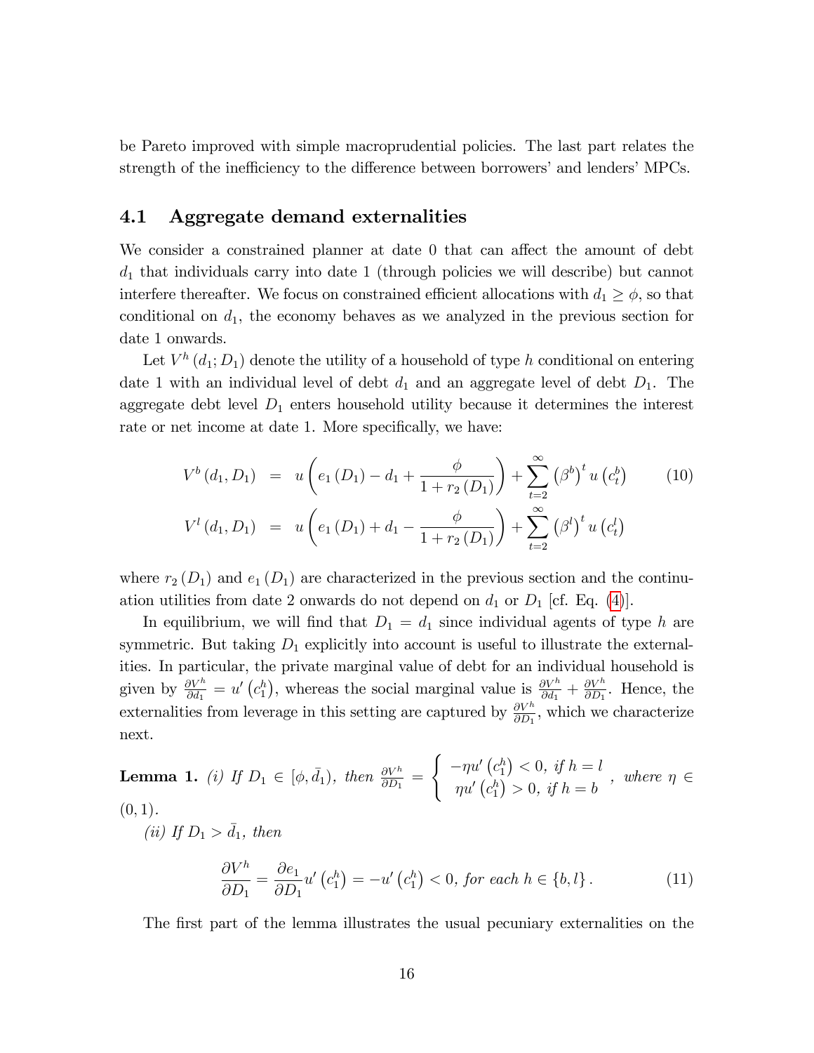be Pareto improved with simple macroprudential policies. The last part relates the strength of the inefficiency to the difference between borrowers' and lenders' MPCs.

## 4.1 Aggregate demand externalities

We consider a constrained planner at date 0 that can affect the amount of debt $d_1$ that individuals carry into date 1 (through policies we will describe) but cannot interfere thereafter. We focus on constrained efficient allocations with $d_1 \geq \phi$, so that conditional on $d_1$, the economy behaves as we analyzed in the previous section for date 1 onwards.

Let $V^h(d_1; D_1)$ denote the utility of a household of type $h$ conditional on entering date 1 with an individual level of debt $d_1$ and an aggregate level of debt $D_1$. The aggregate debt level $D_1$ enters household utility because it determines the interest rate or net income at date 1. More specifically, we have:

$$V^b(d_1, D_1) = u\left(e_1(D_1) - d_1 + \frac{\phi}{1 + r_2(D_1)}\right) + \sum_{t=2}^{\infty} \left(\beta^b\right)^t u\left(c_t^b\right) \tag{10}$$

$$V^l(d_1, D_1) = u\left(e_1(D_1) + d_1 - \frac{\phi}{1 + r_2(D_1)}\right) + \sum_{t=2}^{\infty} \left(\beta^l\right)^t u\left(c_t^l\right)$$

where $r_2(D_1)$ and $e_1(D_1)$ are characterized in the previous section and the continuation utilities from date 2 onwards do not depend on $d_1$ or $D_1$ [cf. Eq. (4)].

In equilibrium, we will find that $D_1 = d_1$ since individual agents of type $h$ are symmetric. But taking $D_1$ explicitly into account is useful to illustrate the externalities. In particular, the private marginal value of debt for an individual household is given by $\frac{\partial V^h}{\partial d_1} = u'\left(c_1^h\right)$, whereas the social marginal value is $\frac{\partial V^h}{\partial d_1} + \frac{\partial V^h}{\partial D_1}$. Hence, the externalities from leverage in this setting are captured by $\frac{\partial V^h}{\partial D_1}$, which we characterize next.

**Lemma 1.** *(i) If $D_1 \in [\phi, \bar{d}_1)$, then* $\frac{\partial V^h}{\partial D_1} = \begin{cases} -\eta u'\left(c_1^h\right) < 0, \text{ if } h = l \\ \eta u'\left(c_1^h\right) > 0, \text{ if } h = b \end{cases}$, *where* $\eta \in (0, 1)$.

*(ii) If $D_1 > \bar{d}_1$, then*

$$\frac{\partial V^h}{\partial D_1} = \frac{\partial e_1}{\partial D_1} u'\left(c_1^h\right) = -u'\left(c_1^h\right) < 0, \text{ for each } h \in \{b, l\}. \tag{11}$$

The first part of the lemma illustrates the usual pecuniary externalities on the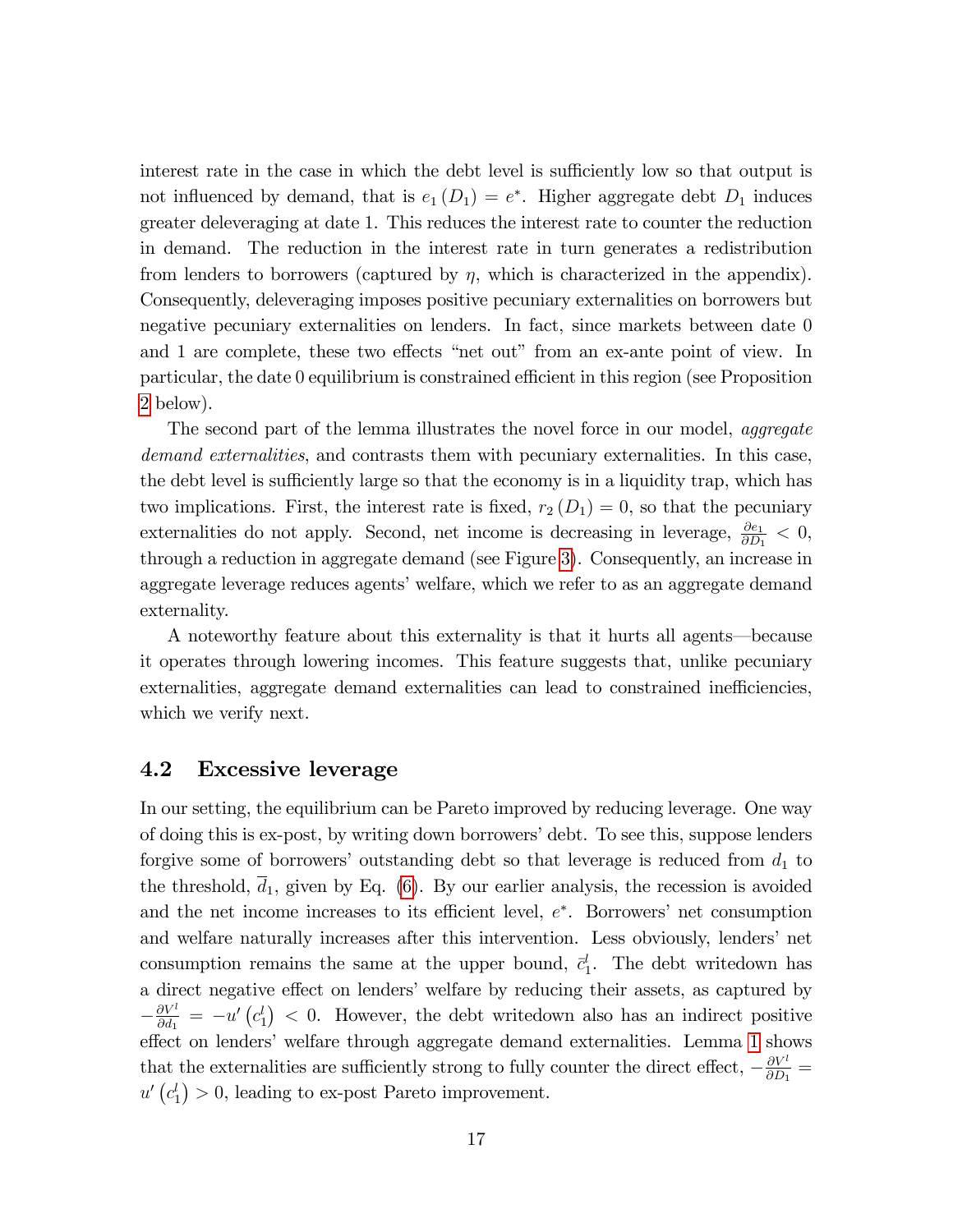interest rate in the case in which the debt level is sufficiently low so that output is not influenced by demand, that is $e_1(D_1) = e^*$. Higher aggregate debt $D_1$ induces greater deleveraging at date 1. This reduces the interest rate to counter the reduction in demand. The reduction in the interest rate in turn generates a redistribution from lenders to borrowers (captured by $\eta$, which is characterized in the appendix). Consequently, deleveraging imposes positive pecuniary externalities on borrowers but negative pecuniary externalities on lenders. In fact, since markets between date 0 and 1 are complete, these two effects "net out" from an ex-ante point of view. In particular, the date 0 equilibrium is constrained efficient in this region (see Proposition 2 below).

The second part of the lemma illustrates the novel force in our model, *aggregate demand externalities*, and contrasts them with pecuniary externalities. In this case, the debt level is sufficiently large so that the economy is in a liquidity trap, which has two implications. First, the interest rate is fixed, $r_2(D_1) = 0$, so that the pecuniary externalities do not apply. Second, net income is decreasing in leverage, $\frac{\partial e_1}{\partial D_1} < 0$, through a reduction in aggregate demand (see Figure 3). Consequently, an increase in aggregate leverage reduces agents' welfare, which we refer to as an aggregate demand externality.

A noteworthy feature about this externality is that it hurts all agents—because it operates through lowering incomes. This feature suggests that, unlike pecuniary externalities, aggregate demand externalities can lead to constrained inefficiencies, which we verify next.

## 4.2 Excessive leverage

In our setting, the equilibrium can be Pareto improved by reducing leverage. One way of doing this is ex-post, by writing down borrowers' debt. To see this, suppose lenders forgive some of borrowers' outstanding debt so that leverage is reduced from $d_1$ to the threshold, $\overline{d}_1$, given by Eq. (6). By our earlier analysis, the recession is avoided and the net income increases to its efficient level, $e^*$. Borrowers' net consumption and welfare naturally increases after this intervention. Less obviously, lenders' net consumption remains the same at the upper bound, $\overline{c}_1^l$. The debt writedown has a direct negative effect on lenders' welfare by reducing their assets, as captured by $-\frac{\partial V^l}{\partial d_1} = -u'\left(c_1^l\right) < 0$. However, the debt writedown also has an indirect positive effect on lenders' welfare through aggregate demand externalities. Lemma 1 shows that the externalities are sufficiently strong to fully counter the direct effect, $-\frac{\partial V^l}{\partial D_1} = u'\left(c_1^l\right) > 0$, leading to ex-post Pareto improvement.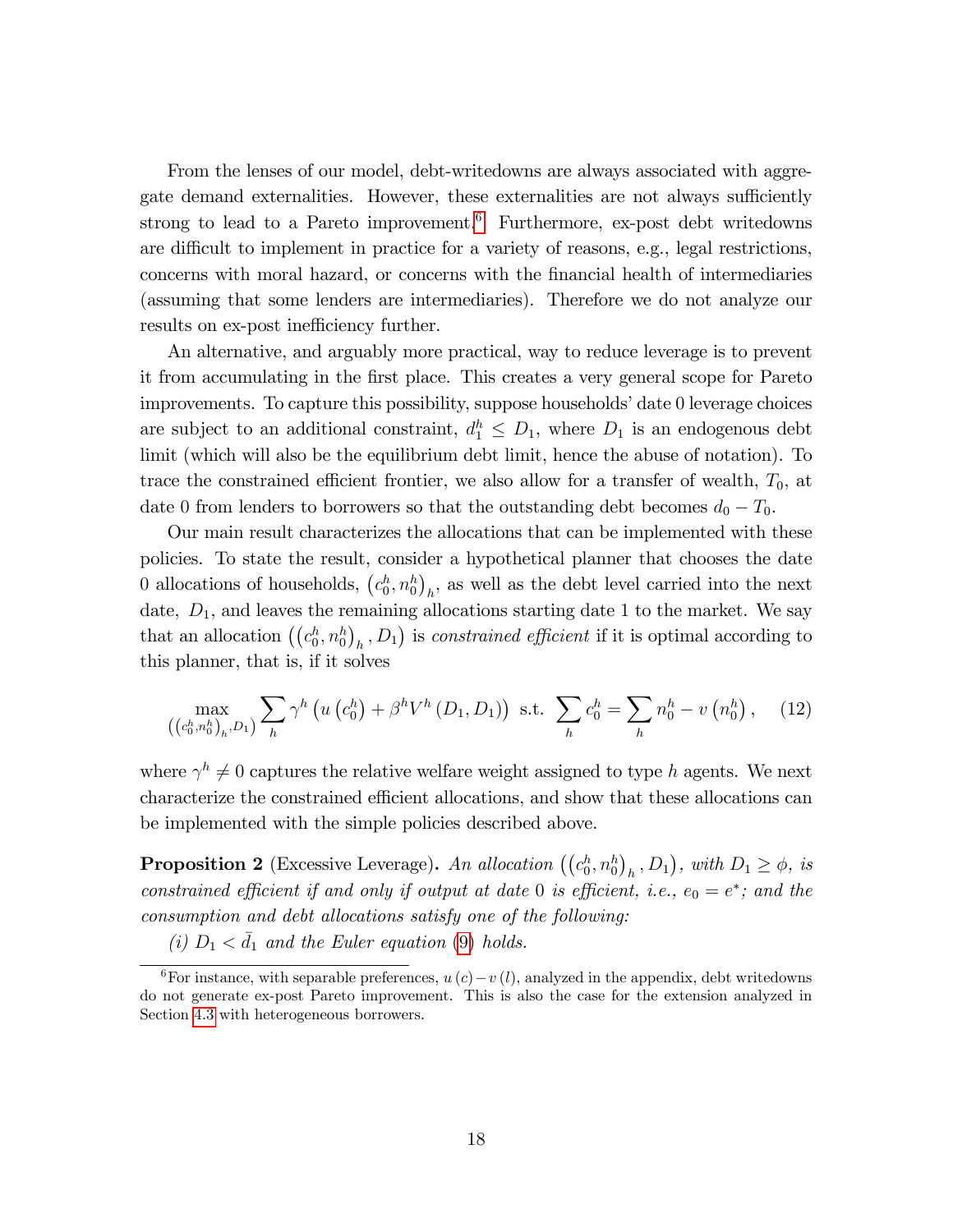From the lenses of our model, debt-writedowns are always associated with aggregate demand externalities. However, these externalities are not always sufficiently strong to lead to a Pareto improvement.[6] Furthermore, ex-post debt writedowns are difficult to implement in practice for a variety of reasons, e.g., legal restrictions, concerns with moral hazard, or concerns with the financial health of intermediaries (assuming that some lenders are intermediaries). Therefore we do not analyze our results on ex-post inefficiency further.

An alternative, and arguably more practical, way to reduce leverage is to prevent it from accumulating in the first place. This creates a very general scope for Pareto improvements. To capture this possibility, suppose households' date 0 leverage choices are subject to an additional constraint, $d_1^h \leq D_1$, where $D_1$ is an endogenous debt limit (which will also be the equilibrium debt limit, hence the abuse of notation). To trace the constrained efficient frontier, we also allow for a transfer of wealth, $T_0$, at date 0 from lenders to borrowers so that the outstanding debt becomes $d_0 - T_0$.

Our main result characterizes the allocations that can be implemented with these policies. To state the result, consider a hypothetical planner that chooses the date 0 allocations of households, $\left(c_0^h, n_0^h\right)_h$, as well as the debt level carried into the next date, $D_1$, and leaves the remaining allocations starting date 1 to the market. We say that an allocation $\left(\left(c_0^h, n_0^h\right)_h, D_1\right)$ is *constrained efficient* if it is optimal according to this planner, that is, if it solves

$$\max_{\left(\left(c_0^h, n_0^h\right)_h, D_1\right)} \sum_h \gamma^h \left(u\left(c_0^h\right) + \beta^h V^h\left(D_1, D_1\right)\right) \text{ s.t. } \sum_h c_0^h = \sum_h n_0^h - v\left(n_0^h\right), \qquad (12)$$

where $\gamma^h \neq 0$ captures the relative welfare weight assigned to type $h$ agents. We next characterize the constrained efficient allocations, and show that these allocations can be implemented with the simple policies described above.

**Proposition 2** (Excessive Leverage)**.** *An allocation $\left(\left(c_0^h, n_0^h\right)_h, D_1\right)$, with $D_1 \geq \phi$, is constrained efficient if and only if output at date 0 is efficient, i.e., $e_0 = e^*$; and the consumption and debt allocations satisfy one of the following:*

*(i) $D_1 < \bar{d}_1$ and the Euler equation (9) holds.*

[6] For instance, with separable preferences, $u(c) - v(l)$, analyzed in the appendix, debt writedowns do not generate ex-post Pareto improvement. This is also the case for the extension analyzed in Section 4.3 with heterogeneous borrowers.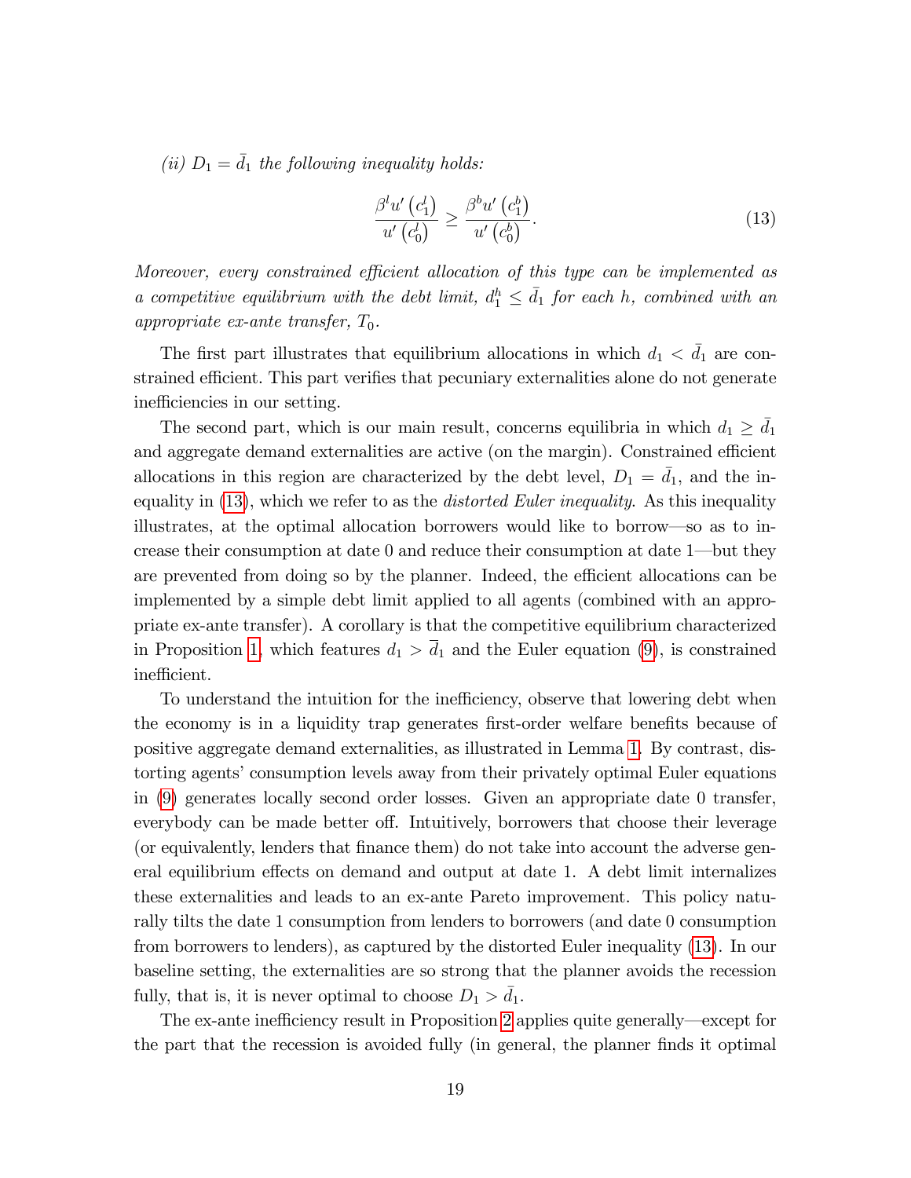*(ii) $D_1 = \bar{d}_1$ the following inequality holds:*

$$\frac{\beta^l u'\left(c_1^l\right)}{u'\left(c_0^l\right)} \geq \frac{\beta^b u'\left(c_1^b\right)}{u'\left(c_0^b\right)}. \tag{13}$$

*Moreover, every constrained efficient allocation of this type can be implemented as a competitive equilibrium with the debt limit, $d_1^h \leq \bar{d}_1$ for each $h$, combined with an appropriate ex-ante transfer, $T_0$.*

The first part illustrates that equilibrium allocations in which $d_1 < \bar{d}_1$ are constrained efficient. This part verifies that pecuniary externalities alone do not generate inefficiencies in our setting.

The second part, which is our main result, concerns equilibria in which $d_1 \geq \bar{d}_1$ and aggregate demand externalities are active (on the margin). Constrained efficient allocations in this region are characterized by the debt level, $D_1 = \bar{d}_1$, and the inequality in (13), which we refer to as the *distorted Euler inequality*. As this inequality illustrates, at the optimal allocation borrowers would like to borrow—so as to increase their consumption at date 0 and reduce their consumption at date 1—but they are prevented from doing so by the planner. Indeed, the efficient allocations can be implemented by a simple debt limit applied to all agents (combined with an appropriate ex-ante transfer). A corollary is that the competitive equilibrium characterized in Proposition 1, which features $d_1 > \bar{d}_1$ and the Euler equation (9), is constrained inefficient.

To understand the intuition for the inefficiency, observe that lowering debt when the economy is in a liquidity trap generates first-order welfare benefits because of positive aggregate demand externalities, as illustrated in Lemma 1. By contrast, distorting agents' consumption levels away from their privately optimal Euler equations in (9) generates locally second order losses. Given an appropriate date 0 transfer, everybody can be made better off. Intuitively, borrowers that choose their leverage (or equivalently, lenders that finance them) do not take into account the adverse general equilibrium effects on demand and output at date 1. A debt limit internalizes these externalities and leads to an ex-ante Pareto improvement. This policy naturally tilts the date 1 consumption from lenders to borrowers (and date 0 consumption from borrowers to lenders), as captured by the distorted Euler inequality (13). In our baseline setting, the externalities are so strong that the planner avoids the recession fully, that is, it is never optimal to choose $D_1 > \bar{d}_1$.

The ex-ante inefficiency result in Proposition 2 applies quite generally—except for the part that the recession is avoided fully (in general, the planner finds it optimal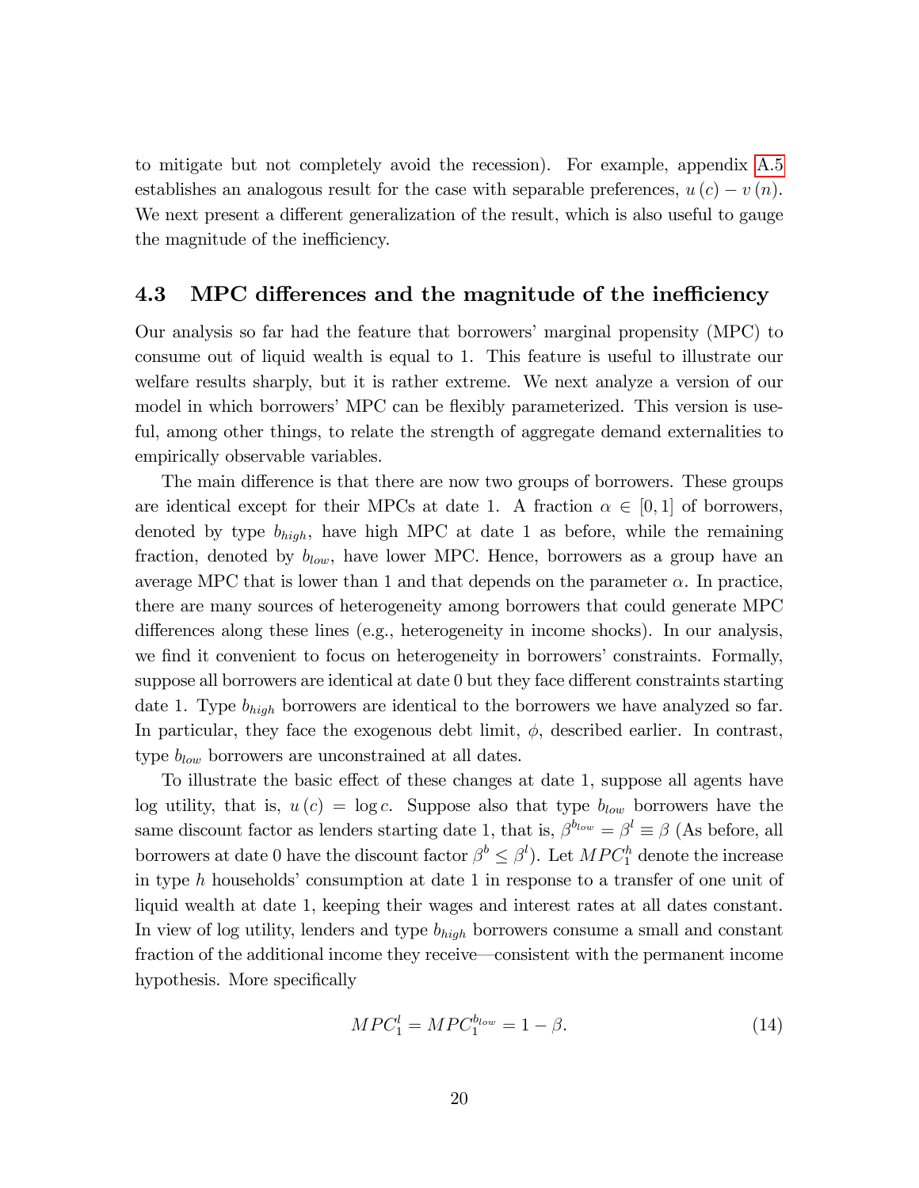to mitigate but not completely avoid the recession). For example, appendix A.5 establishes an analogous result for the case with separable preferences, $u(c) - v(n)$. We next present a different generalization of the result, which is also useful to gauge the magnitude of the inefficiency.

### 4.3 MPC differences and the magnitude of the inefficiency

Our analysis so far had the feature that borrowers' marginal propensity (MPC) to consume out of liquid wealth is equal to 1. This feature is useful to illustrate our welfare results sharply, but it is rather extreme. We next analyze a version of our model in which borrowers' MPC can be flexibly parameterized. This version is useful, among other things, to relate the strength of aggregate demand externalities to empirically observable variables.

The main difference is that there are now two groups of borrowers. These groups are identical except for their MPCs at date 1. A fraction $\alpha \in [0, 1]$ of borrowers, denoted by type $b_{high}$, have high MPC at date 1 as before, while the remaining fraction, denoted by $b_{low}$, have lower MPC. Hence, borrowers as a group have an average MPC that is lower than 1 and that depends on the parameter $\alpha$. In practice, there are many sources of heterogeneity among borrowers that could generate MPC differences along these lines (e.g., heterogeneity in income shocks). In our analysis, we find it convenient to focus on heterogeneity in borrowers' constraints. Formally, suppose all borrowers are identical at date 0 but they face different constraints starting date 1. Type $b_{high}$ borrowers are identical to the borrowers we have analyzed so far. In particular, they face the exogenous debt limit, $\phi$, described earlier. In contrast, type $b_{low}$ borrowers are unconstrained at all dates.

To illustrate the basic effect of these changes at date 1, suppose all agents have log utility, that is, $u(c) = \log c$. Suppose also that type $b_{low}$ borrowers have the same discount factor as lenders starting date 1, that is, $\beta^{b_{low}} = \beta^{l} \equiv \beta$ (As before, all borrowers at date 0 have the discount factor $\beta^{b} \leq \beta^{l}$). Let $MPC_1^h$ denote the increase in type $h$ households' consumption at date 1 in response to a transfer of one unit of liquid wealth at date 1, keeping their wages and interest rates at all dates constant. In view of log utility, lenders and type $b_{high}$ borrowers consume a small and constant fraction of the additional income they receive—consistent with the permanent income hypothesis. More specifically

$$MPC_1^l = MPC_1^{b_{low}} = 1 - \beta. \tag{14}$$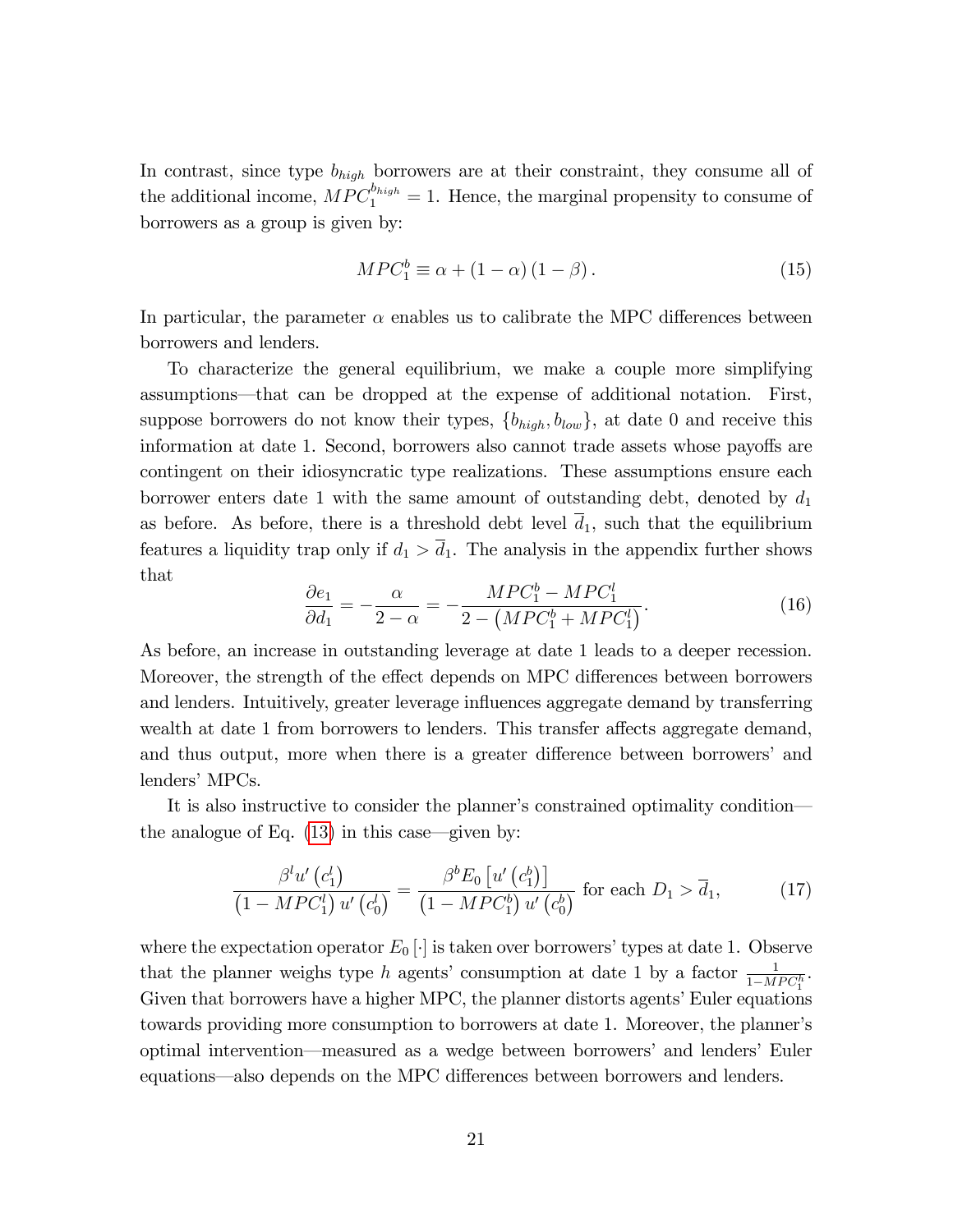In contrast, since type $b_{high}$ borrowers are at their constraint, they consume all of the additional income, $MPC_1^{b_{high}} = 1$. Hence, the marginal propensity to consume of borrowers as a group is given by:

$$MPC_1^b \equiv \alpha + (1-\alpha)(1-\beta). \tag{15}$$

In particular, the parameter $\alpha$ enables us to calibrate the MPC differences between borrowers and lenders.

To characterize the general equilibrium, we make a couple more simplifying assumptions—that can be dropped at the expense of additional notation. First, suppose borrowers do not know their types, $\{b_{high}, b_{low}\}$, at date 0 and receive this information at date 1. Second, borrowers also cannot trade assets whose payoffs are contingent on their idiosyncratic type realizations. These assumptions ensure each borrower enters date 1 with the same amount of outstanding debt, denoted by $d_1$ as before. As before, there is a threshold debt level $\overline{d}_1$, such that the equilibrium features a liquidity trap only if $d_1 > \overline{d}_1$. The analysis in the appendix further shows that

$$\frac{\partial e_1}{\partial d_1} = -\frac{\alpha}{2-\alpha} = -\frac{MPC_1^b - MPC_1^l}{2 - \left(MPC_1^b + MPC_1^l\right)}. \tag{16}$$

As before, an increase in outstanding leverage at date 1 leads to a deeper recession. Moreover, the strength of the effect depends on MPC differences between borrowers and lenders. Intuitively, greater leverage influences aggregate demand by transferring wealth at date 1 from borrowers to lenders. This transfer affects aggregate demand, and thus output, more when there is a greater difference between borrowers' and lenders' MPCs.

It is also instructive to consider the planner's constrained optimality condition—the analogue of Eq. (13) in this case—given by:

$$\frac{\beta^l u'\left(c_1^l\right)}{\left(1 - MPC_1^l\right) u'\left(c_0^l\right)} = \frac{\beta^b E_0\left[u'\left(c_1^b\right)\right]}{\left(1 - MPC_1^b\right) u'\left(c_0^b\right)} \text{ for each } D_1 > \overline{d}_1, \tag{17}$$

where the expectation operator $E_0[\cdot]$ is taken over borrowers' types at date 1. Observe that the planner weighs type $h$ agents' consumption at date 1 by a factor $\frac{1}{1-MPC_1^h}$. Given that borrowers have a higher MPC, the planner distorts agents' Euler equations towards providing more consumption to borrowers at date 1. Moreover, the planner's optimal intervention—measured as a wedge between borrowers' and lenders' Euler equations—also depends on the MPC differences between borrowers and lenders.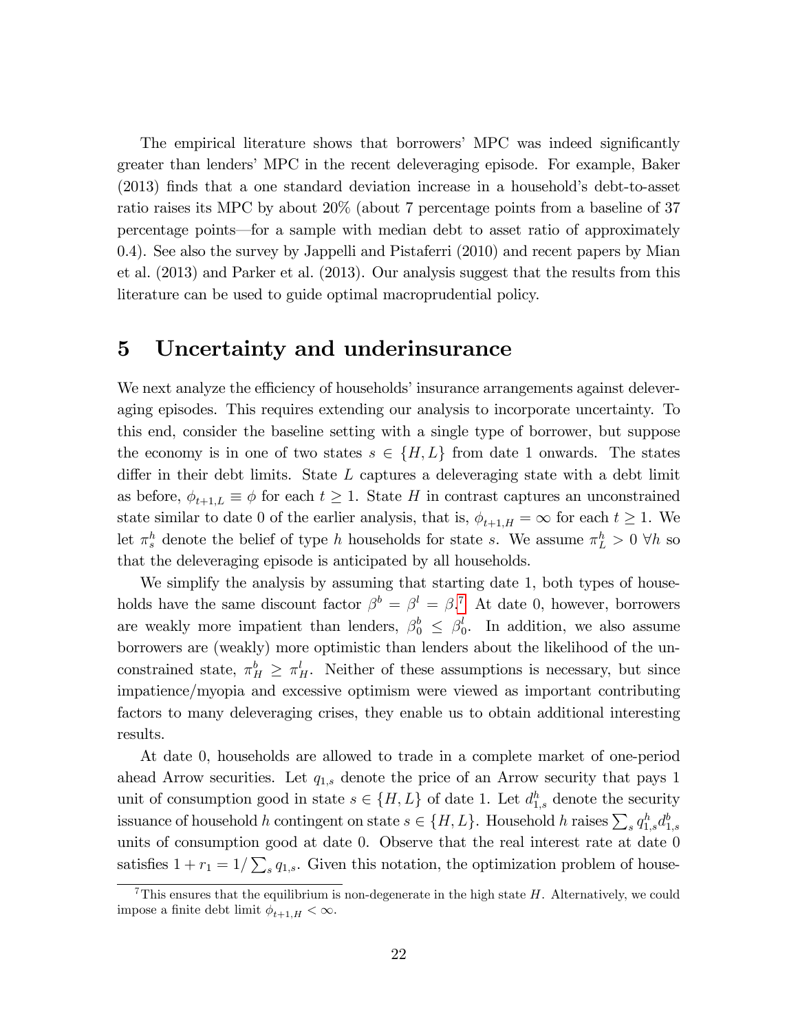The empirical literature shows that borrowers' MPC was indeed significantly greater than lenders' MPC in the recent deleveraging episode. For example, Baker (2013) finds that a one standard deviation increase in a household's debt-to-asset ratio raises its MPC by about 20% (about 7 percentage points from a baseline of 37 percentage points—for a sample with median debt to asset ratio of approximately 0.4). See also the survey by Jappelli and Pistaferri (2010) and recent papers by Mian et al. (2013) and Parker et al. (2013). Our analysis suggest that the results from this literature can be used to guide optimal macroprudential policy.

# 5 Uncertainty and underinsurance

We next analyze the efficiency of households' insurance arrangements against deleveraging episodes. This requires extending our analysis to incorporate uncertainty. To this end, consider the baseline setting with a single type of borrower, but suppose the economy is in one of two states $s \in \{H, L\}$ from date 1 onwards. The states differ in their debt limits. State $L$ captures a deleveraging state with a debt limit as before, $\phi_{t+1,L} \equiv \phi$ for each $t \geq 1$. State $H$ in contrast captures an unconstrained state similar to date 0 of the earlier analysis, that is, $\phi_{t+1,H} = \infty$ for each $t \geq 1$. We let $\pi_s^h$ denote the belief of type $h$ households for state $s$. We assume $\pi_L^h > 0$ $\forall h$ so that the deleveraging episode is anticipated by all households.

We simplify the analysis by assuming that starting date 1, both types of households have the same discount factor $\beta^b = \beta^l = \beta$.[7] At date 0, however, borrowers are weakly more impatient than lenders, $\beta_0^b \leq \beta_0^l$. In addition, we also assume borrowers are (weakly) more optimistic than lenders about the likelihood of the unconstrained state, $\pi_H^b \geq \pi_H^l$. Neither of these assumptions is necessary, but since impatience/myopia and excessive optimism were viewed as important contributing factors to many deleveraging crises, they enable us to obtain additional interesting results.

At date 0, households are allowed to trade in a complete market of one-period ahead Arrow securities. Let $q_{1,s}$ denote the price of an Arrow security that pays 1 unit of consumption good in state $s \in \{H, L\}$ of date 1. Let $d_{1,s}^h$ denote the security issuance of household $h$ contingent on state $s \in \{H, L\}$. Household $h$ raises $\sum_s q_{1,s}^h d_{1,s}^b$ units of consumption good at date 0. Observe that the real interest rate at date 0 satisfies $1 + r_1 = 1/\sum_s q_{1,s}$. Given this notation, the optimization problem of house-

[7] This ensures that the equilibrium is non-degenerate in the high state $H$. Alternatively, we could impose a finite debt limit $\phi_{t+1,H} < \infty$.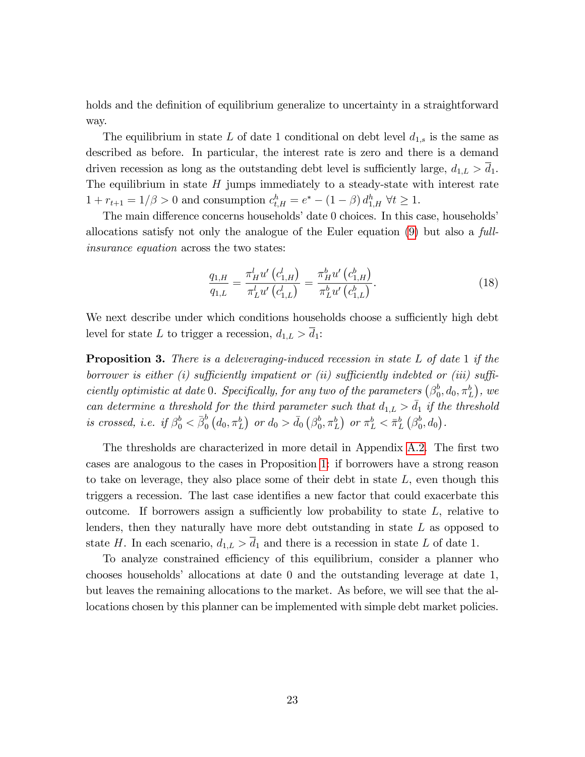holds and the definition of equilibrium generalize to uncertainty in a straightforward way.

The equilibrium in state $L$ of date 1 conditional on debt level $d_{1,s}$ is the same as described as before. In particular, the interest rate is zero and there is a demand driven recession as long as the outstanding debt level is sufficiently large, $d_{1,L} > \overline{d}_1$. The equilibrium in state $H$ jumps immediately to a steady-state with interest rate $1 + r_{t+1} = 1/\beta > 0$ and consumption $c^h_{t,H} = e^* - (1-\beta)\, d^h_{1,H}$ $\forall t \geq 1$.

The main difference concerns households' date 0 choices. In this case, households' allocations satisfy not only the analogue of the Euler equation (9) but also a *full-insurance equation* across the two states:

$$\frac{q_{1,H}}{q_{1,L}} = \frac{\pi^l_H u'\left(c^l_{1,H}\right)}{\pi^l_L u'\left(c^l_{1,L}\right)} = \frac{\pi^b_H u'\left(c^b_{1,H}\right)}{\pi^b_L u'\left(c^b_{1,L}\right)}. \tag{18}$$

We next describe under which conditions households choose a sufficiently high debt level for state $L$ to trigger a recession, $d_{1,L} > \overline{d}_1$:

**Proposition 3.** *There is a deleveraging-induced recession in state $L$ of date 1 if the borrower is either (i) sufficiently impatient or (ii) sufficiently indebted or (iii) sufficiently optimistic at date 0. Specifically, for any two of the parameters $\left(\beta^b_0, d_0, \pi^b_L\right)$, we can determine a threshold for the third parameter such that $d_{1,L} > \bar{d}_1$ if the threshold is crossed, i.e. if $\beta^b_0 < \bar{\beta}^b_0\left(d_0, \pi^b_L\right)$ or $d_0 > \bar{d}_0\left(\beta^b_0, \pi^b_L\right)$ or $\pi^b_L < \bar{\pi}^b_L\left(\beta^b_0, d_0\right)$.*

The thresholds are characterized in more detail in Appendix A.2. The first two cases are analogous to the cases in Proposition 1: if borrowers have a strong reason to take on leverage, they also place some of their debt in state $L$, even though this triggers a recession. The last case identifies a new factor that could exacerbate this outcome. If borrowers assign a sufficiently low probability to state $L$, relative to lenders, then they naturally have more debt outstanding in state $L$ as opposed to state $H$. In each scenario, $d_{1,L} > \overline{d}_1$ and there is a recession in state $L$ of date 1.

To analyze constrained efficiency of this equilibrium, consider a planner who chooses households' allocations at date 0 and the outstanding leverage at date 1, but leaves the remaining allocations to the market. As before, we will see that the allocations chosen by this planner can be implemented with simple debt market policies.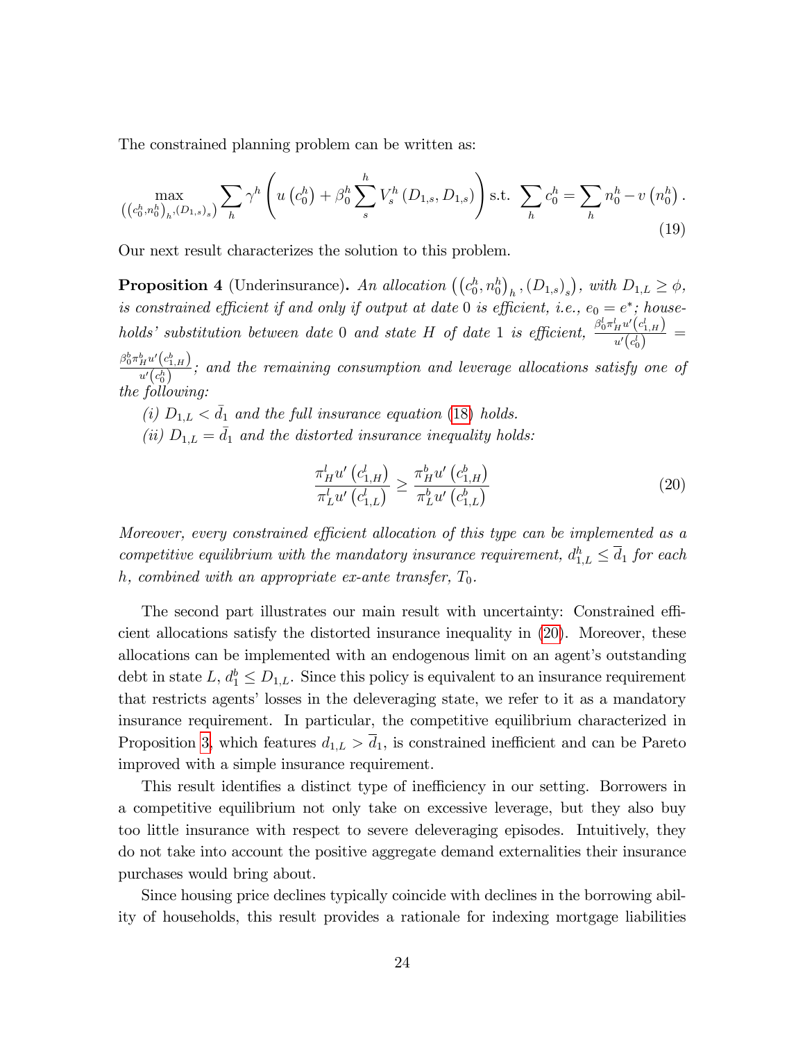The constrained planning problem can be written as:

$$\max_{\left(\left(c_0^h, n_0^h\right)_h, \left(D_{1,s}\right)_s\right)} \sum_h \gamma^h \left( u\left(c_0^h\right) + \beta_0^h \sum_s^h V_s^h\left(D_{1,s}, D_{1,s}\right) \right) \text{ s.t. } \sum_h c_0^h = \sum_h n_0^h - v\left(n_0^h\right). \tag{19}$$

Our next result characterizes the solution to this problem.

**Proposition 4** (Underinsurance)**.** *An allocation $\left(\left(c_0^h, n_0^h\right)_h, \left(D_{1,s}\right)_s\right)$, with $D_{1,L} \geq \phi$, is constrained efficient if and only if output at date 0 is efficient, i.e., $e_0 = e^*$; households' substitution between date 0 and state $H$ of date 1 is efficient, $\frac{\beta_0^l \pi_H^l u'\left(c_{1,H}^l\right)}{u'\left(c_0^l\right)} = \frac{\beta_0^b \pi_H^b u'\left(c_{1,H}^b\right)}{u'\left(c_0^b\right)}$; and the remaining consumption and leverage allocations satisfy one of the following:*

*(i) $D_{1,L} < \bar{d}_1$ and the full insurance equation (18) holds.*

*(ii) $D_{1,L} = \bar{d}_1$ and the distorted insurance inequality holds:*

$$\frac{\pi_H^l u'\left(c_{1,H}^l\right)}{\pi_L^l u'\left(c_{1,L}^l\right)} \geq \frac{\pi_H^b u'\left(c_{1,H}^b\right)}{\pi_L^b u'\left(c_{1,L}^b\right)} \tag{20}$$

*Moreover, every constrained efficient allocation of this type can be implemented as a competitive equilibrium with the mandatory insurance requirement, $d_{1,L}^h \leq \overline{d}_1$ for each $h$, combined with an appropriate ex-ante transfer, $T_0$.*

The second part illustrates our main result with uncertainty: Constrained efficient allocations satisfy the distorted insurance inequality in (20). Moreover, these allocations can be implemented with an endogenous limit on an agent's outstanding debt in state $L$, $d_1^b \leq D_{1,L}$. Since this policy is equivalent to an insurance requirement that restricts agents' losses in the deleveraging state, we refer to it as a mandatory insurance requirement. In particular, the competitive equilibrium characterized in Proposition 3, which features $d_{1,L} > \overline{d}_1$, is constrained inefficient and can be Pareto improved with a simple insurance requirement.

This result identifies a distinct type of inefficiency in our setting. Borrowers in a competitive equilibrium not only take on excessive leverage, but they also buy too little insurance with respect to severe deleveraging episodes. Intuitively, they do not take into account the positive aggregate demand externalities their insurance purchases would bring about.

Since housing price declines typically coincide with declines in the borrowing ability of households, this result provides a rationale for indexing mortgage liabilities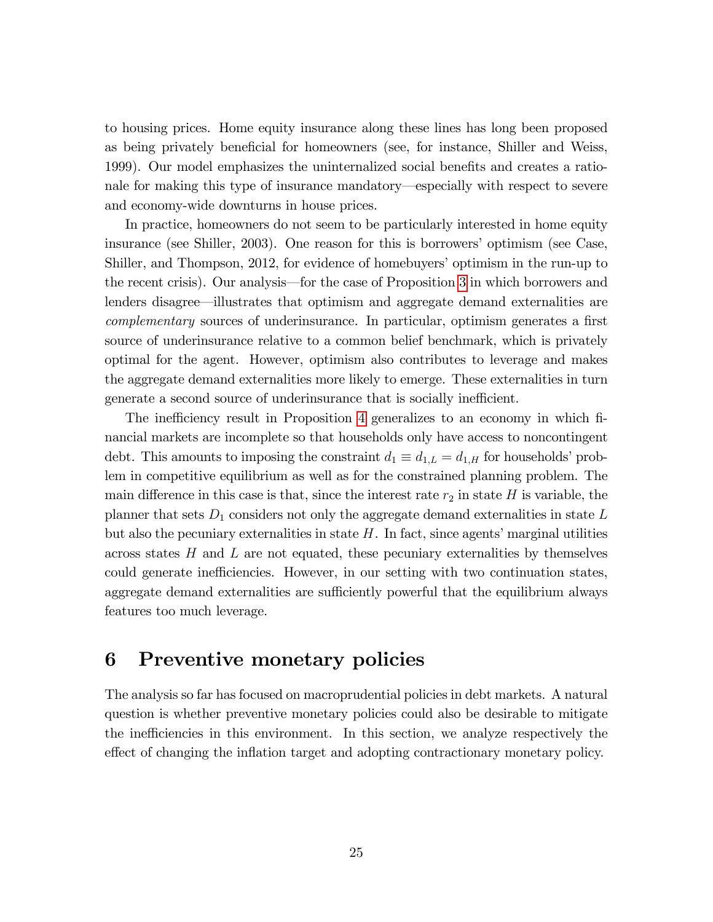to housing prices. Home equity insurance along these lines has long been proposed as being privately beneficial for homeowners (see, for instance, Shiller and Weiss, 1999). Our model emphasizes the uninternalized social benefits and creates a rationale for making this type of insurance mandatory—especially with respect to severe and economy-wide downturns in house prices.

In practice, homeowners do not seem to be particularly interested in home equity insurance (see Shiller, 2003). One reason for this is borrowers' optimism (see Case, Shiller, and Thompson, 2012, for evidence of homebuyers' optimism in the run-up to the recent crisis). Our analysis—for the case of Proposition 3 in which borrowers and lenders disagree—illustrates that optimism and aggregate demand externalities are *complementary* sources of underinsurance. In particular, optimism generates a first source of underinsurance relative to a common belief benchmark, which is privately optimal for the agent. However, optimism also contributes to leverage and makes the aggregate demand externalities more likely to emerge. These externalities in turn generate a second source of underinsurance that is socially inefficient.

The inefficiency result in Proposition 4 generalizes to an economy in which financial markets are incomplete so that households only have access to noncontingent debt. This amounts to imposing the constraint $d_1 \equiv d_{1,L} = d_{1,H}$ for households' problem in competitive equilibrium as well as for the constrained planning problem. The main difference in this case is that, since the interest rate $r_2$ in state $H$ is variable, the planner that sets $D_1$ considers not only the aggregate demand externalities in state $L$ but also the pecuniary externalities in state $H$. In fact, since agents' marginal utilities across states $H$ and $L$ are not equated, these pecuniary externalities by themselves could generate inefficiencies. However, in our setting with two continuation states, aggregate demand externalities are sufficiently powerful that the equilibrium always features too much leverage.

# 6 Preventive monetary policies

The analysis so far has focused on macroprudential policies in debt markets. A natural question is whether preventive monetary policies could also be desirable to mitigate the inefficiencies in this environment. In this section, we analyze respectively the effect of changing the inflation target and adopting contractionary monetary policy.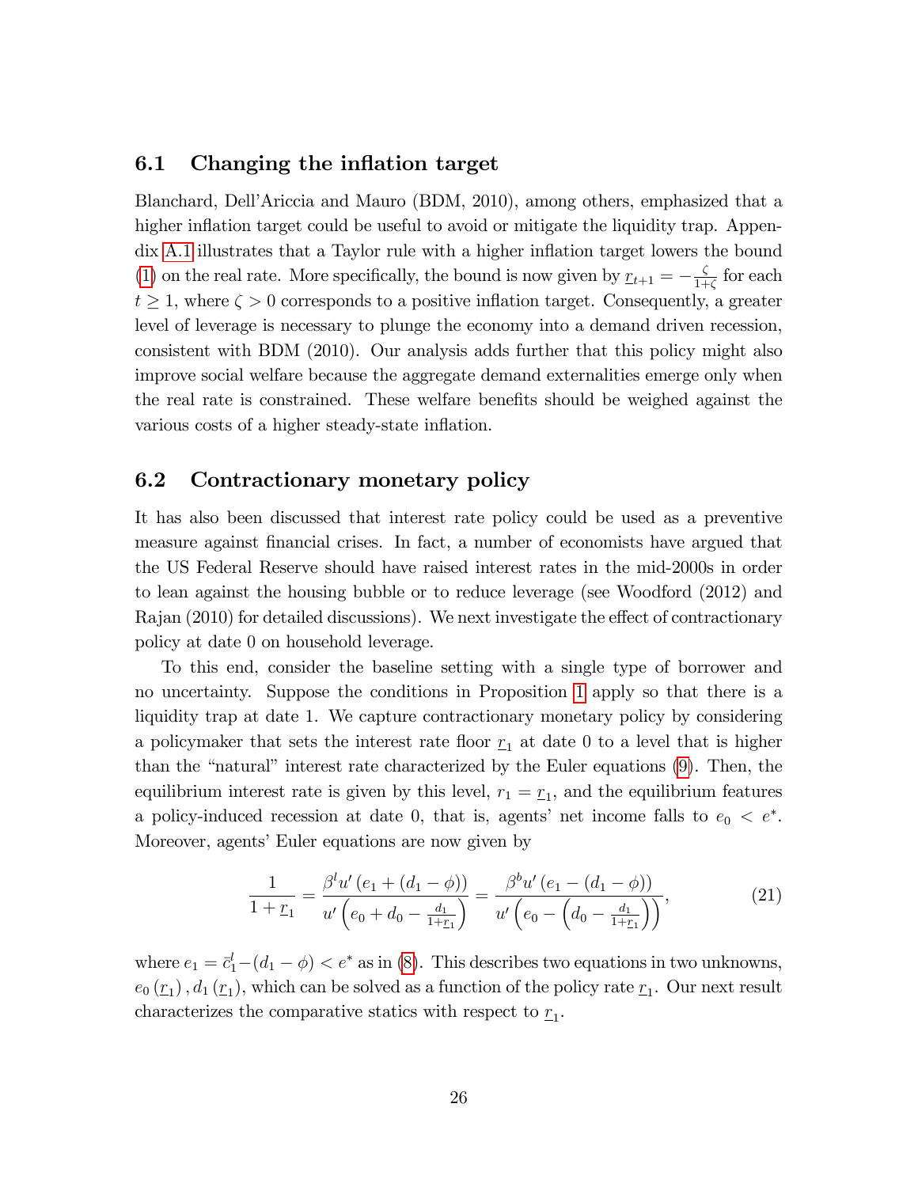### 6.1 Changing the inflation target

Blanchard, Dell'Ariccia and Mauro (BDM, 2010), among others, emphasized that a higher inflation target could be useful to avoid or mitigate the liquidity trap. Appendix A.1 illustrates that a Taylor rule with a higher inflation target lowers the bound (1) on the real rate. More specifically, the bound is now given by $\underline{r}_{t+1} = -\frac{\zeta}{1+\zeta}$ for each $t \geq 1$, where $\zeta > 0$ corresponds to a positive inflation target. Consequently, a greater level of leverage is necessary to plunge the economy into a demand driven recession, consistent with BDM (2010). Our analysis adds further that this policy might also improve social welfare because the aggregate demand externalities emerge only when the real rate is constrained. These welfare benefits should be weighed against the various costs of a higher steady-state inflation.

### 6.2 Contractionary monetary policy

It has also been discussed that interest rate policy could be used as a preventive measure against financial crises. In fact, a number of economists have argued that the US Federal Reserve should have raised interest rates in the mid-2000s in order to lean against the housing bubble or to reduce leverage (see Woodford (2012) and Rajan (2010) for detailed discussions). We next investigate the effect of contractionary policy at date 0 on household leverage.

To this end, consider the baseline setting with a single type of borrower and no uncertainty. Suppose the conditions in Proposition 1 apply so that there is a liquidity trap at date 1. We capture contractionary monetary policy by considering a policymaker that sets the interest rate floor $\underline{r}_1$ at date 0 to a level that is higher than the "natural" interest rate characterized by the Euler equations (9). Then, the equilibrium interest rate is given by this level, $r_1 = \underline{r}_1$, and the equilibrium features a policy-induced recession at date 0, that is, agents' net income falls to $e_0 < e^*$. Moreover, agents' Euler equations are now given by

$$\frac{1}{1+\underline{r}_1} = \frac{\beta^l u'\left(e_1 + (d_1 - \phi)\right)}{u'\left(e_0 + d_0 - \frac{d_1}{1+\underline{r}_1}\right)} = \frac{\beta^b u'\left(e_1 - (d_1 - \phi)\right)}{u'\left(e_0 - \left(d_0 - \frac{d_1}{1+\underline{r}_1}\right)\right)}, \tag{21}$$

where $e_1 = \bar{c}_1^l - (d_1 - \phi) < e^*$ as in (8). This describes two equations in two unknowns, $e_0(\underline{r}_1), d_1(\underline{r}_1)$, which can be solved as a function of the policy rate $\underline{r}_1$. Our next result characterizes the comparative statics with respect to $\underline{r}_1$.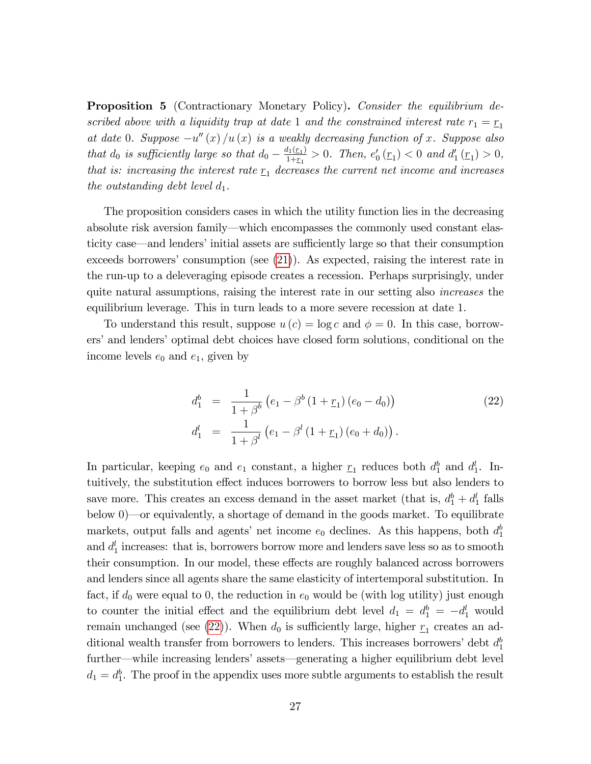**Proposition 5** (Contractionary Monetary Policy)**.** *Consider the equilibrium described above with a liquidity trap at date 1 and the constrained interest rate $r_1 = \underline{r}_1$ at date 0. Suppose $-u''(x)/u(x)$ is a weakly decreasing function of $x$. Suppose also that $d_0$ is sufficiently large so that $d_0 - \frac{d_1(\underline{r}_1)}{1+\underline{r}_1} > 0$. Then, $e_0'(\underline{r}_1) < 0$ and $d_1'(\underline{r}_1) > 0$, that is: increasing the interest rate $\underline{r}_1$ decreases the current net income and increases the outstanding debt level $d_1$.*

The proposition considers cases in which the utility function lies in the decreasing absolute risk aversion family—which encompasses the commonly used constant elasticity case—and lenders' initial assets are sufficiently large so that their consumption exceeds borrowers' consumption (see (21)). As expected, raising the interest rate in the run-up to a deleveraging episode creates a recession. Perhaps surprisingly, under quite natural assumptions, raising the interest rate in our setting also *increases* the equilibrium leverage. This in turn leads to a more severe recession at date 1.

To understand this result, suppose $u(c) = \log c$ and $\phi = 0$. In this case, borrowers' and lenders' optimal debt choices have closed form solutions, conditional on the income levels $e_0$ and $e_1$, given by

$$
\begin{aligned}
d_1^b &= \frac{1}{1+\beta^b}\left(e_1 - \beta^b (1+\underline{r}_1)(e_0 - d_0)\right) \\
d_1^l &= \frac{1}{1+\beta^l}\left(e_1 - \beta^l (1+\underline{r}_1)(e_0 + d_0)\right).
\end{aligned}
\tag{22}
$$

In particular, keeping $e_0$ and $e_1$ constant, a higher $\underline{r}_1$ reduces both $d_1^b$ and $d_1^l$. Intuitively, the substitution effect induces borrowers to borrow less but also lenders to save more. This creates an excess demand in the asset market (that is, $d_1^b + d_1^l$ falls below 0)—or equivalently, a shortage of demand in the goods market. To equilibrate markets, output falls and agents' net income $e_0$ declines. As this happens, both $d_1^b$ and $d_1^l$ increases: that is, borrowers borrow more and lenders save less so as to smooth their consumption. In our model, these effects are roughly balanced across borrowers and lenders since all agents share the same elasticity of intertemporal substitution. In fact, if $d_0$ were equal to 0, the reduction in $e_0$ would be (with log utility) just enough to counter the initial effect and the equilibrium debt level $d_1 = d_1^b = -d_1^l$ would remain unchanged (see (22)). When $d_0$ is sufficiently large, higher $\underline{r}_1$ creates an additional wealth transfer from borrowers to lenders. This increases borrowers' debt $d_1^b$ further—while increasing lenders' assets—generating a higher equilibrium debt level $d_1 = d_1^b$. The proof in the appendix uses more subtle arguments to establish the result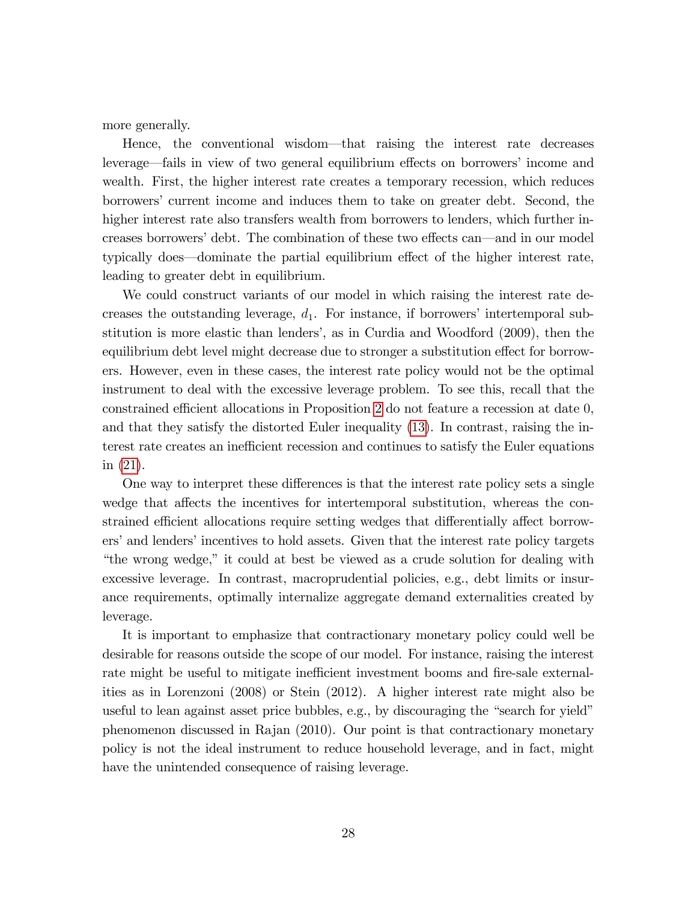more generally.

Hence, the conventional wisdom—that raising the interest rate decreases leverage—fails in view of two general equilibrium effects on borrowers' income and wealth. First, the higher interest rate creates a temporary recession, which reduces borrowers' current income and induces them to take on greater debt. Second, the higher interest rate also transfers wealth from borrowers to lenders, which further increases borrowers' debt. The combination of these two effects can—and in our model typically does—dominate the partial equilibrium effect of the higher interest rate, leading to greater debt in equilibrium.

We could construct variants of our model in which raising the interest rate decreases the outstanding leverage, $d_1$. For instance, if borrowers' intertemporal substitution is more elastic than lenders', as in Curdia and Woodford (2009), then the equilibrium debt level might decrease due to stronger a substitution effect for borrowers. However, even in these cases, the interest rate policy would not be the optimal instrument to deal with the excessive leverage problem. To see this, recall that the constrained efficient allocations in Proposition 2 do not feature a recession at date 0, and that they satisfy the distorted Euler inequality (13). In contrast, raising the interest rate creates an inefficient recession and continues to satisfy the Euler equations in (21).

One way to interpret these differences is that the interest rate policy sets a single wedge that affects the incentives for intertemporal substitution, whereas the constrained efficient allocations require setting wedges that differentially affect borrowers' and lenders' incentives to hold assets. Given that the interest rate policy targets "the wrong wedge," it could at best be viewed as a crude solution for dealing with excessive leverage. In contrast, macroprudential policies, e.g., debt limits or insurance requirements, optimally internalize aggregate demand externalities created by leverage.

It is important to emphasize that contractionary monetary policy could well be desirable for reasons outside the scope of our model. For instance, raising the interest rate might be useful to mitigate inefficient investment booms and fire-sale externalities as in Lorenzoni (2008) or Stein (2012). A higher interest rate might also be useful to lean against asset price bubbles, e.g., by discouraging the "search for yield" phenomenon discussed in Rajan (2010). Our point is that contractionary monetary policy is not the ideal instrument to reduce household leverage, and in fact, might have the unintended consequence of raising leverage.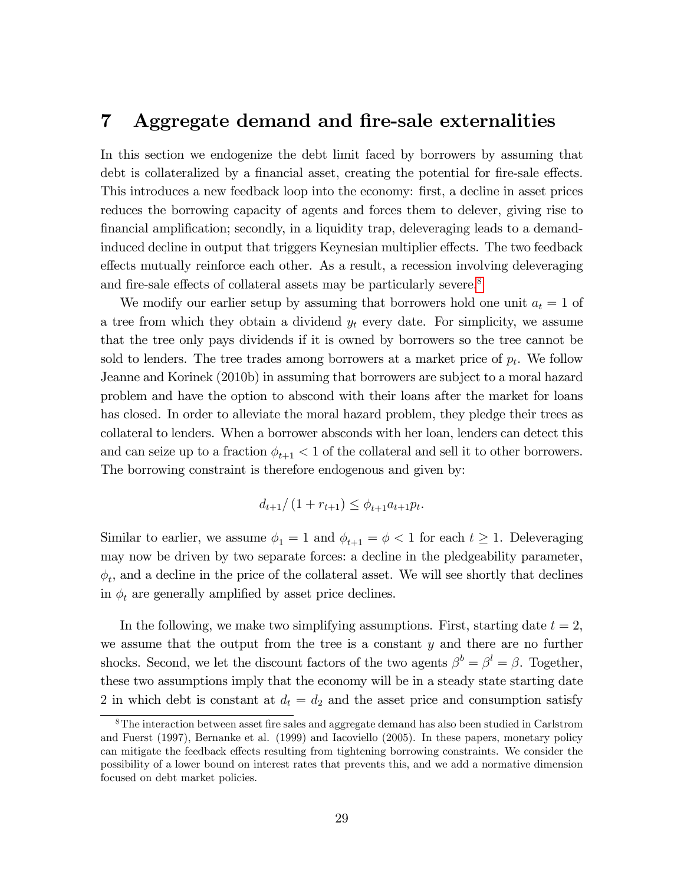# 7 Aggregate demand and fire-sale externalities

In this section we endogenize the debt limit faced by borrowers by assuming that debt is collateralized by a financial asset, creating the potential for fire-sale effects. This introduces a new feedback loop into the economy: first, a decline in asset prices reduces the borrowing capacity of agents and forces them to delever, giving rise to financial amplification; secondly, in a liquidity trap, deleveraging leads to a demand-induced decline in output that triggers Keynesian multiplier effects. The two feedback effects mutually reinforce each other. As a result, a recession involving deleveraging and fire-sale effects of collateral assets may be particularly severe.[8]

We modify our earlier setup by assuming that borrowers hold one unit $a_t = 1$ of a tree from which they obtain a dividend $y_t$ every date. For simplicity, we assume that the tree only pays dividends if it is owned by borrowers so the tree cannot be sold to lenders. The tree trades among borrowers at a market price of $p_t$. We follow Jeanne and Korinek (2010b) in assuming that borrowers are subject to a moral hazard problem and have the option to abscond with their loans after the market for loans has closed. In order to alleviate the moral hazard problem, they pledge their trees as collateral to lenders. When a borrower absconds with her loan, lenders can detect this and can seize up to a fraction $\phi_{t+1} < 1$ of the collateral and sell it to other borrowers. The borrowing constraint is therefore endogenous and given by:

$$d_{t+1}/\left(1 + r_{t+1}\right) \leq \phi_{t+1} a_{t+1} p_t.$$

Similar to earlier, we assume $\phi_1 = 1$ and $\phi_{t+1} = \phi < 1$ for each $t \geq 1$. Deleveraging may now be driven by two separate forces: a decline in the pledgeability parameter, $\phi_t$, and a decline in the price of the collateral asset. We will see shortly that declines in $\phi_t$ are generally amplified by asset price declines.

In the following, we make two simplifying assumptions. First, starting date $t = 2$, we assume that the output from the tree is a constant $y$ and there are no further shocks. Second, we let the discount factors of the two agents $\beta^b = \beta^l = \beta$. Together, these two assumptions imply that the economy will be in a steady state starting date 2 in which debt is constant at $d_t = d_2$ and the asset price and consumption satisfy

[8] The interaction between asset fire sales and aggregate demand has also been studied in Carlstrom and Fuerst (1997), Bernanke et al. (1999) and Iacoviello (2005). In these papers, monetary policy can mitigate the feedback effects resulting from tightening borrowing constraints. We consider the possibility of a lower bound on interest rates that prevents this, and we add a normative dimension focused on debt market policies.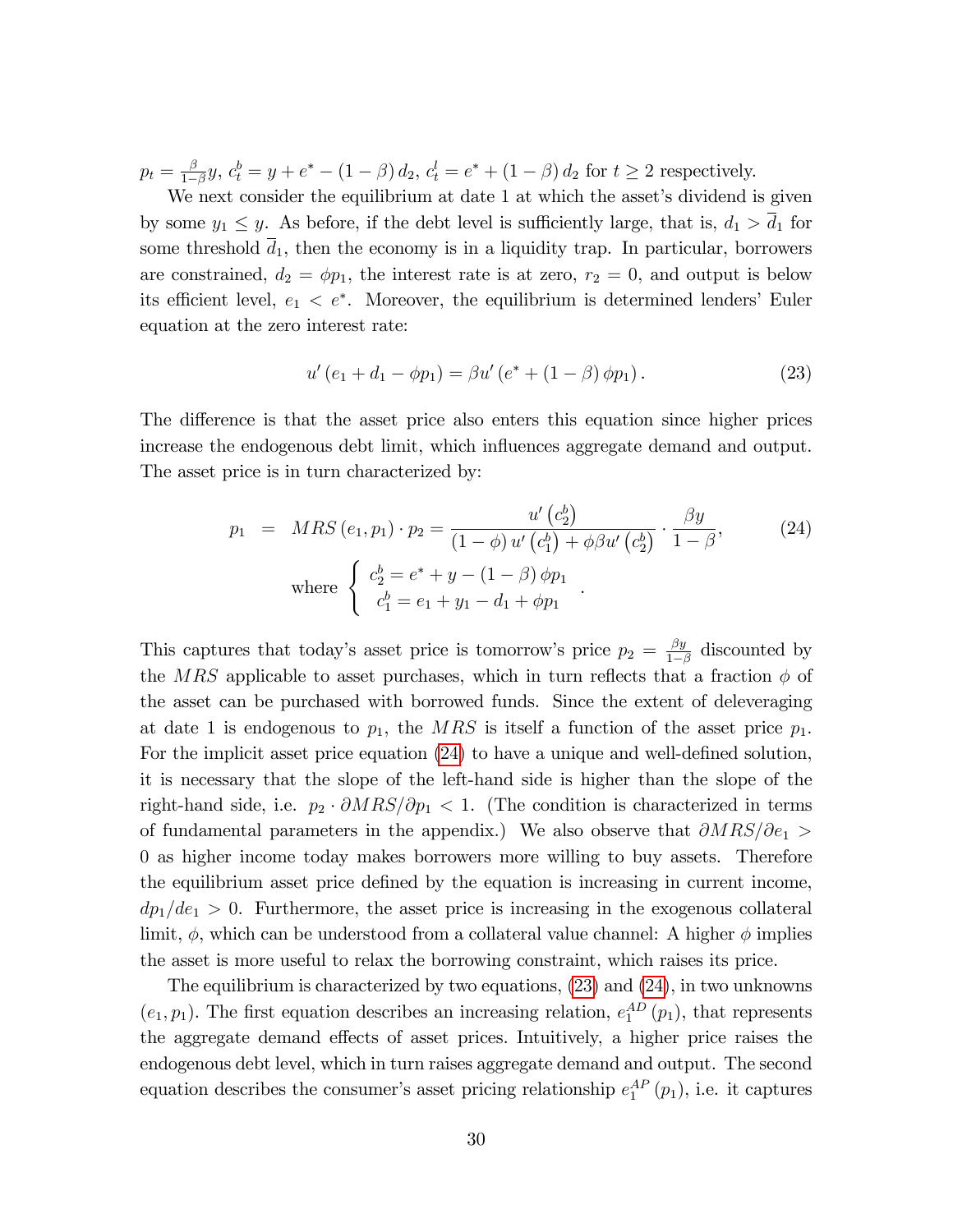$p_t = \frac{\beta}{1-\beta} y$, $c_t^b = y + e^* - (1-\beta) d_2$, $c_t^l = e^* + (1-\beta) d_2$ for $t \geq 2$ respectively.

We next consider the equilibrium at date 1 at which the asset's dividend is given by some $y_1 \leq y$. As before, if the debt level is sufficiently large, that is, $d_1 > \overline{d}_1$ for some threshold $\overline{d}_1$, then the economy is in a liquidity trap. In particular, borrowers are constrained, $d_2 = \phi p_1$, the interest rate is at zero, $r_2 = 0$, and output is below its efficient level, $e_1 < e^*$. Moreover, the equilibrium is determined lenders' Euler equation at the zero interest rate:

$$u'(e_1 + d_1 - \phi p_1) = \beta u'(e^* + (1-\beta)\phi p_1). \tag{23}$$

The difference is that the asset price also enters this equation since higher prices increase the endogenous debt limit, which influences aggregate demand and output. The asset price is in turn characterized by:

$$p_1 = MRS(e_1, p_1) \cdot p_2 = \frac{u'(c_2^b)}{(1-\phi) u'(c_1^b) + \phi \beta u'(c_2^b)} \cdot \frac{\beta y}{1-\beta}, \tag{24}$$

$$\text{where } \begin{cases} c_2^b = e^* + y - (1-\beta)\phi p_1 \\ c_1^b = e_1 + y_1 - d_1 + \phi p_1 \end{cases}.$$

This captures that today's asset price is tomorrow's price $p_2 = \frac{\beta y}{1-\beta}$ discounted by the $MRS$ applicable to asset purchases, which in turn reflects that a fraction $\phi$ of the asset can be purchased with borrowed funds. Since the extent of deleveraging at date 1 is endogenous to $p_1$, the $MRS$ is itself a function of the asset price $p_1$. For the implicit asset price equation (24) to have a unique and well-defined solution, it is necessary that the slope of the left-hand side is higher than the slope of the right-hand side, i.e. $p_2 \cdot \partial MRS / \partial p_1 < 1$. (The condition is characterized in terms of fundamental parameters in the appendix.) We also observe that $\partial MRS / \partial e_1 > 0$ as higher income today makes borrowers more willing to buy assets. Therefore the equilibrium asset price defined by the equation is increasing in current income, $dp_1/de_1 > 0$. Furthermore, the asset price is increasing in the exogenous collateral limit, $\phi$, which can be understood from a collateral value channel: A higher $\phi$ implies the asset is more useful to relax the borrowing constraint, which raises its price.

The equilibrium is characterized by two equations, (23) and (24), in two unknowns $(e_1, p_1)$. The first equation describes an increasing relation, $e_1^{AD}(p_1)$, that represents the aggregate demand effects of asset prices. Intuitively, a higher price raises the endogenous debt level, which in turn raises aggregate demand and output. The second equation describes the consumer's asset pricing relationship $e_1^{AP}(p_1)$, i.e. it captures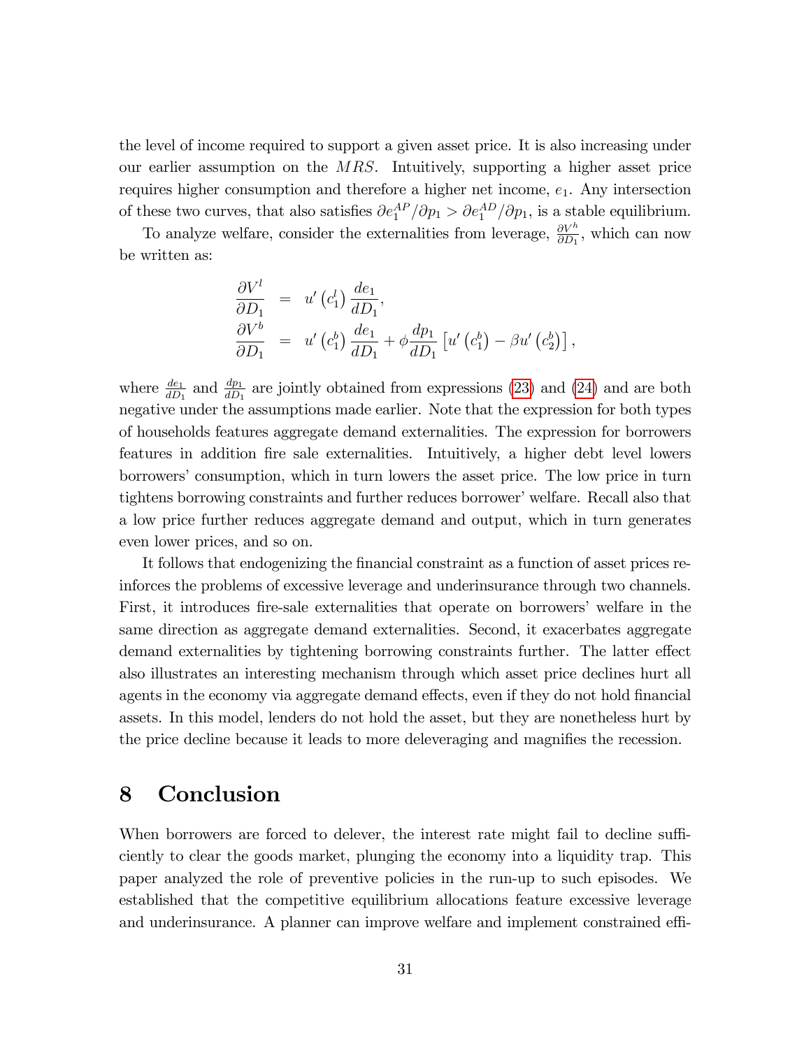the level of income required to support a given asset price. It is also increasing under our earlier assumption on the $MRS$. Intuitively, supporting a higher asset price requires higher consumption and therefore a higher net income, $e_1$. Any intersection of these two curves, that also satisfies $\partial e_1^{AP}/\partial p_1 > \partial e_1^{AD}/\partial p_1$, is a stable equilibrium.

To analyze welfare, consider the externalities from leverage, $\frac{\partial V^h}{\partial D_1}$, which can now be written as:

$$
\begin{aligned}
\frac{\partial V^l}{\partial D_1} &= u'\left(c_1^l\right) \frac{de_1}{dD_1}, \\
\frac{\partial V^b}{\partial D_1} &= u'\left(c_1^b\right) \frac{de_1}{dD_1} + \phi \frac{dp_1}{dD_1} \left[u'\left(c_1^b\right) - \beta u'\left(c_2^b\right)\right],
\end{aligned}
$$

where $\frac{de_1}{dD_1}$ and $\frac{dp_1}{dD_1}$ are jointly obtained from expressions (23) and (24) and are both negative under the assumptions made earlier. Note that the expression for both types of households features aggregate demand externalities. The expression for borrowers features in addition fire sale externalities. Intuitively, a higher debt level lowers borrowers' consumption, which in turn lowers the asset price. The low price in turn tightens borrowing constraints and further reduces borrower' welfare. Recall also that a low price further reduces aggregate demand and output, which in turn generates even lower prices, and so on.

It follows that endogenizing the financial constraint as a function of asset prices reinforces the problems of excessive leverage and underinsurance through two channels. First, it introduces fire-sale externalities that operate on borrowers' welfare in the same direction as aggregate demand externalities. Second, it exacerbates aggregate demand externalities by tightening borrowing constraints further. The latter effect also illustrates an interesting mechanism through which asset price declines hurt all agents in the economy via aggregate demand effects, even if they do not hold financial assets. In this model, lenders do not hold the asset, but they are nonetheless hurt by the price decline because it leads to more deleveraging and magnifies the recession.

# 8 Conclusion

When borrowers are forced to delever, the interest rate might fail to decline sufficiently to clear the goods market, plunging the economy into a liquidity trap. This paper analyzed the role of preventive policies in the run-up to such episodes. We established that the competitive equilibrium allocations feature excessive leverage and underinsurance. A planner can improve welfare and implement constrained effi-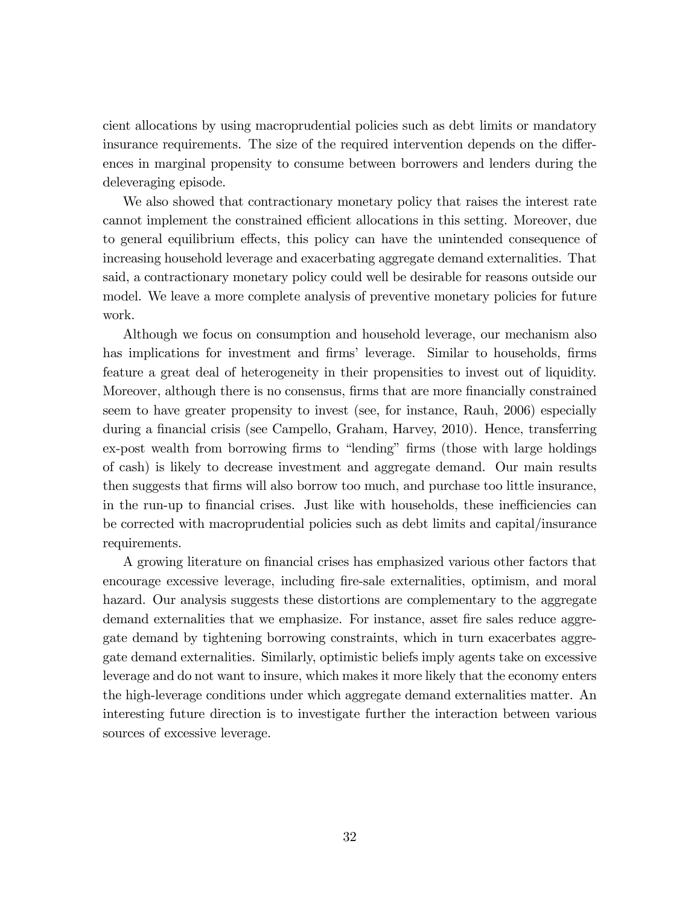cient allocations by using macroprudential policies such as debt limits or mandatory insurance requirements. The size of the required intervention depends on the differences in marginal propensity to consume between borrowers and lenders during the deleveraging episode.

We also showed that contractionary monetary policy that raises the interest rate cannot implement the constrained efficient allocations in this setting. Moreover, due to general equilibrium effects, this policy can have the unintended consequence of increasing household leverage and exacerbating aggregate demand externalities. That said, a contractionary monetary policy could well be desirable for reasons outside our model. We leave a more complete analysis of preventive monetary policies for future work.

Although we focus on consumption and household leverage, our mechanism also has implications for investment and firms' leverage. Similar to households, firms feature a great deal of heterogeneity in their propensities to invest out of liquidity. Moreover, although there is no consensus, firms that are more financially constrained seem to have greater propensity to invest (see, for instance, Rauh, 2006) especially during a financial crisis (see Campello, Graham, Harvey, 2010). Hence, transferring ex-post wealth from borrowing firms to "lending" firms (those with large holdings of cash) is likely to decrease investment and aggregate demand. Our main results then suggests that firms will also borrow too much, and purchase too little insurance, in the run-up to financial crises. Just like with households, these inefficiencies can be corrected with macroprudential policies such as debt limits and capital/insurance requirements.

A growing literature on financial crises has emphasized various other factors that encourage excessive leverage, including fire-sale externalities, optimism, and moral hazard. Our analysis suggests these distortions are complementary to the aggregate demand externalities that we emphasize. For instance, asset fire sales reduce aggregate demand by tightening borrowing constraints, which in turn exacerbates aggregate demand externalities. Similarly, optimistic beliefs imply agents take on excessive leverage and do not want to insure, which makes it more likely that the economy enters the high-leverage conditions under which aggregate demand externalities matter. An interesting future direction is to investigate further the interaction between various sources of excessive leverage.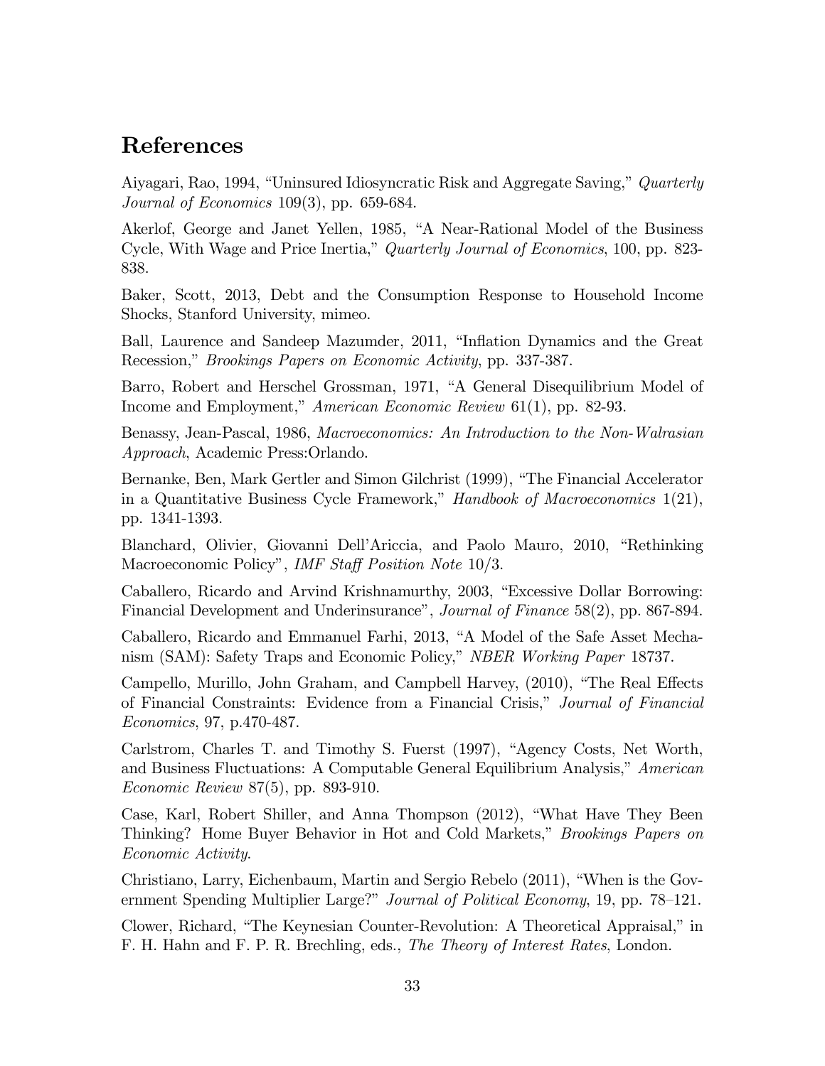# References

Aiyagari, Rao, 1994, "Uninsured Idiosyncratic Risk and Aggregate Saving," *Quarterly Journal of Economics* 109(3), pp. 659-684.

Akerlof, George and Janet Yellen, 1985, "A Near-Rational Model of the Business Cycle, With Wage and Price Inertia," *Quarterly Journal of Economics*, 100, pp. 823-838.

Baker, Scott, 2013, Debt and the Consumption Response to Household Income Shocks, Stanford University, mimeo.

Ball, Laurence and Sandeep Mazumder, 2011, "Inflation Dynamics and the Great Recession," *Brookings Papers on Economic Activity*, pp. 337-387.

Barro, Robert and Herschel Grossman, 1971, "A General Disequilibrium Model of Income and Employment," *American Economic Review* 61(1), pp. 82-93.

Benassy, Jean-Pascal, 1986, *Macroeconomics: An Introduction to the Non-Walrasian Approach*, Academic Press:Orlando.

Bernanke, Ben, Mark Gertler and Simon Gilchrist (1999), "The Financial Accelerator in a Quantitative Business Cycle Framework," *Handbook of Macroeconomics* 1(21), pp. 1341-1393.

Blanchard, Olivier, Giovanni Dell'Ariccia, and Paolo Mauro, 2010, "Rethinking Macroeconomic Policy", *IMF Staff Position Note* 10/3.

Caballero, Ricardo and Arvind Krishnamurthy, 2003, "Excessive Dollar Borrowing: Financial Development and Underinsurance", *Journal of Finance* 58(2), pp. 867-894.

Caballero, Ricardo and Emmanuel Farhi, 2013, "A Model of the Safe Asset Mechanism (SAM): Safety Traps and Economic Policy," *NBER Working Paper* 18737.

Campello, Murillo, John Graham, and Campbell Harvey, (2010), "The Real Effects of Financial Constraints: Evidence from a Financial Crisis," *Journal of Financial Economics*, 97, p.470-487.

Carlstrom, Charles T. and Timothy S. Fuerst (1997), "Agency Costs, Net Worth, and Business Fluctuations: A Computable General Equilibrium Analysis," *American Economic Review* 87(5), pp. 893-910.

Case, Karl, Robert Shiller, and Anna Thompson (2012), "What Have They Been Thinking? Home Buyer Behavior in Hot and Cold Markets," *Brookings Papers on Economic Activity*.

Christiano, Larry, Eichenbaum, Martin and Sergio Rebelo (2011), "When is the Government Spending Multiplier Large?" *Journal of Political Economy*, 19, pp. 78–121.

Clower, Richard, "The Keynesian Counter-Revolution: A Theoretical Appraisal," in F. H. Hahn and F. P. R. Brechling, eds., *The Theory of Interest Rates*, London.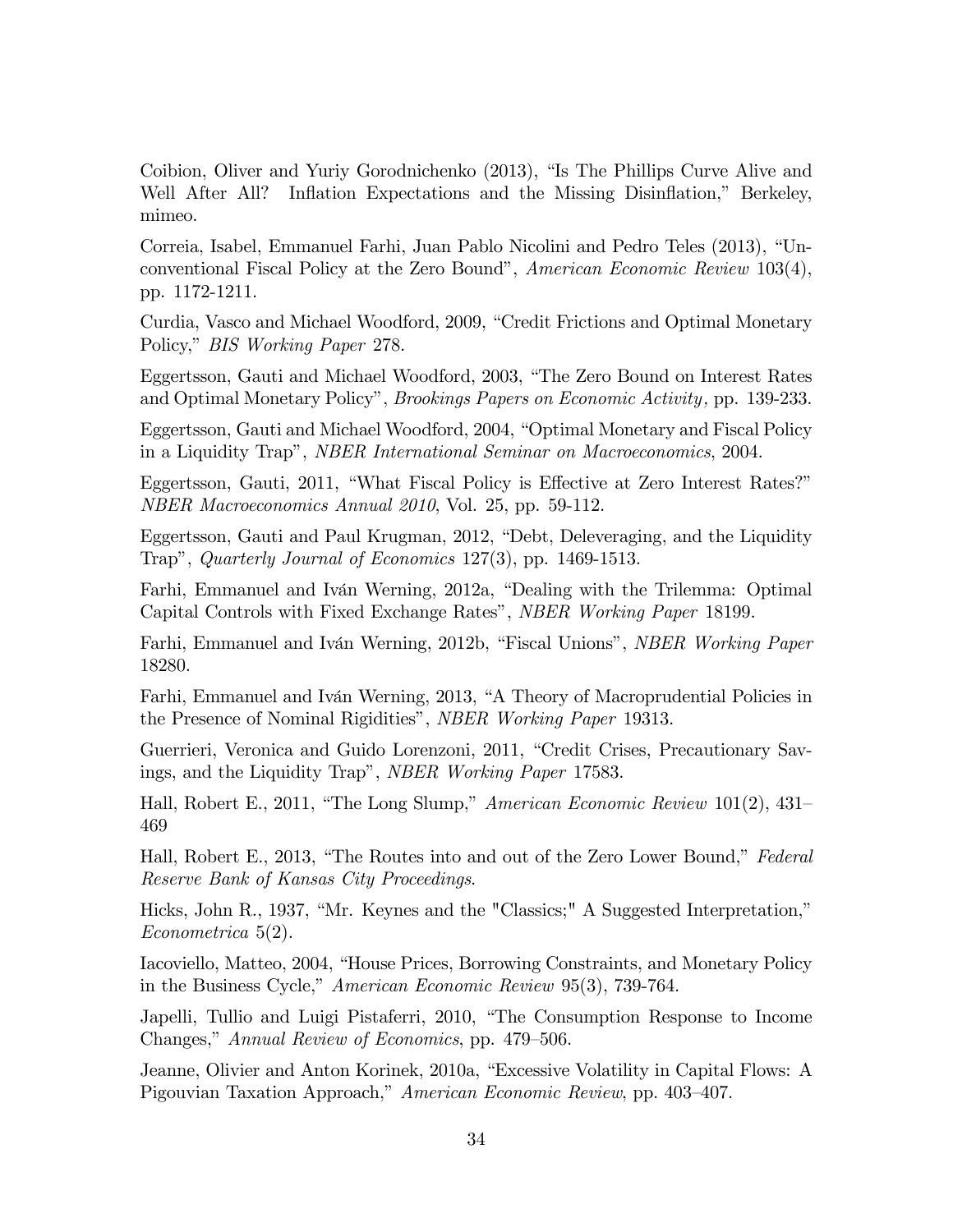Coibion, Oliver and Yuriy Gorodnichenko (2013), "Is The Phillips Curve Alive and Well After All? Inflation Expectations and the Missing Disinflation," Berkeley, mimeo.

Correia, Isabel, Emmanuel Farhi, Juan Pablo Nicolini and Pedro Teles (2013), "Unconventional Fiscal Policy at the Zero Bound", *American Economic Review* 103(4), pp. 1172-1211.

Curdia, Vasco and Michael Woodford, 2009, "Credit Frictions and Optimal Monetary Policy," *BIS Working Paper* 278.

Eggertsson, Gauti and Michael Woodford, 2003, "The Zero Bound on Interest Rates and Optimal Monetary Policy", *Brookings Papers on Economic Activity,* pp. 139-233.

Eggertsson, Gauti and Michael Woodford, 2004, "Optimal Monetary and Fiscal Policy in a Liquidity Trap", *NBER International Seminar on Macroeconomics*, 2004.

Eggertsson, Gauti, 2011, "What Fiscal Policy is Effective at Zero Interest Rates?" *NBER Macroeconomics Annual 2010*, Vol. 25, pp. 59-112.

Eggertsson, Gauti and Paul Krugman, 2012, "Debt, Deleveraging, and the Liquidity Trap", *Quarterly Journal of Economics* 127(3), pp. 1469-1513.

Farhi, Emmanuel and Iván Werning, 2012a, "Dealing with the Trilemma: Optimal Capital Controls with Fixed Exchange Rates", *NBER Working Paper* 18199.

Farhi, Emmanuel and Iván Werning, 2012b, "Fiscal Unions", *NBER Working Paper* 18280.

Farhi, Emmanuel and Iván Werning, 2013, "A Theory of Macroprudential Policies in the Presence of Nominal Rigidities", *NBER Working Paper* 19313.

Guerrieri, Veronica and Guido Lorenzoni, 2011, "Credit Crises, Precautionary Savings, and the Liquidity Trap", *NBER Working Paper* 17583.

Hall, Robert E., 2011, "The Long Slump," *American Economic Review* 101(2), 431–469

Hall, Robert E., 2013, "The Routes into and out of the Zero Lower Bound," *Federal Reserve Bank of Kansas City Proceedings*.

Hicks, John R., 1937, "Mr. Keynes and the "Classics;" A Suggested Interpretation," *Econometrica* 5(2).

Iacoviello, Matteo, 2004, "House Prices, Borrowing Constraints, and Monetary Policy in the Business Cycle," *American Economic Review* 95(3), 739-764.

Japelli, Tullio and Luigi Pistaferri, 2010, "The Consumption Response to Income Changes," *Annual Review of Economics*, pp. 479–506.

Jeanne, Olivier and Anton Korinek, 2010a, "Excessive Volatility in Capital Flows: A Pigouvian Taxation Approach," *American Economic Review*, pp. 403–407.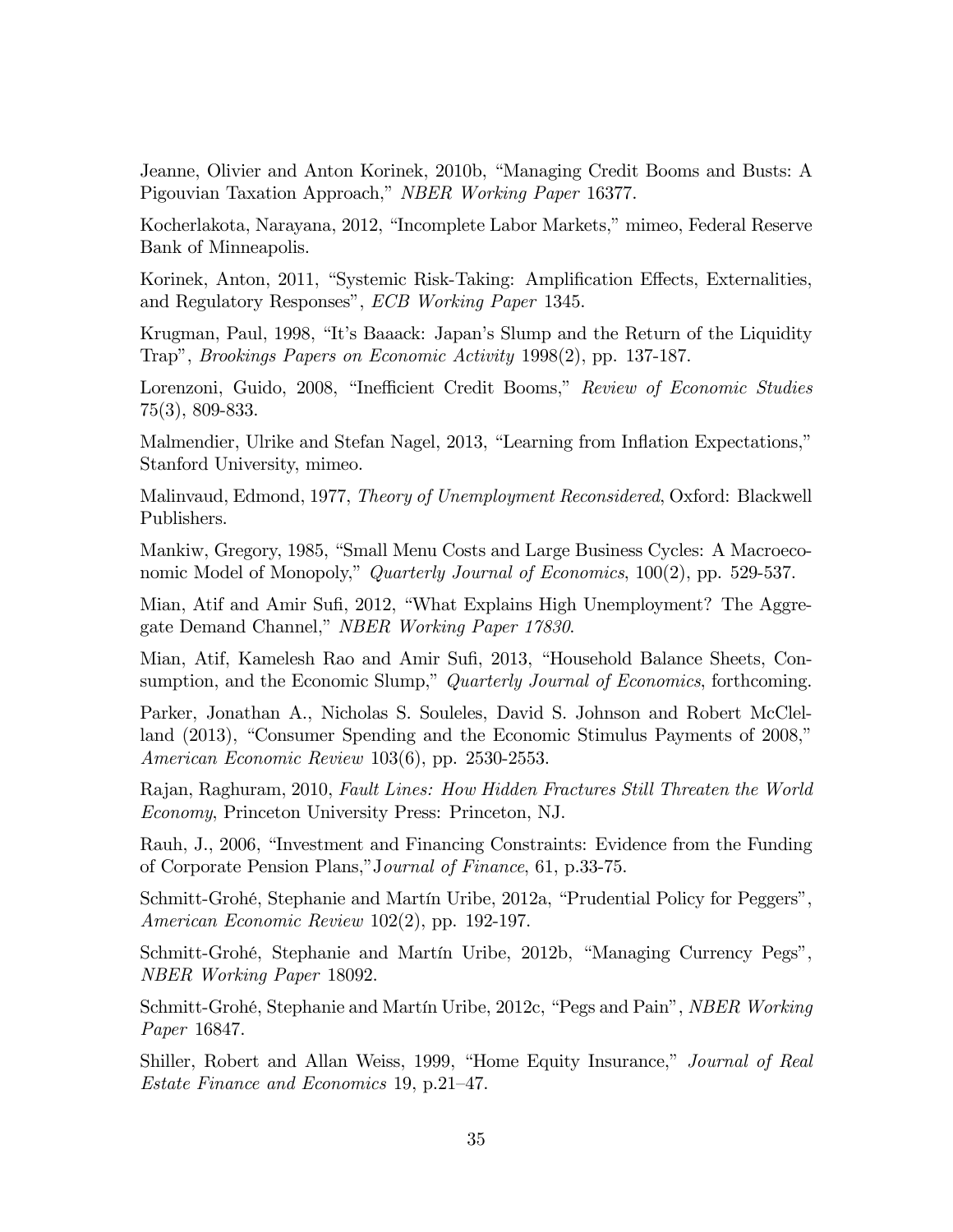Jeanne, Olivier and Anton Korinek, 2010b, "Managing Credit Booms and Busts: A Pigouvian Taxation Approach," *NBER Working Paper* 16377.

Kocherlakota, Narayana, 2012, "Incomplete Labor Markets," mimeo, Federal Reserve Bank of Minneapolis.

Korinek, Anton, 2011, "Systemic Risk-Taking: Amplification Effects, Externalities, and Regulatory Responses", *ECB Working Paper* 1345.

Krugman, Paul, 1998, "It's Baaack: Japan's Slump and the Return of the Liquidity Trap", *Brookings Papers on Economic Activity* 1998(2), pp. 137-187.

Lorenzoni, Guido, 2008, "Inefficient Credit Booms," *Review of Economic Studies* 75(3), 809-833.

Malmendier, Ulrike and Stefan Nagel, 2013, "Learning from Inflation Expectations," Stanford University, mimeo.

Malinvaud, Edmond, 1977, *Theory of Unemployment Reconsidered*, Oxford: Blackwell Publishers.

Mankiw, Gregory, 1985, "Small Menu Costs and Large Business Cycles: A Macroeconomic Model of Monopoly," *Quarterly Journal of Economics*, 100(2), pp. 529-537.

Mian, Atif and Amir Sufi, 2012, "What Explains High Unemployment? The Aggregate Demand Channel," *NBER Working Paper 17830*.

Mian, Atif, Kamelesh Rao and Amir Sufi, 2013, "Household Balance Sheets, Consumption, and the Economic Slump," *Quarterly Journal of Economics*, forthcoming.

Parker, Jonathan A., Nicholas S. Souleles, David S. Johnson and Robert McClelland (2013), "Consumer Spending and the Economic Stimulus Payments of 2008," *American Economic Review* 103(6), pp. 2530-2553.

Rajan, Raghuram, 2010, *Fault Lines: How Hidden Fractures Still Threaten the World Economy*, Princeton University Press: Princeton, NJ.

Rauh, J., 2006, "Investment and Financing Constraints: Evidence from the Funding of Corporate Pension Plans," *Journal of Finance*, 61, p.33-75.

Schmitt-Grohé, Stephanie and Martín Uribe, 2012a, "Prudential Policy for Peggers", *American Economic Review* 102(2), pp. 192-197.

Schmitt-Grohé, Stephanie and Martín Uribe, 2012b, "Managing Currency Pegs", *NBER Working Paper* 18092.

Schmitt-Grohé, Stephanie and Martín Uribe, 2012c, "Pegs and Pain", *NBER Working Paper* 16847.

Shiller, Robert and Allan Weiss, 1999, "Home Equity Insurance," *Journal of Real Estate Finance and Economics* 19, p.21–47.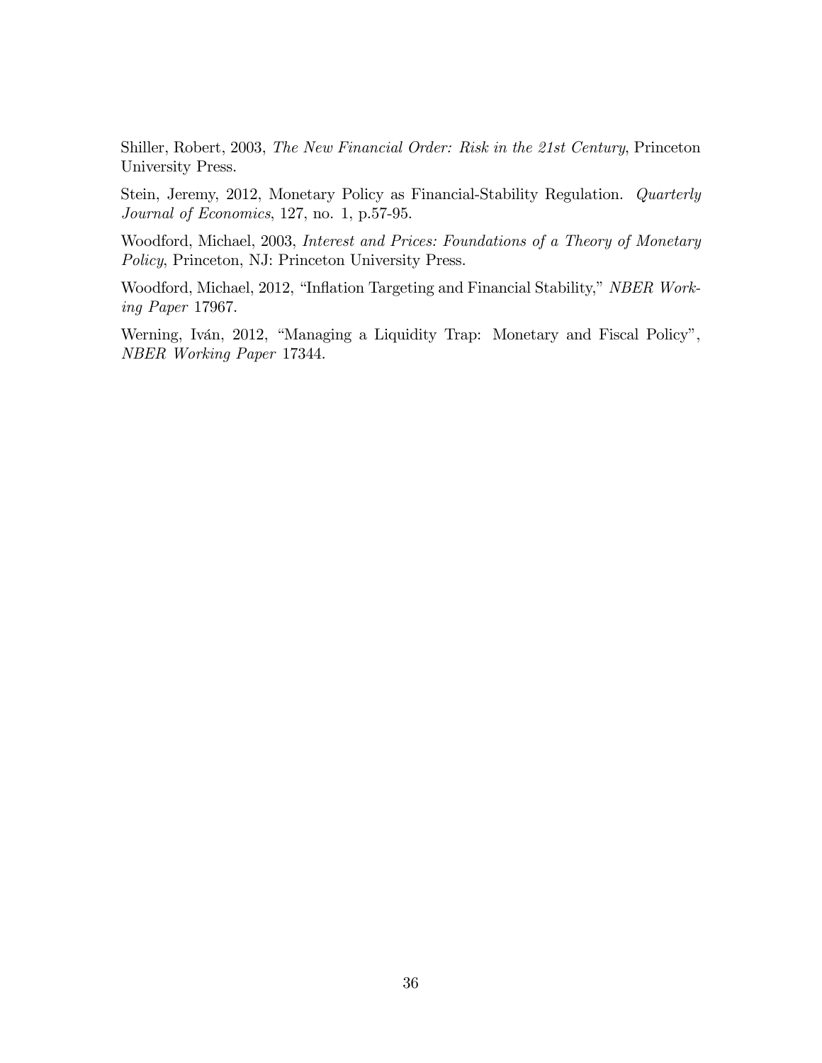Shiller, Robert, 2003, *The New Financial Order: Risk in the 21st Century*, Princeton University Press.

Stein, Jeremy, 2012, Monetary Policy as Financial-Stability Regulation. *Quarterly Journal of Economics*, 127, no. 1, p.57-95.

Woodford, Michael, 2003, *Interest and Prices: Foundations of a Theory of Monetary Policy*, Princeton, NJ: Princeton University Press.

Woodford, Michael, 2012, "Inflation Targeting and Financial Stability," *NBER Working Paper* 17967.

Werning, Iván, 2012, "Managing a Liquidity Trap: Monetary and Fiscal Policy", *NBER Working Paper* 17344.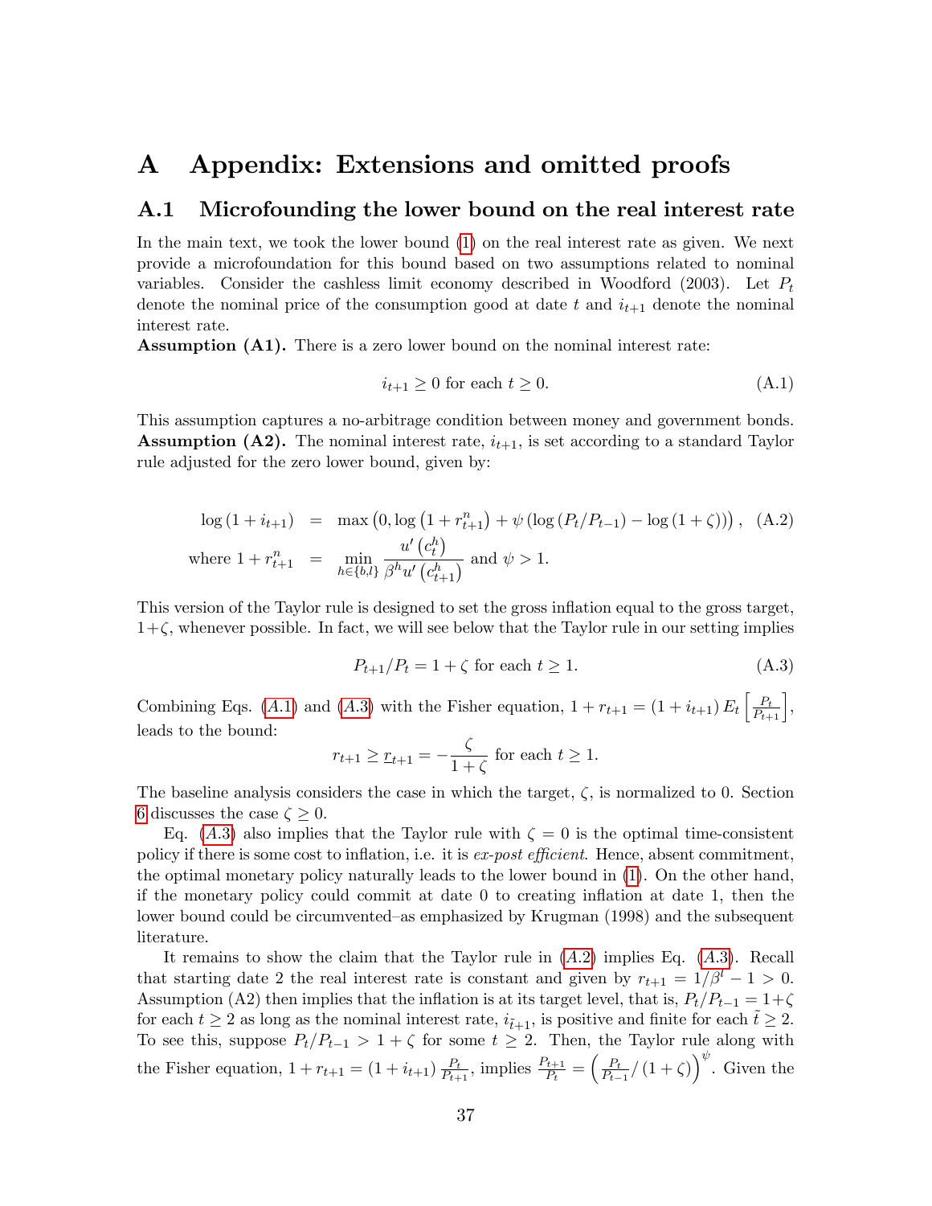# A Appendix: Extensions and omitted proofs

## A.1 Microfounding the lower bound on the real interest rate

In the main text, we took the lower bound (1) on the real interest rate as given. We next provide a microfoundation for this bound based on two assumptions related to nominal variables. Consider the cashless limit economy described in Woodford (2003). Let $P_t$ denote the nominal price of the consumption good at date $t$ and $i_{t+1}$ denote the nominal interest rate.

**Assumption (A1).** There is a zero lower bound on the nominal interest rate:

$$i_{t+1} \geq 0 \text{ for each } t \geq 0. \tag{A.1}$$

This assumption captures a no-arbitrage condition between money and government bonds.

**Assumption (A2).** The nominal interest rate, $i_{t+1}$, is set according to a standard Taylor rule adjusted for the zero lower bound, given by:

$$\begin{aligned}
\log(1+i_{t+1}) &= \max\left(0, \log\left(1+r_{t+1}^n\right) + \psi\left(\log\left(P_t/P_{t-1}\right) - \log(1+\zeta)\right)\right), \quad \text{(A.2)} \\
\text{where } 1+r_{t+1}^n &= \min_{h \in \{b,l\}} \frac{u'\left(c_t^h\right)}{\beta^h u'\left(c_{t+1}^h\right)} \text{ and } \psi > 1.
\end{aligned}$$

This version of the Taylor rule is designed to set the gross inflation equal to the gross target, $1+\zeta$, whenever possible. In fact, we will see below that the Taylor rule in our setting implies

$$P_{t+1}/P_t = 1+\zeta \text{ for each } t \geq 1. \tag{A.3}$$

Combining Eqs. ($A.1$) and ($A.3$) with the Fisher equation, $1+r_{t+1} = (1+i_{t+1}) E_t\left[\frac{P_t}{P_{t+1}}\right]$, leads to the bound:

$$r_{t+1} \geq \underline{r}_{t+1} = -\frac{\zeta}{1+\zeta} \text{ for each } t \geq 1.$$

The baseline analysis considers the case in which the target, $\zeta$, is normalized to 0. Section 6 discusses the case $\zeta \geq 0$.

Eq. ($A.3$) also implies that the Taylor rule with $\zeta = 0$ is the optimal time-consistent policy if there is some cost to inflation, i.e. it is *ex-post efficient*. Hence, absent commitment, the optimal monetary policy naturally leads to the lower bound in (1). On the other hand, if the monetary policy could commit at date 0 to creating inflation at date 1, then the lower bound could be circumvented–as emphasized by Krugman (1998) and the subsequent literature.

It remains to show the claim that the Taylor rule in ($A.2$) implies Eq. ($A.3$). Recall that starting date 2 the real interest rate is constant and given by $r_{t+1} = 1/\beta^l - 1 > 0$. Assumption (A2) then implies that the inflation is at its target level, that is, $P_t/P_{t-1} = 1+\zeta$ for each $t \geq 2$ as long as the nominal interest rate, $i_{\tilde{t}+1}$, is positive and finite for each $\tilde{t} \geq 2$. To see this, suppose $P_t/P_{t-1} > 1+\zeta$ for some $t \geq 2$. Then, the Taylor rule along with the Fisher equation, $1+r_{t+1} = (1+i_{t+1})\frac{P_t}{P_{t+1}}$, implies $\frac{P_{t+1}}{P_t} = \left(\frac{P_t}{P_{t-1}}/(1+\zeta)\right)^{\psi}$. Given the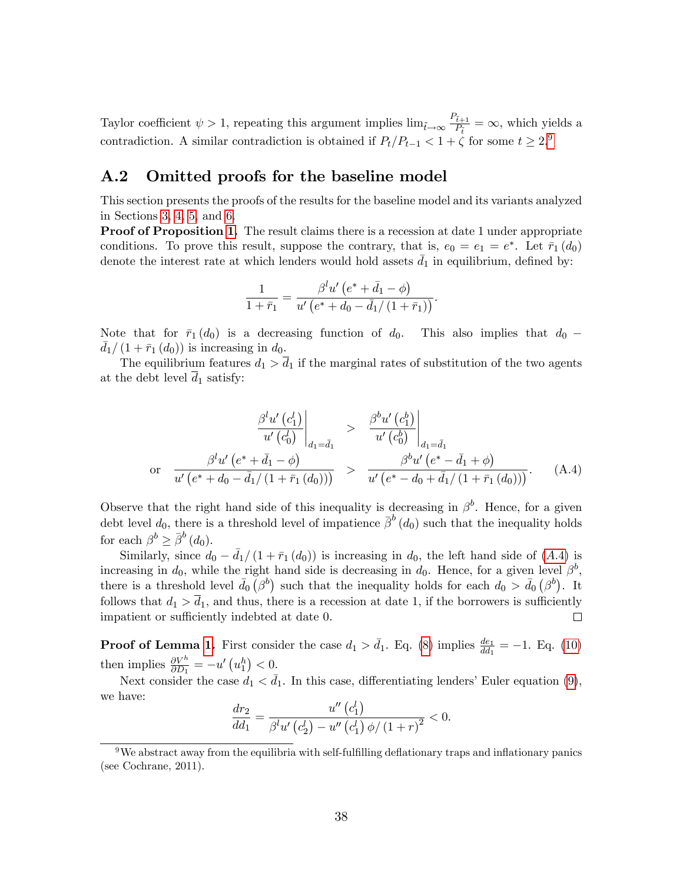Taylor coefficient $\psi > 1$, repeating this argument implies $\lim_{\tilde{t}\to\infty} \frac{P_{\tilde{t}+1}}{P_{\tilde{t}}} = \infty$, which yields a contradiction. A similar contradiction is obtained if $P_t/P_{t-1} < 1+\zeta$ for some $t \geq 2$.[9]

## A.2 Omitted proofs for the baseline model

This section presents the proofs of the results for the baseline model and its variants analyzed in Sections 3, 4, 5, and 6.

**Proof of Proposition 1.** The result claims there is a recession at date 1 under appropriate conditions. To prove this result, suppose the contrary, that is, $e_0 = e_1 = e^*$. Let $\bar{r}_1(d_0)$ denote the interest rate at which lenders would hold assets $\bar{d}_1$ in equilibrium, defined by:

$$\frac{1}{1+\bar{r}_1} = \frac{\beta^l u'\left(e^* + \bar{d}_1 - \phi\right)}{u'\left(e^* + d_0 - \bar{d}_1/\left(1+\bar{r}_1\right)\right)}.$$

Note that for $\bar{r}_1(d_0)$ is a decreasing function of $d_0$. This also implies that $d_0 - \bar{d}_1/\left(1+\bar{r}_1(d_0)\right)$ is increasing in $d_0$.

The equilibrium features $d_1 > \bar{d}_1$ if the marginal rates of substitution of the two agents at the debt level $\bar{d}_1$ satisfy:

$$\begin{aligned} & \left.\frac{\beta^l u'\left(c_1^l\right)}{u'\left(c_0^l\right)}\right|_{d_1=\bar{d}_1} > \left.\frac{\beta^b u'\left(c_1^b\right)}{u'\left(c_0^b\right)}\right|_{d_1=\bar{d}_1} \\ \text{or} \quad & \frac{\beta^l u'\left(e^* + \bar{d}_1 - \phi\right)}{u'\left(e^* + d_0 - \bar{d}_1/\left(1+\bar{r}_1(d_0)\right)\right)} > \frac{\beta^b u'\left(e^* - \bar{d}_1 + \phi\right)}{u'\left(e^* - d_0 + \bar{d}_1/\left(1+\bar{r}_1(d_0)\right)\right)}. \end{aligned} \tag{A.4}$$

Observe that the right hand side of this inequality is decreasing in $\beta^b$. Hence, for a given debt level $d_0$, there is a threshold level of impatience $\bar{\beta}^b(d_0)$ such that the inequality holds for each $\beta^b \geq \bar{\beta}^b(d_0)$.

Similarly, since $d_0 - \bar{d}_1/\left(1+\bar{r}_1(d_0)\right)$ is increasing in $d_0$, the left hand side of (A.4) is increasing in $d_0$, while the right hand side is decreasing in $d_0$. Hence, for a given level $\beta^b$, there is a threshold level $\bar{d}_0\left(\beta^b\right)$ such that the inequality holds for each $d_0 > \bar{d}_0\left(\beta^b\right)$. It follows that $d_1 > \bar{d}_1$, and thus, there is a recession at date 1, if the borrowers is sufficiently impatient or sufficiently indebted at date 0. □

**Proof of Lemma 1.** First consider the case $d_1 > \bar{d}_1$. Eq. (8) implies $\frac{de_1}{dd_1} = -1$. Eq. (10) then implies $\frac{\partial V^h}{\partial D_1} = -u'\left(u_1^h\right) < 0$.

Next consider the case $d_1 < \bar{d}_1$. In this case, differentiating lenders' Euler equation (9), we have:

$$\frac{dr_2}{dd_1} = \frac{u''\left(c_1^l\right)}{\beta^l u'\left(c_2^l\right) - u''\left(c_1^l\right)\phi/\left(1+r\right)^2} < 0.$$

[9] We abstract away from the equilibria with self-fulfilling deflationary traps and inflationary panics (see Cochrane, 2011).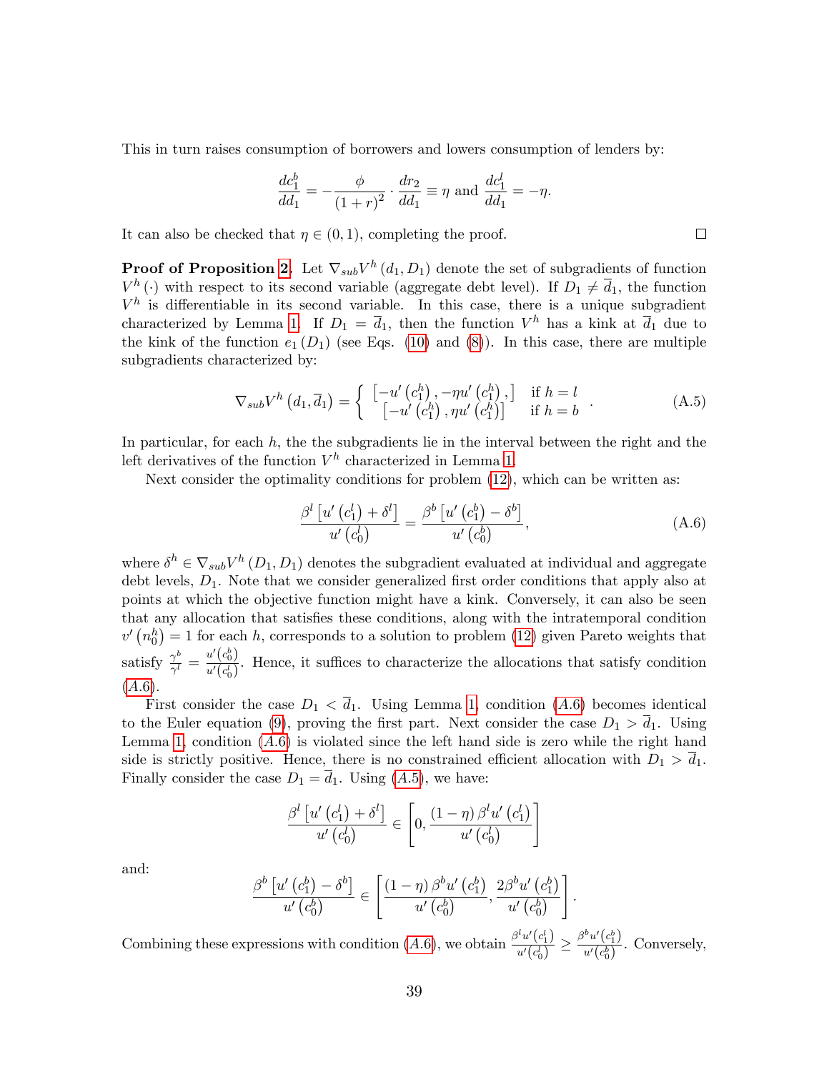This in turn raises consumption of borrowers and lowers consumption of lenders by:

$$\frac{dc_1^b}{dd_1} = -\frac{\phi}{(1+r)^2} \cdot \frac{dr_2}{dd_1} \equiv \eta \text{ and } \frac{dc_1^l}{dd_1} = -\eta.$$

It can also be checked that $\eta \in (0,1)$, completing the proof. □

**Proof of Proposition 2.** Let $\nabla_{sub} V^h (d_1, D_1)$ denote the set of subgradients of function $V^h(\cdot)$ with respect to its second variable (aggregate debt level). If $D_1 \neq \overline{d}_1$, the function $V^h$ is differentiable in its second variable. In this case, there is a unique subgradient characterized by Lemma 1. If $D_1 = \overline{d}_1$, then the function $V^h$ has a kink at $\overline{d}_1$ due to the kink of the function $e_1(D_1)$ (see Eqs. (10) and (8)). In this case, there are multiple subgradients characterized by:

$$\nabla_{sub} V^h \left(d_1, \overline{d}_1\right) = \begin{cases} \left[-u'\left(c_1^h\right), -\eta u'\left(c_1^h\right),\right] & \text{if } h = l \\ \left[-u'\left(c_1^h\right), \eta u'\left(c_1^h\right)\right] & \text{if } h = b \end{cases}. \tag{A.5}$$

In particular, for each $h$, the the subgradients lie in the interval between the right and the left derivatives of the function $V^h$ characterized in Lemma 1.

Next consider the optimality conditions for problem (12), which can be written as:

$$\frac{\beta^l \left[u'\left(c_1^l\right) + \delta^l\right]}{u'\left(c_0^l\right)} = \frac{\beta^b \left[u'\left(c_1^b\right) - \delta^b\right]}{u'\left(c_0^b\right)}, \tag{A.6}$$

where $\delta^h \in \nabla_{sub} V^h (D_1, D_1)$ denotes the subgradient evaluated at individual and aggregate debt levels, $D_1$. Note that we consider generalized first order conditions that apply also at points at which the objective function might have a kink. Conversely, it can also be seen that any allocation that satisfies these conditions, along with the intratemporal condition $v'\left(n_0^h\right) = 1$ for each $h$, corresponds to a solution to problem (12) given Pareto weights that satisfy $\frac{\gamma^b}{\gamma^l} = \frac{u'\left(c_0^b\right)}{u'\left(c_0^l\right)}$. Hence, it suffices to characterize the allocations that satisfy condition (A.6).

First consider the case $D_1 < \overline{d}_1$. Using Lemma 1, condition (A.6) becomes identical to the Euler equation (9), proving the first part. Next consider the case $D_1 > \overline{d}_1$. Using Lemma 1, condition (A.6) is violated since the left hand side is zero while the right hand side is strictly positive. Hence, there is no constrained efficient allocation with $D_1 > \overline{d}_1$. Finally consider the case $D_1 = \overline{d}_1$. Using (A.5), we have:

$$\frac{\beta^l \left[u'\left(c_1^l\right) + \delta^l\right]}{u'\left(c_0^l\right)} \in \left[0, \frac{(1-\eta)\beta^l u'\left(c_1^l\right)}{u'\left(c_0^l\right)}\right]$$

and:

$$\frac{\beta^b \left[u'\left(c_1^b\right) - \delta^b\right]}{u'\left(c_0^b\right)} \in \left[\frac{(1-\eta)\beta^b u'\left(c_1^b\right)}{u'\left(c_0^b\right)}, \frac{2\beta^b u'\left(c_1^b\right)}{u'\left(c_0^b\right)}\right].$$

Combining these expressions with condition (A.6), we obtain $\frac{\beta^l u'\left(c_1^l\right)}{u'\left(c_0^l\right)} \geq \frac{\beta^b u'\left(c_1^b\right)}{u'\left(c_0^b\right)}$. Conversely,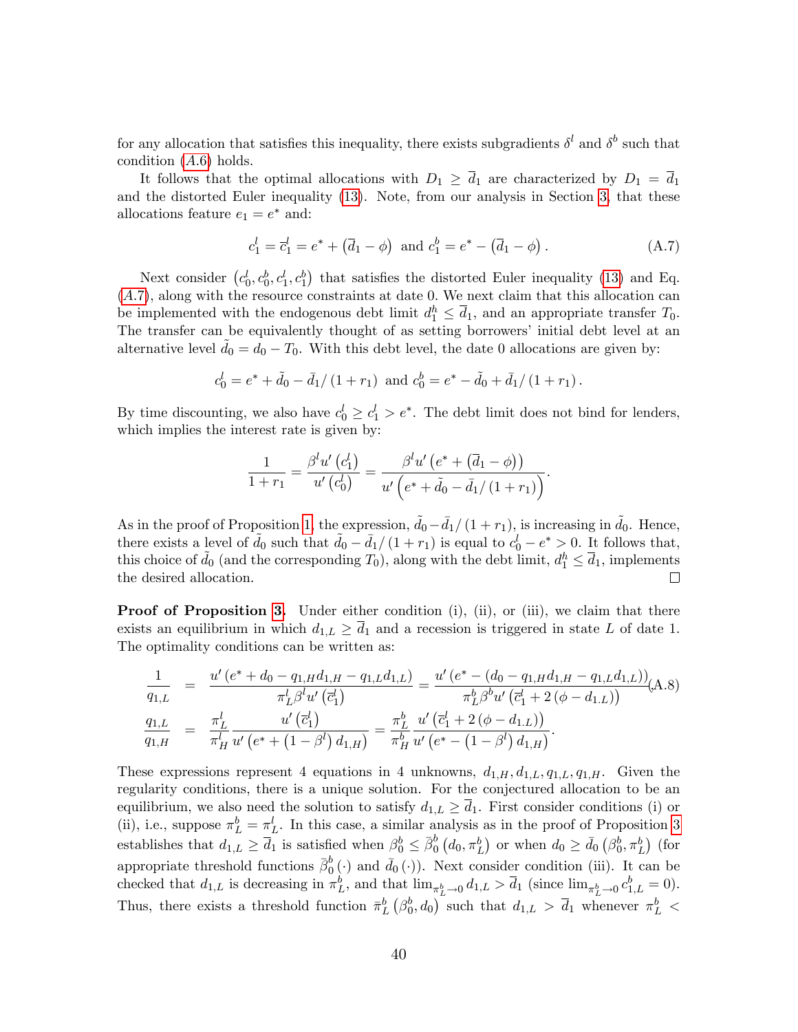for any allocation that satisfies this inequality, there exists subgradients $\delta^l$ and $\delta^b$ such that condition ($A.6$) holds.

It follows that the optimal allocations with $D_1 \geq \overline{d}_1$ are characterized by $D_1 = \overline{d}_1$ and the distorted Euler inequality (13). Note, from our analysis in Section 3, that these allocations feature $e_1 = e^*$ and:

$$c_1^l = \overline{c}_1^l = e^* + \left(\overline{d}_1 - \phi\right) \text{ and } c_1^b = e^* - \left(\overline{d}_1 - \phi\right). \tag{A.7}$$

Next consider $\left(c_0^l, c_0^b, c_1^l, c_1^b\right)$ that satisfies the distorted Euler inequality (13) and Eq. ($A.7$), along with the resource constraints at date 0. We next claim that this allocation can be implemented with the endogenous debt limit $d_1^h \leq \overline{d}_1$, and an appropriate transfer $T_0$. The transfer can be equivalently thought of as setting borrowers' initial debt level at an alternative level $\tilde{d}_0 = d_0 - T_0$. With this debt level, the date 0 allocations are given by:

$$c_0^l = e^* + \tilde{d}_0 - \bar{d}_1/\left(1 + r_1\right) \text{ and } c_0^b = e^* - \tilde{d}_0 + \bar{d}_1/\left(1 + r_1\right).$$

By time discounting, we also have $c_0^l \geq c_1^l > e^*$. The debt limit does not bind for lenders, which implies the interest rate is given by:

$$\frac{1}{1 + r_1} = \frac{\beta^l u'\left(c_1^l\right)}{u'\left(c_0^l\right)} = \frac{\beta^l u'\left(e^* + \left(\overline{d}_1 - \phi\right)\right)}{u'\left(e^* + \tilde{d}_0 - \bar{d}_1/\left(1 + r_1\right)\right)}.$$

As in the proof of Proposition 1, the expression, $\tilde{d}_0 - \bar{d}_1/\left(1 + r_1\right)$, is increasing in $\tilde{d}_0$. Hence, there exists a level of $\tilde{d}_0$ such that $\tilde{d}_0 - \bar{d}_1/\left(1 + r_1\right)$ is equal to $c_0^l - e^* > 0$. It follows that, this choice of $\tilde{d}_0$ (and the corresponding $T_0$), along with the debt limit, $d_1^h \leq \overline{d}_1$, implements the desired allocation. □

**Proof of Proposition 3.** Under either condition (i), (ii), or (iii), we claim that there exists an equilibrium in which $d_{1,L} \geq \overline{d}_1$ and a recession is triggered in state $L$ of date 1. The optimality conditions can be written as:

$$\begin{aligned}
\frac{1}{q_{1,L}} &= \frac{u'\left(e^* + d_0 - q_{1,H} d_{1,H} - q_{1,L} d_{1,L}\right)}{\pi_L^l \beta^l u'\left(\overline{c}_1^l\right)} = \frac{u'\left(e^* - \left(d_0 - q_{1,H} d_{1,H} - q_{1,L} d_{1,L}\right)\right)}{\pi_L^b \beta^b u'\left(\overline{c}_1^l + 2\left(\phi - d_{1,L}\right)\right)} \\
\frac{q_{1,L}}{q_{1,H}} &= \frac{\pi_L^l}{\pi_H^l} \frac{u'\left(\overline{c}_1^l\right)}{u'\left(e^* + \left(1 - \beta^l\right) d_{1,H}\right)} = \frac{\pi_L^b}{\pi_H^b} \frac{u'\left(\overline{c}_1^l + 2\left(\phi - d_{1,L}\right)\right)}{u'\left(e^* - \left(1 - \beta^l\right) d_{1,H}\right)}.
\end{aligned} \tag{A.8}$$

These expressions represent 4 equations in 4 unknowns, $d_{1,H}, d_{1,L}, q_{1,L}, q_{1,H}$. Given the regularity conditions, there is a unique solution. For the conjectured allocation to be an equilibrium, we also need the solution to satisfy $d_{1,L} \geq \overline{d}_1$. First consider conditions (i) or (ii), i.e., suppose $\pi_L^b = \pi_L^l$. In this case, a similar analysis as in the proof of Proposition 3 establishes that $d_{1,L} \geq \overline{d}_1$ is satisfied when $\beta_0^b \leq \bar{\beta}_0^b\left(d_0, \pi_L^b\right)$ or when $d_0 \geq \bar{d}_0\left(\beta_0^b, \pi_L^b\right)$ (for appropriate threshold functions $\bar{\beta}_0^b(\cdot)$ and $\bar{d}_0(\cdot)$). Next consider condition (iii). It can be checked that $d_{1,L}$ is decreasing in $\pi_L^b$, and that $\lim_{\pi_L^b \to 0} d_{1,L} > \overline{d}_1$ (since $\lim_{\pi_L^b \to 0} c_{1,L}^b = 0$). Thus, there exists a threshold function $\bar{\pi}_L^b\left(\beta_0^b, d_0\right)$ such that $d_{1,L} > \overline{d}_1$ whenever $\pi_L^b <$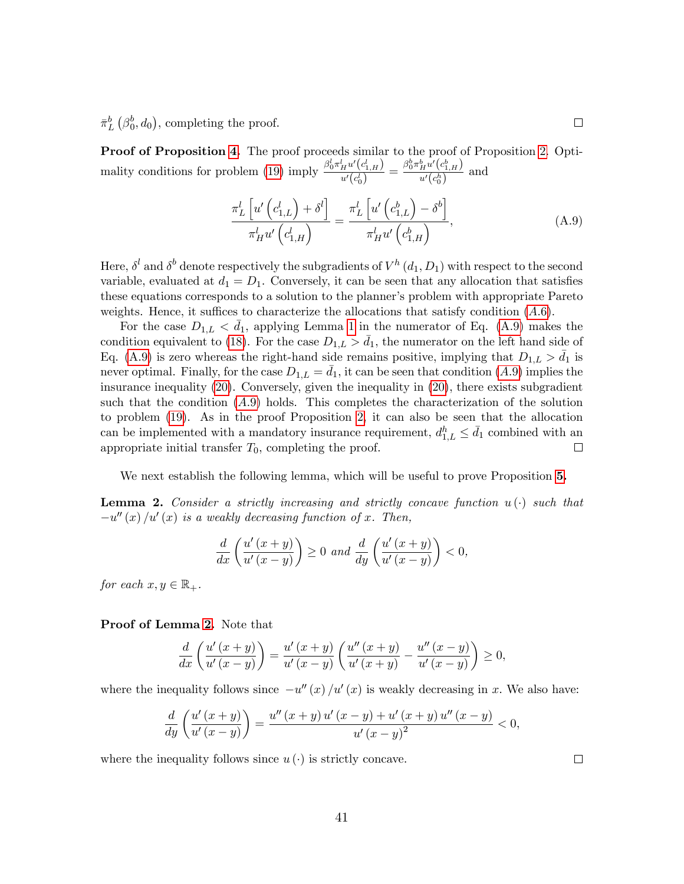$\bar{\pi}_L^b\left(\beta_0^b, d_0\right)$, completing the proof. $\square$

**Proof of Proposition 4.** The proof proceeds similar to the proof of Proposition 2. Optimality conditions for problem (19) imply $\frac{\beta_0^l \pi_H^l u'\left(c_{1,H}^l\right)}{u'\left(c_0^l\right)} = \frac{\beta_0^b \pi_H^b u'\left(c_{1,H}^b\right)}{u'\left(c_0^b\right)}$ and

$$\frac{\pi_L^l\left[u'\left(c_{1,L}^l\right)+\delta^l\right]}{\pi_H^l u'\left(c_{1,H}^l\right)} = \frac{\pi_L^l\left[u'\left(c_{1,L}^b\right)-\delta^b\right]}{\pi_H^l u'\left(c_{1,H}^b\right)}, \tag{A.9}$$

Here, $\delta^l$ and $\delta^b$ denote respectively the subgradients of $V^h\left(d_1, D_1\right)$ with respect to the second variable, evaluated at $d_1 = D_1$. Conversely, it can be seen that any allocation that satisfies these equations corresponds to a solution to the planner's problem with appropriate Pareto weights. Hence, it suffices to characterize the allocations that satisfy condition (*A*.6).

For the case $D_{1,L} < \bar{d}_1$, applying Lemma 1 in the numerator of Eq. (A.9) makes the condition equivalent to (18). For the case $D_{1,L} > \bar{d}_1$, the numerator on the left hand side of Eq. (A.9) is zero whereas the right-hand side remains positive, implying that $D_{1,L} > \bar{d}_1$ is never optimal. Finally, for the case $D_{1,L} = \bar{d}_1$, it can be seen that condition (*A*.9) implies the insurance inequality (20). Conversely, given the inequality in (20), there exists subgradient such that the condition (*A*.9) holds. This completes the characterization of the solution to problem (19). As in the proof Proposition 2, it can also be seen that the allocation can be implemented with a mandatory insurance requirement, $d_{1,L}^h \leq \bar{d}_1$ combined with an appropriate initial transfer $T_0$, completing the proof. $\square$

We next establish the following lemma, which will be useful to prove Proposition 5.

**Lemma 2.** *Consider a strictly increasing and strictly concave function $u(\cdot)$ such that $-u''(x)/u'(x)$ is a weakly decreasing function of $x$. Then,*

$$\frac{d}{dx}\left(\frac{u'(x+y)}{u'(x-y)}\right) \geq 0 \text{ and } \frac{d}{dy}\left(\frac{u'(x+y)}{u'(x-y)}\right) < 0,$$

*for each $x, y \in \mathbb{R}_+$.*

**Proof of Lemma 2.** Note that

$$\frac{d}{dx}\left(\frac{u'(x+y)}{u'(x-y)}\right) = \frac{u'(x+y)}{u'(x-y)}\left(\frac{u''(x+y)}{u'(x+y)} - \frac{u''(x-y)}{u'(x-y)}\right) \geq 0,$$

where the inequality follows since $-u''(x)/u'(x)$ is weakly decreasing in $x$. We also have:

$$\frac{d}{dy}\left(\frac{u'(x+y)}{u'(x-y)}\right) = \frac{u''(x+y)\,u'(x-y) + u'(x+y)\,u''(x-y)}{u'(x-y)^2} < 0,$$

where the inequality follows since $u(\cdot)$ is strictly concave. $\square$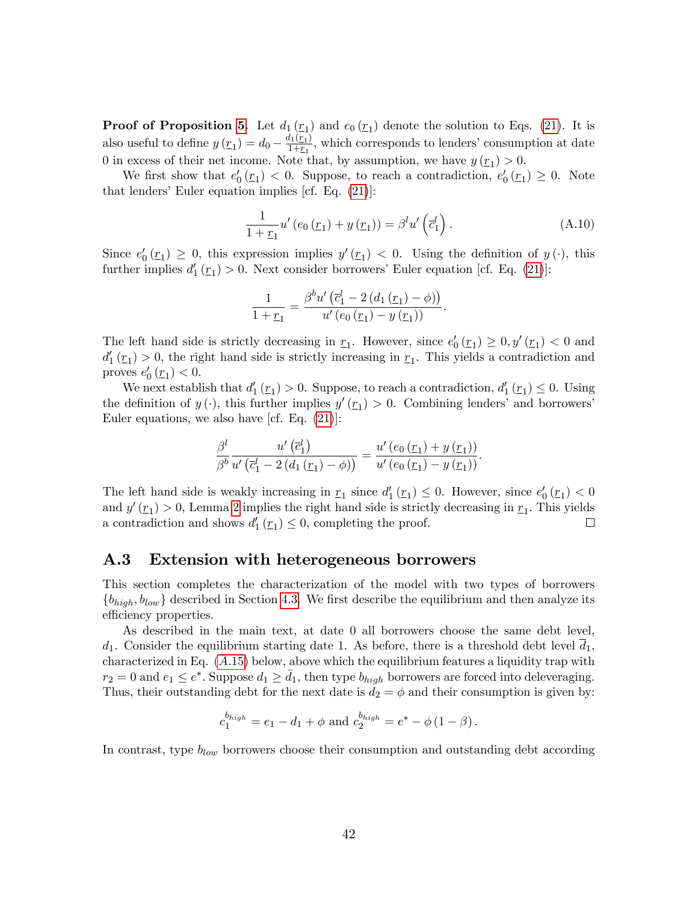**Proof of Proposition 5.** Let $d_1(\underline{r}_1)$ and $e_0(\underline{r}_1)$ denote the solution to Eqs. (21). It is also useful to define $y(\underline{r}_1) = d_0 - \frac{d_1(\underline{r}_1)}{1+\underline{r}_1}$, which corresponds to lenders' consumption at date 0 in excess of their net income. Note that, by assumption, we have $y(\underline{r}_1) > 0$.

We first show that $e_0'(\underline{r}_1) < 0$. Suppose, to reach a contradiction, $e_0'(\underline{r}_1) \geq 0$. Note that lenders' Euler equation implies [cf. Eq. (21)]:

$$\frac{1}{1+\underline{r}_1} u'\left(e_0(\underline{r}_1) + y(\underline{r}_1)\right) = \beta^l u'\left(\bar{c}_1^l\right). \tag{A.10}$$

Since $e_0'(\underline{r}_1) \geq 0$, this expression implies $y'(\underline{r}_1) < 0$. Using the definition of $y(\cdot)$, this further implies $d_1'(\underline{r}_1) > 0$. Next consider borrowers' Euler equation [cf. Eq. (21)]:

$$\frac{1}{1+\underline{r}_1} = \frac{\beta^b u'\left(\bar{c}_1^l - 2\left(d_1(\underline{r}_1) - \phi\right)\right)}{u'\left(e_0(\underline{r}_1) - y(\underline{r}_1)\right)}.$$

The left hand side is strictly decreasing in $\underline{r}_1$. However, since $e_0'(\underline{r}_1) \geq 0, y'(\underline{r}_1) < 0$ and $d_1'(\underline{r}_1) > 0$, the right hand side is strictly increasing in $\underline{r}_1$. This yields a contradiction and proves $e_0'(\underline{r}_1) < 0$.

We next establish that $d_1'(\underline{r}_1) > 0$. Suppose, to reach a contradiction, $d_1'(\underline{r}_1) \leq 0$. Using the definition of $y(\cdot)$, this further implies $y'(\underline{r}_1) > 0$. Combining lenders' and borrowers' Euler equations, we also have [cf. Eq. (21)]:

$$\frac{\beta^l}{\beta^b} \frac{u'\left(\bar{c}_1^l\right)}{u'\left(\bar{c}_1^l - 2\left(d_1(\underline{r}_1) - \phi\right)\right)} = \frac{u'\left(e_0(\underline{r}_1) + y(\underline{r}_1)\right)}{u'\left(e_0(\underline{r}_1) - y(\underline{r}_1)\right)}.$$

The left hand side is weakly increasing in $\underline{r}_1$ since $d_1'(\underline{r}_1) \leq 0$. However, since $e_0'(\underline{r}_1) < 0$ and $y'(\underline{r}_1) > 0$, Lemma 2 implies the right hand side is strictly decreasing in $\underline{r}_1$. This yields a contradiction and shows $d_1'(\underline{r}_1) \leq 0$, completing the proof. □

## A.3 Extension with heterogeneous borrowers

This section completes the characterization of the model with two types of borrowers $\{b_{high}, b_{low}\}$ described in Section 4.3. We first describe the equilibrium and then analyze its efficiency properties.

As described in the main text, at date 0 all borrowers choose the same debt level, $d_1$. Consider the equilibrium starting date 1. As before, there is a threshold debt level $\bar{d}_1$, characterized in Eq. (A.15) below, above which the equilibrium features a liquidity trap with $r_2 = 0$ and $e_1 \leq e^*$. Suppose $d_1 \geq \bar{d}_1$, then type $b_{high}$ borrowers are forced into deleveraging. Thus, their outstanding debt for the next date is $d_2 = \phi$ and their consumption is given by:

$$c_1^{b_{high}} = e_1 - d_1 + \phi \text{ and } c_2^{b_{high}} = e^* - \phi(1-\beta).$$

In contrast, type $b_{low}$ borrowers choose their consumption and outstanding debt according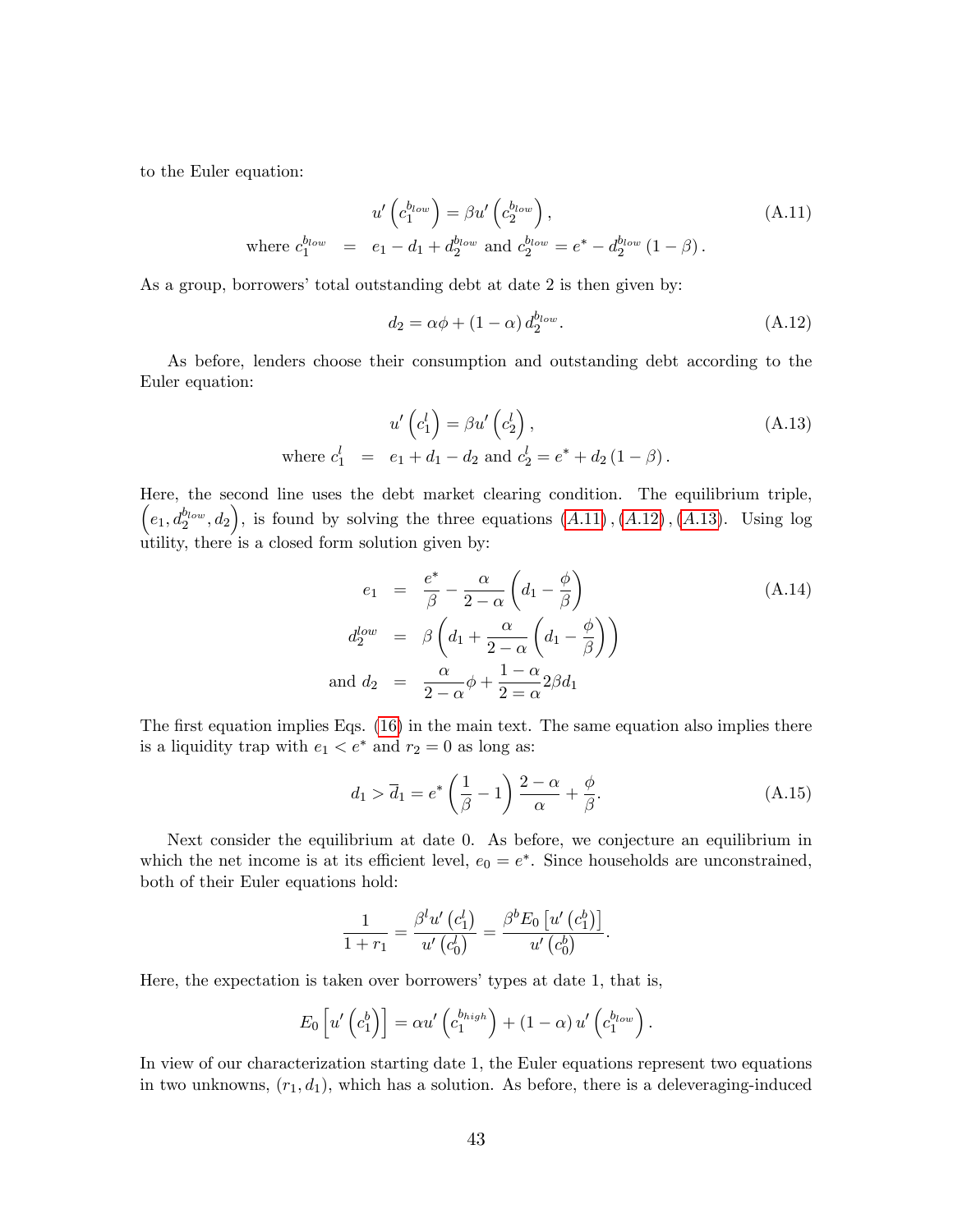to the Euler equation:

$$u'\left(c_1^{b_{low}}\right) = \beta u'\left(c_2^{b_{low}}\right), \tag{A.11}$$
$$\text{where } c_1^{b_{low}} \;=\; e_1 - d_1 + d_2^{b_{low}} \text{ and } c_2^{b_{low}} = e^* - d_2^{b_{low}}(1-\beta).$$

As a group, borrowers' total outstanding debt at date 2 is then given by:

$$d_2 = \alpha\phi + (1-\alpha)\, d_2^{b_{low}}. \tag{A.12}$$

As before, lenders choose their consumption and outstanding debt according to the Euler equation:

$$u'\left(c_1^{l}\right) = \beta u'\left(c_2^{l}\right), \tag{A.13}$$
$$\text{where } c_1^{l} \;=\; e_1 + d_1 - d_2 \text{ and } c_2^{l} = e^* + d_2(1-\beta).$$

Here, the second line uses the debt market clearing condition. The equilibrium triple, $\left(e_1, d_2^{b_{low}}, d_2\right)$, is found by solving the three equations $(A.11), (A.12), (A.13)$. Using log utility, there is a closed form solution given by:

$$\begin{aligned} e_1 &= \frac{e^*}{\beta} - \frac{\alpha}{2-\alpha}\left(d_1 - \frac{\phi}{\beta}\right) \\ d_2^{low} &= \beta\left(d_1 + \frac{\alpha}{2-\alpha}\left(d_1 - \frac{\phi}{\beta}\right)\right) \\ \text{and } d_2 &= \frac{\alpha}{2-\alpha}\phi + \frac{1-\alpha}{2=\alpha}2\beta d_1 \end{aligned} \tag{A.14}$$

The first equation implies Eqs. (16) in the main text. The same equation also implies there is a liquidity trap with $e_1 < e^*$ and $r_2 = 0$ as long as:

$$d_1 > \overline{d}_1 = e^*\left(\frac{1}{\beta} - 1\right)\frac{2-\alpha}{\alpha} + \frac{\phi}{\beta}. \tag{A.15}$$

Next consider the equilibrium at date 0. As before, we conjecture an equilibrium in which the net income is at its efficient level, $e_0 = e^*$. Since households are unconstrained, both of their Euler equations hold:

$$\frac{1}{1+r_1} = \frac{\beta^l u'\left(c_1^l\right)}{u'\left(c_0^l\right)} = \frac{\beta^b E_0\left[u'\left(c_1^b\right)\right]}{u'\left(c_0^b\right)}.$$

Here, the expectation is taken over borrowers' types at date 1, that is,

$$E_0\left[u'\left(c_1^b\right)\right] = \alpha u'\left(c_1^{b_{high}}\right) + (1-\alpha)\, u'\left(c_1^{b_{low}}\right).$$

In view of our characterization starting date 1, the Euler equations represent two equations in two unknowns, $(r_1, d_1)$, which has a solution. As before, there is a deleveraging-induced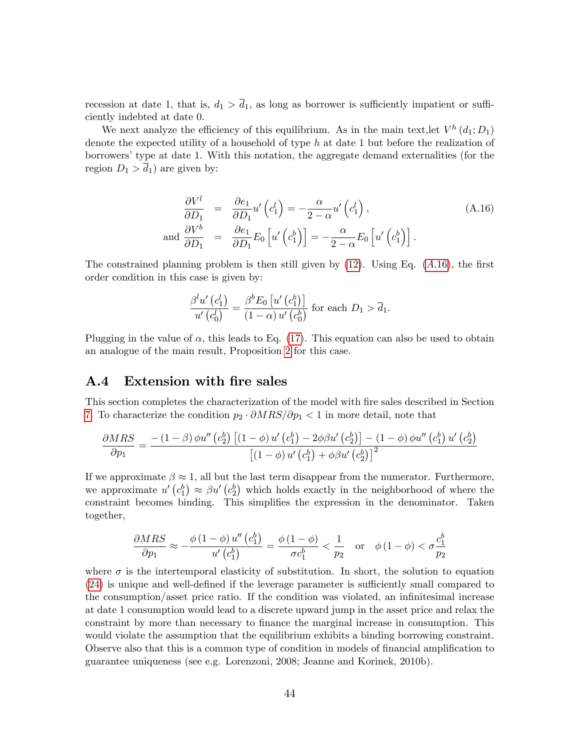recession at date 1, that is, $d_1 > \overline{d}_1$, as long as borrower is sufficiently impatient or sufficiently indebted at date 0.

We next analyze the efficiency of this equilibrium. As in the main text,let $V^h(d_1; D_1)$ denote the expected utility of a household of type $h$ at date 1 but before the realization of borrowers' type at date 1. With this notation, the aggregate demand externalities (for the region $D_1 > \overline{d}_1$) are given by:

$$\begin{aligned}
\frac{\partial V^l}{\partial D_1} &= \frac{\partial e_1}{\partial D_1} u'\left(c_1^l\right) = -\frac{\alpha}{2-\alpha} u'\left(c_1^l\right), \\
\text{and } \frac{\partial V^b}{\partial D_1} &= \frac{\partial e_1}{\partial D_1} E_0\left[u'\left(c_1^b\right)\right] = -\frac{\alpha}{2-\alpha} E_0\left[u'\left(c_1^b\right)\right].
\end{aligned} \tag{A.16}$$

The constrained planning problem is then still given by (12). Using Eq. ($A.16$), the first order condition in this case is given by:

$$\frac{\beta^l u'\left(c_1^l\right)}{u'\left(c_0^l\right)} = \frac{\beta^b E_0\left[u'\left(c_1^b\right)\right]}{(1-\alpha)\, u'\left(c_0^b\right)} \text{ for each } D_1 > \overline{d}_1.$$

Plugging in the value of $\alpha$, this leads to Eq. (17). This equation can also be used to obtain an analogue of the main result, Proposition 2 for this case.

## A.4 Extension with fire sales

This section completes the characterization of the model with fire sales described in Section 7. To characterize the condition $p_2 \cdot \partial MRS/\partial p_1 < 1$ in more detail, note that

$$\frac{\partial MRS}{\partial p_1} = \frac{-(1-\beta)\,\phi u''\left(c_2^b\right)\left[(1-\phi)\, u'\left(c_1^b\right) - 2\phi\beta u'\left(c_2^b\right)\right] - (1-\phi)\,\phi u''\left(c_1^b\right) u'\left(c_2^b\right)}{\left[(1-\phi)\, u'\left(c_1^b\right) + \phi\beta u'\left(c_2^b\right)\right]^2}$$

If we approximate $\beta \approx 1$, all but the last term disappear from the numerator. Furthermore, we approximate $u'\left(c_1^b\right) \approx \beta u'\left(c_2^b\right)$ which holds exactly in the neighborhood of where the constraint becomes binding. This simplifies the expression in the denominator. Taken together,

$$\frac{\partial MRS}{\partial p_1} \approx -\frac{\phi\,(1-\phi)\, u''\left(c_1^b\right)}{u'\left(c_1^b\right)} = \frac{\phi\,(1-\phi)}{\sigma c_1^b} < \frac{1}{p_2} \quad \text{or} \quad \phi\,(1-\phi) < \sigma \frac{c_1^b}{p_2}$$

where $\sigma$ is the intertemporal elasticity of substitution. In short, the solution to equation (24) is unique and well-defined if the leverage parameter is sufficiently small compared to the consumption/asset price ratio. If the condition was violated, an infinitesimal increase at date 1 consumption would lead to a discrete upward jump in the asset price and relax the constraint by more than necessary to finance the marginal increase in consumption. This would violate the assumption that the equilibrium exhibits a binding borrowing constraint. Observe also that this is a common type of condition in models of financial amplification to guarantee uniqueness (see e.g. Lorenzoni, 2008; Jeanne and Korinek, 2010b).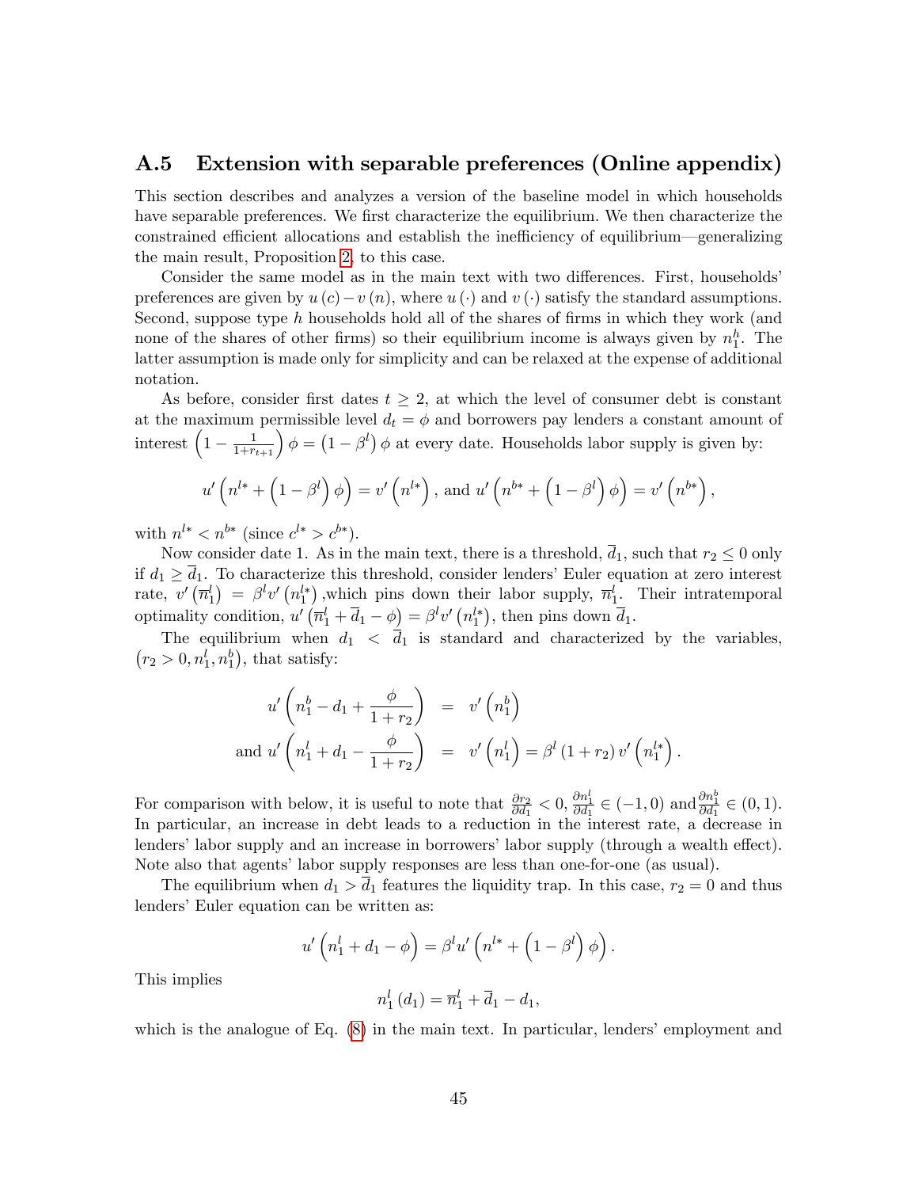## A.5 Extension with separable preferences (Online appendix)

This section describes and analyzes a version of the baseline model in which households have separable preferences. We first characterize the equilibrium. We then characterize the constrained efficient allocations and establish the inefficiency of equilibrium—generalizing the main result, Proposition 2, to this case.

Consider the same model as in the main text with two differences. First, households' preferences are given by $u(c) - v(n)$, where $u(\cdot)$ and $v(\cdot)$ satisfy the standard assumptions. Second, suppose type $h$ households hold all of the shares of firms in which they work (and none of the shares of other firms) so their equilibrium income is always given by $n_1^h$. The latter assumption is made only for simplicity and can be relaxed at the expense of additional notation.

As before, consider first dates $t \geq 2$, at which the level of consumer debt is constant at the maximum permissible level $d_t = \phi$ and borrowers pay lenders a constant amount of interest $\left(1 - \frac{1}{1+r_{t+1}}\right)\phi = \left(1 - \beta^l\right)\phi$ at every date. Households labor supply is given by:

$$u'\left(n^{l*} + \left(1 - \beta^l\right)\phi\right) = v'\left(n^{l*}\right), \text{ and } u'\left(n^{b*} + \left(1 - \beta^l\right)\phi\right) = v'\left(n^{b*}\right),$$

with $n^{l*} < n^{b*}$ (since $c^{l*} > c^{b*}$).

Now consider date 1. As in the main text, there is a threshold, $\overline{d}_1$, such that $r_2 \leq 0$ only if $d_1 \geq \overline{d}_1$. To characterize this threshold, consider lenders' Euler equation at zero interest rate, $v'\left(\overline{n}_1^l\right) = \beta^l v'\left(n_1^{l*}\right)$ ,which pins down their labor supply, $\overline{n}_1^l$. Their intratemporal optimality condition, $u'\left(\overline{n}_1^l + \overline{d}_1 - \phi\right) = \beta^l v'\left(n_1^{l*}\right)$, then pins down $\overline{d}_1$.

The equilibrium when $d_1 < \overline{d}_1$ is standard and characterized by the variables, $\left(r_2 > 0, n_1^l, n_1^b\right)$, that satisfy:

$$\begin{aligned} u'\left(n_1^b - d_1 + \frac{\phi}{1+r_2}\right) &= v'\left(n_1^b\right) \\ \text{and } u'\left(n_1^l + d_1 - \frac{\phi}{1+r_2}\right) &= v'\left(n_1^l\right) = \beta^l\left(1+r_2\right)v'\left(n_1^{l*}\right). \end{aligned}$$

For comparison with below, it is useful to note that $\frac{\partial r_2}{\partial d_1} < 0$, $\frac{\partial n_1^l}{\partial d_1} \in (-1, 0)$ and $\frac{\partial n_1^b}{\partial d_1} \in (0, 1)$. In particular, an increase in debt leads to a reduction in the interest rate, a decrease in lenders' labor supply and an increase in borrowers' labor supply (through a wealth effect). Note also that agents' labor supply responses are less than one-for-one (as usual).

The equilibrium when $d_1 > \overline{d}_1$ features the liquidity trap. In this case, $r_2 = 0$ and thus lenders' Euler equation can be written as:

$$u'\left(n_1^l + d_1 - \phi\right) = \beta^l u'\left(n^{l*} + \left(1 - \beta^l\right)\phi\right).$$

This implies

$$n_1^l\left(d_1\right) = \overline{n}_1^l + \overline{d}_1 - d_1,$$

which is the analogue of Eq. (8) in the main text. In particular, lenders' employment and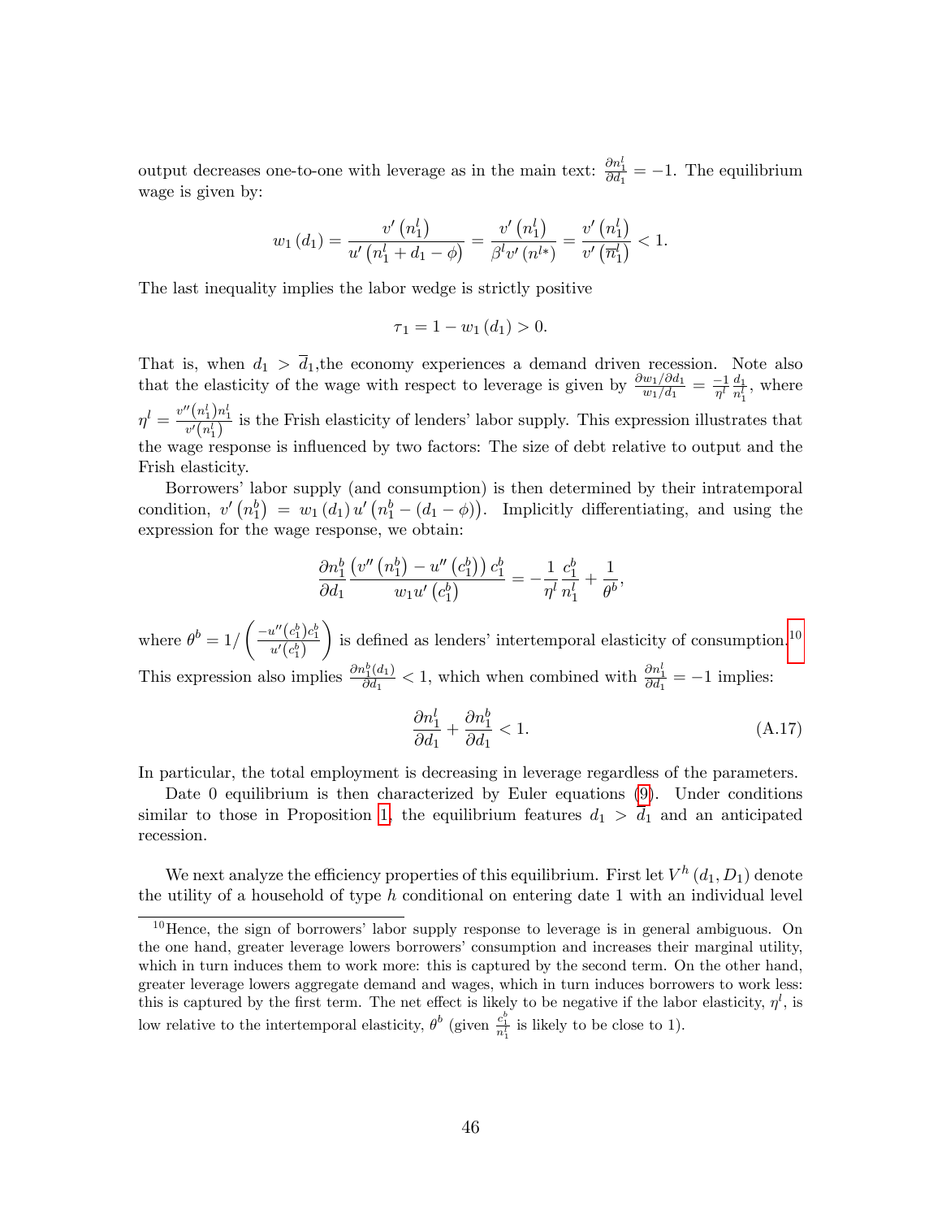output decreases one-to-one with leverage as in the main text: $\frac{\partial n_1^l}{\partial d_1} = -1$. The equilibrium wage is given by:

$$w_1(d_1) = \frac{v'(n_1^l)}{u'(n_1^l + d_1 - \phi)} = \frac{v'(n_1^l)}{\beta^l v'(n^{l*})} = \frac{v'(n_1^l)}{v'(\overline{n}_1^l)} < 1.$$

The last inequality implies the labor wedge is strictly positive

$$\tau_1 = 1 - w_1(d_1) > 0.$$

That is, when $d_1 > \overline{d}_1$,the economy experiences a demand driven recession. Note also that the elasticity of the wage with respect to leverage is given by $\frac{\partial w_1/\partial d_1}{w_1/d_1} = \frac{-1}{\eta^l}\frac{d_1}{n_1^l}$, where $\eta^l = \frac{v''(n_1^l)n_1^l}{v'(n_1^l)}$ is the Frish elasticity of lenders' labor supply. This expression illustrates that the wage response is influenced by two factors: The size of debt relative to output and the Frish elasticity.

Borrowers' labor supply (and consumption) is then determined by their intratemporal condition, $v'(n_1^b) = w_1(d_1)\,u'(n_1^b - (d_1 - \phi))$. Implicitly differentiating, and using the expression for the wage response, we obtain:

$$\frac{\partial n_1^b}{\partial d_1}\frac{\left(v''(n_1^b) - u''(c_1^b)\right)c_1^b}{w_1 u'(c_1^b)} = -\frac{1}{\eta^l}\frac{c_1^b}{n_1^l} + \frac{1}{\theta^b},$$

where $\theta^b = 1/\left(\frac{-u''(c_1^b)c_1^b}{u'(c_1^b)}\right)$ is defined as lenders' intertemporal elasticity of consumption.[10] This expression also implies $\frac{\partial n_1^b(d_1)}{\partial d_1} < 1$, which when combined with $\frac{\partial n_1^l}{\partial d_1} = -1$ implies:

$$\frac{\partial n_1^l}{\partial d_1} + \frac{\partial n_1^b}{\partial d_1} < 1. \tag{A.17}$$

In particular, the total employment is decreasing in leverage regardless of the parameters.

Date 0 equilibrium is then characterized by Euler equations (9). Under conditions similar to those in Proposition 1, the equilibrium features $d_1 > \bar{d}_1$ and an anticipated recession.

We next analyze the efficiency properties of this equilibrium. First let $V^h(d_1, D_1)$ denote the utility of a household of type $h$ conditional on entering date 1 with an individual level

[10] Hence, the sign of borrowers' labor supply response to leverage is in general ambiguous. On the one hand, greater leverage lowers borrowers' consumption and increases their marginal utility, which in turn induces them to work more: this is captured by the second term. On the other hand, greater leverage lowers aggregate demand and wages, which in turn induces borrowers to work less: this is captured by the first term. The net effect is likely to be negative if the labor elasticity, $\eta^l$, is low relative to the intertemporal elasticity, $\theta^b$ (given $\frac{c_1^b}{n_1^l}$ is likely to be close to 1).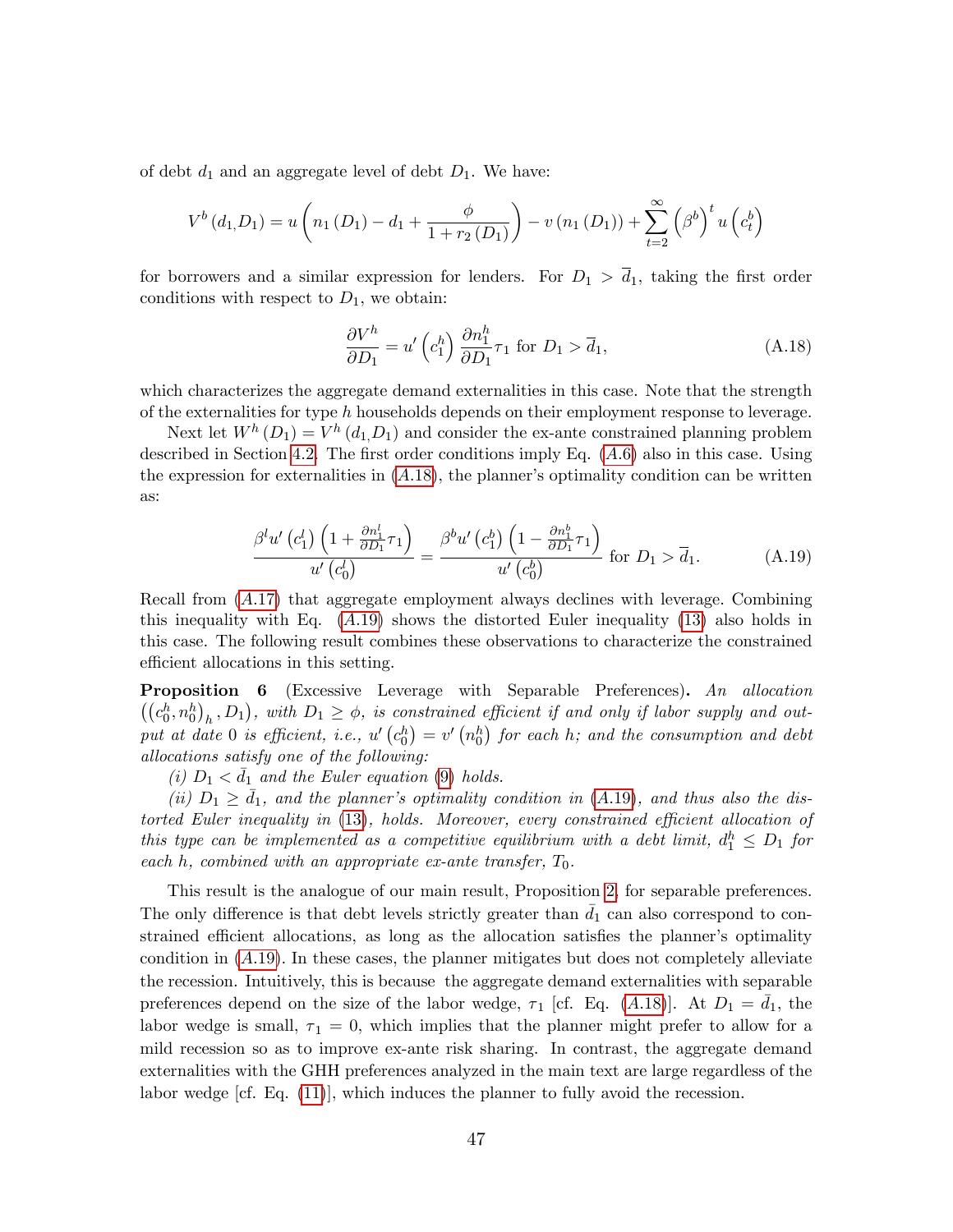of debt $d_1$ and an aggregate level of debt $D_1$. We have:

$$V^b(d_1, D_1) = u\left(n_1(D_1) - d_1 + \frac{\phi}{1 + r_2(D_1)}\right) - v(n_1(D_1)) + \sum_{t=2}^{\infty} \left(\beta^b\right)^t u\left(c_t^b\right)$$

for borrowers and a similar expression for lenders. For $D_1 > \overline{d}_1$, taking the first order conditions with respect to $D_1$, we obtain:

$$\frac{\partial V^h}{\partial D_1} = u'\left(c_1^h\right) \frac{\partial n_1^h}{\partial D_1} \tau_1 \text{ for } D_1 > \overline{d}_1, \tag{A.18}$$

which characterizes the aggregate demand externalities in this case. Note that the strength of the externalities for type $h$ households depends on their employment response to leverage.

Next let $W^h(D_1) = V^h(d_1, D_1)$ and consider the ex-ante constrained planning problem described in Section 4.2. The first order conditions imply Eq. (A.6) also in this case. Using the expression for externalities in (A.18), the planner's optimality condition can be written as:

$$\frac{\beta^l u'\left(c_1^l\right)\left(1 + \frac{\partial n_1^l}{\partial D_1}\tau_1\right)}{u'\left(c_0^l\right)} = \frac{\beta^b u'\left(c_1^b\right)\left(1 - \frac{\partial n_1^b}{\partial D_1}\tau_1\right)}{u'\left(c_0^b\right)} \text{ for } D_1 > \overline{d}_1. \tag{A.19}$$

Recall from (A.17) that aggregate employment always declines with leverage. Combining this inequality with Eq. (A.19) shows the distorted Euler inequality (13) also holds in this case. The following result combines these observations to characterize the constrained efficient allocations in this setting.

**Proposition 6** (Excessive Leverage with Separable Preferences)**.** *An allocation $\left(\left(c_0^h, n_0^h\right)_h, D_1\right)$, with $D_1 \geq \phi$, is constrained efficient if and only if labor supply and output at date 0 is efficient, i.e., $u'\left(c_0^h\right) = v'\left(n_0^h\right)$ for each $h$; and the consumption and debt allocations satisfy one of the following:*

*(i) $D_1 < \bar{d}_1$ and the Euler equation (9) holds.*

*(ii) $D_1 \geq \bar{d}_1$, and the planner's optimality condition in (A.19), and thus also the distorted Euler inequality in (13), holds. Moreover, every constrained efficient allocation of this type can be implemented as a competitive equilibrium with a debt limit, $d_1^h \leq D_1$ for each $h$, combined with an appropriate ex-ante transfer, $T_0$.*

This result is the analogue of our main result, Proposition 2, for separable preferences. The only difference is that debt levels strictly greater than $\bar{d}_1$ can also correspond to constrained efficient allocations, as long as the allocation satisfies the planner's optimality condition in (A.19). In these cases, the planner mitigates but does not completely alleviate the recession. Intuitively, this is because the aggregate demand externalities with separable preferences depend on the size of the labor wedge, $\tau_1$ [cf. Eq. (A.18)]. At $D_1 = \bar{d}_1$, the labor wedge is small, $\tau_1 = 0$, which implies that the planner might prefer to allow for a mild recession so as to improve ex-ante risk sharing. In contrast, the aggregate demand externalities with the GHH preferences analyzed in the main text are large regardless of the labor wedge [cf. Eq. (11)], which induces the planner to fully avoid the recession.